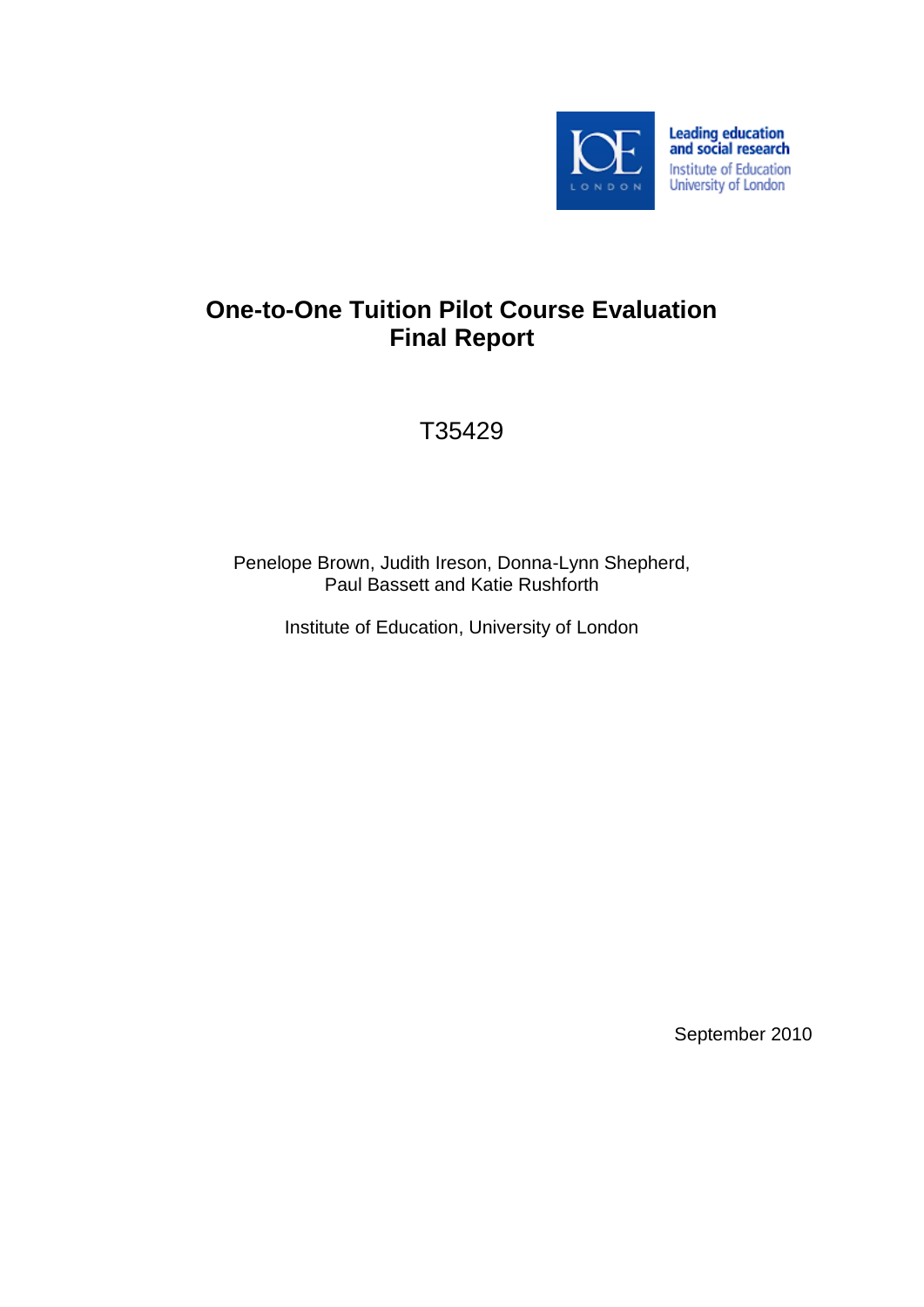Leading education and social research
Institute of Education
University of London

# One-to-One Tuition Pilot Course Evaluation Final Report

T35429

Penelope Brown, Judith Ireson, Donna-Lynn Shepherd, Paul Bassett and Katie Rushforth

Institute of Education, University of London

September 2010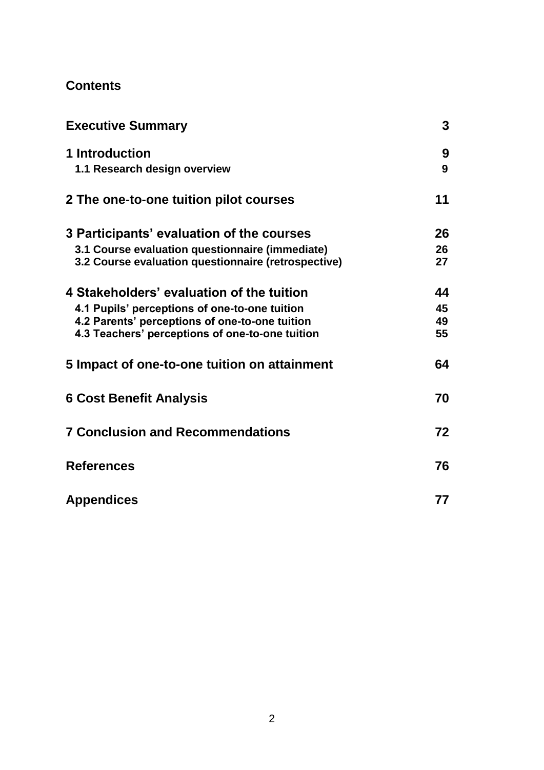## Contents

| | |
|---|---|
| **Executive Summary** | **3** |
| **1 Introduction** | **9** |
| **1.1 Research design overview** | **9** |
| **2 The one-to-one tuition pilot courses** | **11** |
| **3 Participants' evaluation of the courses** | **26** |
| **3.1 Course evaluation questionnaire (immediate)** | **26** |
| **3.2 Course evaluation questionnaire (retrospective)** | **27** |
| **4 Stakeholders' evaluation of the tuition** | **44** |
| **4.1 Pupils' perceptions of one-to-one tuition** | **45** |
| **4.2 Parents' perceptions of one-to-one tuition** | **49** |
| **4.3 Teachers' perceptions of one-to-one tuition** | **55** |
| **5 Impact of one-to-one tuition on attainment** | **64** |
| **6 Cost Benefit Analysis** | **70** |
| **7 Conclusion and Recommendations** | **72** |
| **References** | **76** |
| **Appendices** | **77** |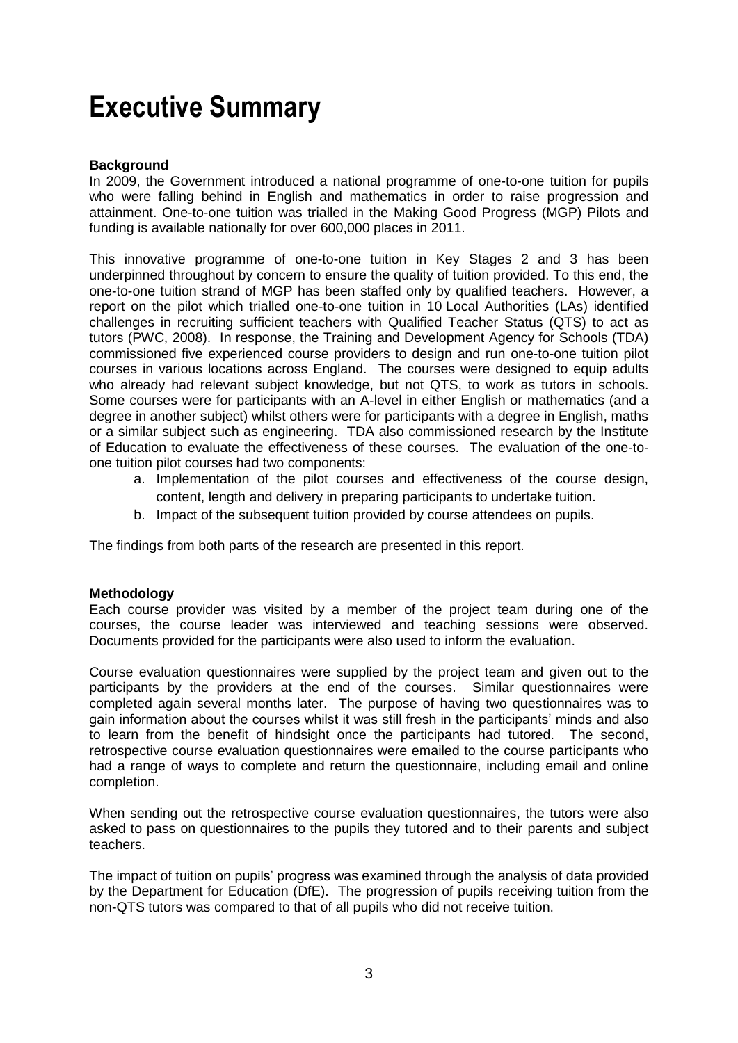# Executive Summary

**Background**

In 2009, the Government introduced a national programme of one-to-one tuition for pupils who were falling behind in English and mathematics in order to raise progression and attainment. One-to-one tuition was trialled in the Making Good Progress (MGP) Pilots and funding is available nationally for over 600,000 places in 2011.

This innovative programme of one-to-one tuition in Key Stages 2 and 3 has been underpinned throughout by concern to ensure the quality of tuition provided. To this end, the one-to-one tuition strand of MGP has been staffed only by qualified teachers. However, a report on the pilot which trialled one-to-one tuition in 10 Local Authorities (LAs) identified challenges in recruiting sufficient teachers with Qualified Teacher Status (QTS) to act as tutors (PWC, 2008). In response, the Training and Development Agency for Schools (TDA) commissioned five experienced course providers to design and run one-to-one tuition pilot courses in various locations across England. The courses were designed to equip adults who already had relevant subject knowledge, but not QTS, to work as tutors in schools. Some courses were for participants with an A-level in either English or mathematics (and a degree in another subject) whilst others were for participants with a degree in English, maths or a similar subject such as engineering. TDA also commissioned research by the Institute of Education to evaluate the effectiveness of these courses. The evaluation of the one-to-one tuition pilot courses had two components:

a. Implementation of the pilot courses and effectiveness of the course design, content, length and delivery in preparing participants to undertake tuition.
b. Impact of the subsequent tuition provided by course attendees on pupils.

The findings from both parts of the research are presented in this report.

**Methodology**

Each course provider was visited by a member of the project team during one of the courses, the course leader was interviewed and teaching sessions were observed. Documents provided for the participants were also used to inform the evaluation.

Course evaluation questionnaires were supplied by the project team and given out to the participants by the providers at the end of the courses. Similar questionnaires were completed again several months later. The purpose of having two questionnaires was to gain information about the courses whilst it was still fresh in the participants' minds and also to learn from the benefit of hindsight once the participants had tutored. The second, retrospective course evaluation questionnaires were emailed to the course participants who had a range of ways to complete and return the questionnaire, including email and online completion.

When sending out the retrospective course evaluation questionnaires, the tutors were also asked to pass on questionnaires to the pupils they tutored and to their parents and subject teachers.

The impact of tuition on pupils' progress was examined through the analysis of data provided by the Department for Education (DfE). The progression of pupils receiving tuition from the non-QTS tutors was compared to that of all pupils who did not receive tuition.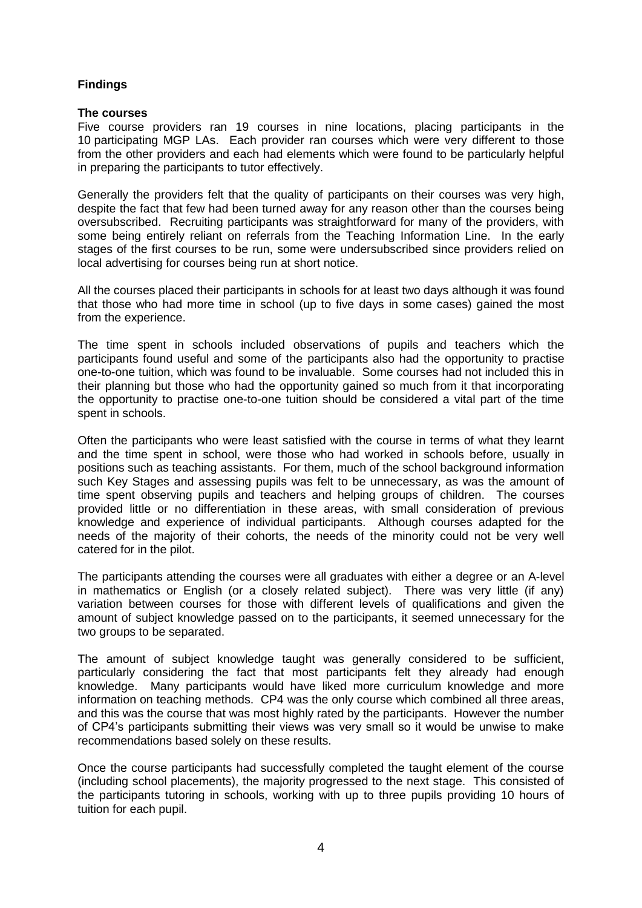## Findings

### The courses

Five course providers ran 19 courses in nine locations, placing participants in the 10 participating MGP LAs. Each provider ran courses which were very different to those from the other providers and each had elements which were found to be particularly helpful in preparing the participants to tutor effectively.

Generally the providers felt that the quality of participants on their courses was very high, despite the fact that few had been turned away for any reason other than the courses being oversubscribed. Recruiting participants was straightforward for many of the providers, with some being entirely reliant on referrals from the Teaching Information Line. In the early stages of the first courses to be run, some were undersubscribed since providers relied on local advertising for courses being run at short notice.

All the courses placed their participants in schools for at least two days although it was found that those who had more time in school (up to five days in some cases) gained the most from the experience.

The time spent in schools included observations of pupils and teachers which the participants found useful and some of the participants also had the opportunity to practise one-to-one tuition, which was found to be invaluable. Some courses had not included this in their planning but those who had the opportunity gained so much from it that incorporating the opportunity to practise one-to-one tuition should be considered a vital part of the time spent in schools.

Often the participants who were least satisfied with the course in terms of what they learnt and the time spent in school, were those who had worked in schools before, usually in positions such as teaching assistants. For them, much of the school background information such Key Stages and assessing pupils was felt to be unnecessary, as was the amount of time spent observing pupils and teachers and helping groups of children. The courses provided little or no differentiation in these areas, with small consideration of previous knowledge and experience of individual participants. Although courses adapted for the needs of the majority of their cohorts, the needs of the minority could not be very well catered for in the pilot.

The participants attending the courses were all graduates with either a degree or an A-level in mathematics or English (or a closely related subject). There was very little (if any) variation between courses for those with different levels of qualifications and given the amount of subject knowledge passed on to the participants, it seemed unnecessary for the two groups to be separated.

The amount of subject knowledge taught was generally considered to be sufficient, particularly considering the fact that most participants felt they already had enough knowledge. Many participants would have liked more curriculum knowledge and more information on teaching methods. CP4 was the only course which combined all three areas, and this was the course that was most highly rated by the participants. However the number of CP4's participants submitting their views was very small so it would be unwise to make recommendations based solely on these results.

Once the course participants had successfully completed the taught element of the course (including school placements), the majority progressed to the next stage. This consisted of the participants tutoring in schools, working with up to three pupils providing 10 hours of tuition for each pupil.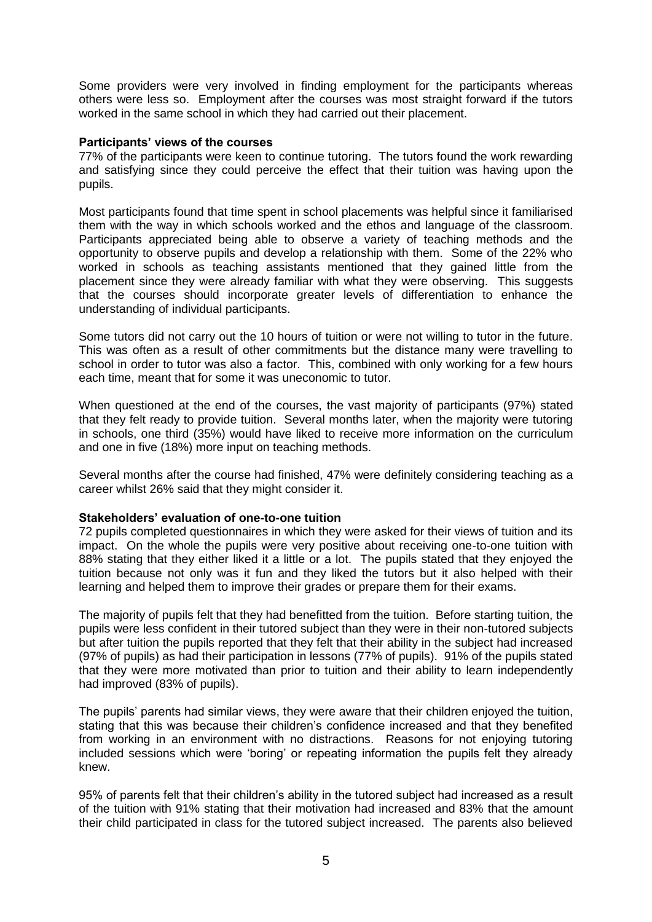Some providers were very involved in finding employment for the participants whereas others were less so. Employment after the courses was most straight forward if the tutors worked in the same school in which they had carried out their placement.

**Participants' views of the courses**

77% of the participants were keen to continue tutoring. The tutors found the work rewarding and satisfying since they could perceive the effect that their tuition was having upon the pupils.

Most participants found that time spent in school placements was helpful since it familiarised them with the way in which schools worked and the ethos and language of the classroom. Participants appreciated being able to observe a variety of teaching methods and the opportunity to observe pupils and develop a relationship with them. Some of the 22% who worked in schools as teaching assistants mentioned that they gained little from the placement since they were already familiar with what they were observing. This suggests that the courses should incorporate greater levels of differentiation to enhance the understanding of individual participants.

Some tutors did not carry out the 10 hours of tuition or were not willing to tutor in the future. This was often as a result of other commitments but the distance many were travelling to school in order to tutor was also a factor. This, combined with only working for a few hours each time, meant that for some it was uneconomic to tutor.

When questioned at the end of the courses, the vast majority of participants (97%) stated that they felt ready to provide tuition. Several months later, when the majority were tutoring in schools, one third (35%) would have liked to receive more information on the curriculum and one in five (18%) more input on teaching methods.

Several months after the course had finished, 47% were definitely considering teaching as a career whilst 26% said that they might consider it.

**Stakeholders' evaluation of one-to-one tuition**

72 pupils completed questionnaires in which they were asked for their views of tuition and its impact. On the whole the pupils were very positive about receiving one-to-one tuition with 88% stating that they either liked it a little or a lot. The pupils stated that they enjoyed the tuition because not only was it fun and they liked the tutors but it also helped with their learning and helped them to improve their grades or prepare them for their exams.

The majority of pupils felt that they had benefitted from the tuition. Before starting tuition, the pupils were less confident in their tutored subject than they were in their non-tutored subjects but after tuition the pupils reported that they felt that their ability in the subject had increased (97% of pupils) as had their participation in lessons (77% of pupils). 91% of the pupils stated that they were more motivated than prior to tuition and their ability to learn independently had improved (83% of pupils).

The pupils' parents had similar views, they were aware that their children enjoyed the tuition, stating that this was because their children's confidence increased and that they benefited from working in an environment with no distractions. Reasons for not enjoying tutoring included sessions which were 'boring' or repeating information the pupils felt they already knew.

95% of parents felt that their children's ability in the tutored subject had increased as a result of the tuition with 91% stating that their motivation had increased and 83% that the amount their child participated in class for the tutored subject increased. The parents also believed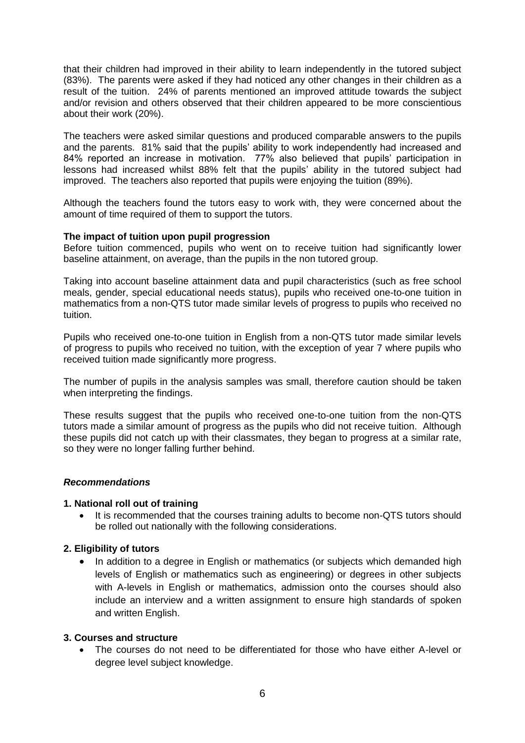that their children had improved in their ability to learn independently in the tutored subject (83%). The parents were asked if they had noticed any other changes in their children as a result of the tuition. 24% of parents mentioned an improved attitude towards the subject and/or revision and others observed that their children appeared to be more conscientious about their work (20%).

The teachers were asked similar questions and produced comparable answers to the pupils and the parents. 81% said that the pupils' ability to work independently had increased and 84% reported an increase in motivation. 77% also believed that pupils' participation in lessons had increased whilst 88% felt that the pupils' ability in the tutored subject had improved. The teachers also reported that pupils were enjoying the tuition (89%).

Although the teachers found the tutors easy to work with, they were concerned about the amount of time required of them to support the tutors.

**The impact of tuition upon pupil progression**

Before tuition commenced, pupils who went on to receive tuition had significantly lower baseline attainment, on average, than the pupils in the non tutored group.

Taking into account baseline attainment data and pupil characteristics (such as free school meals, gender, special educational needs status), pupils who received one-to-one tuition in mathematics from a non-QTS tutor made similar levels of progress to pupils who received no tuition.

Pupils who received one-to-one tuition in English from a non-QTS tutor made similar levels of progress to pupils who received no tuition, with the exception of year 7 where pupils who received tuition made significantly more progress.

The number of pupils in the analysis samples was small, therefore caution should be taken when interpreting the findings.

These results suggest that the pupils who received one-to-one tuition from the non-QTS tutors made a similar amount of progress as the pupils who did not receive tuition. Although these pupils did not catch up with their classmates, they began to progress at a similar rate, so they were no longer falling further behind.

***Recommendations***

**1. National roll out of training**

- It is recommended that the courses training adults to become non-QTS tutors should be rolled out nationally with the following considerations.

**2. Eligibility of tutors**

- In addition to a degree in English or mathematics (or subjects which demanded high levels of English or mathematics such as engineering) or degrees in other subjects with A-levels in English or mathematics, admission onto the courses should also include an interview and a written assignment to ensure high standards of spoken and written English.

**3. Courses and structure**

- The courses do not need to be differentiated for those who have either A-level or degree level subject knowledge.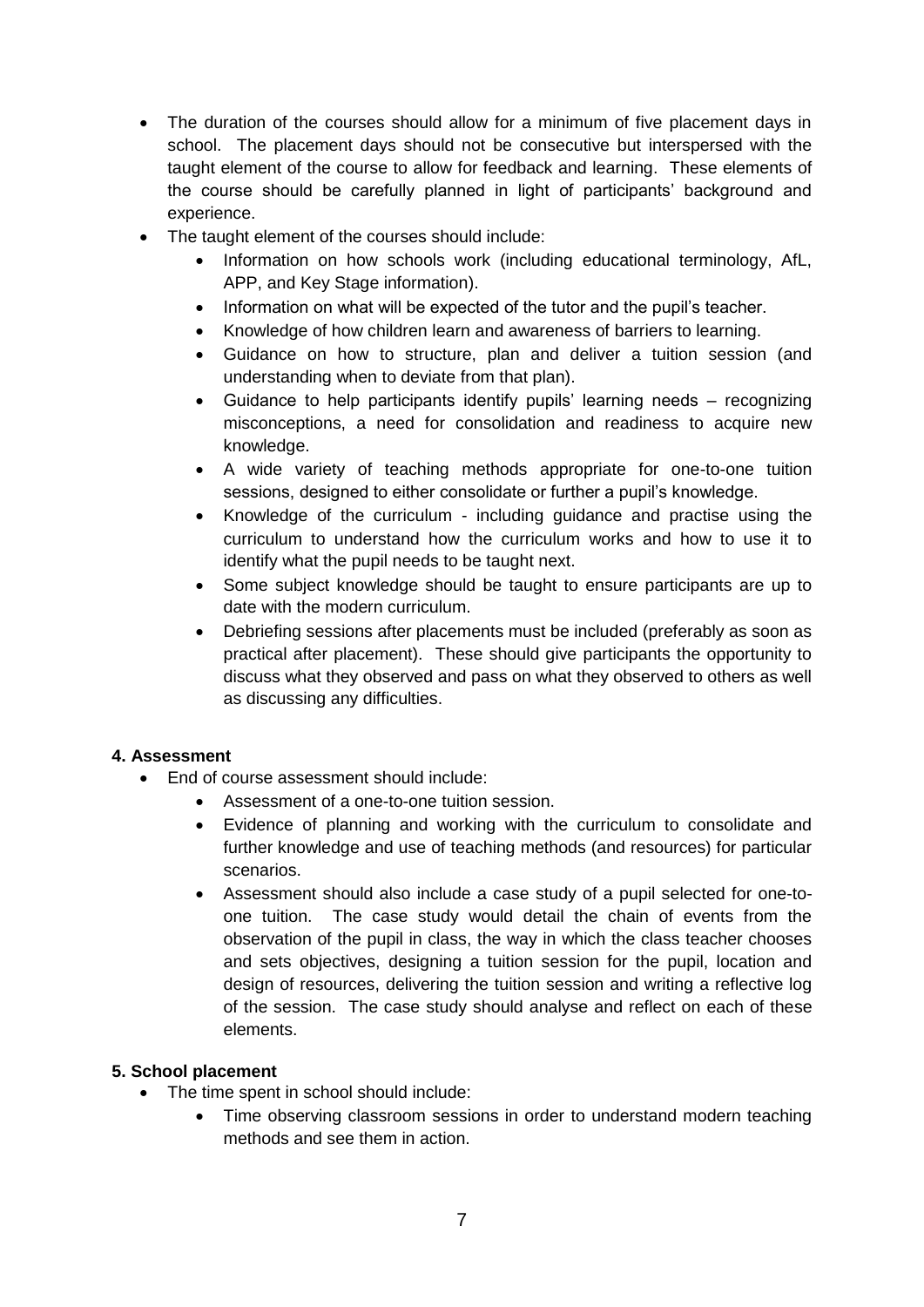- The duration of the courses should allow for a minimum of five placement days in school. The placement days should not be consecutive but interspersed with the taught element of the course to allow for feedback and learning. These elements of the course should be carefully planned in light of participants' background and experience.
- The taught element of the courses should include:
  - Information on how schools work (including educational terminology, AfL, APP, and Key Stage information).
  - Information on what will be expected of the tutor and the pupil's teacher.
  - Knowledge of how children learn and awareness of barriers to learning.
  - Guidance on how to structure, plan and deliver a tuition session (and understanding when to deviate from that plan).
  - Guidance to help participants identify pupils' learning needs – recognizing misconceptions, a need for consolidation and readiness to acquire new knowledge.
  - A wide variety of teaching methods appropriate for one-to-one tuition sessions, designed to either consolidate or further a pupil's knowledge.
  - Knowledge of the curriculum - including guidance and practise using the curriculum to understand how the curriculum works and how to use it to identify what the pupil needs to be taught next.
  - Some subject knowledge should be taught to ensure participants are up to date with the modern curriculum.
  - Debriefing sessions after placements must be included (preferably as soon as practical after placement). These should give participants the opportunity to discuss what they observed and pass on what they observed to others as well as discussing any difficulties.

**4. Assessment**

- End of course assessment should include:
  - Assessment of a one-to-one tuition session.
  - Evidence of planning and working with the curriculum to consolidate and further knowledge and use of teaching methods (and resources) for particular scenarios.
  - Assessment should also include a case study of a pupil selected for one-to-one tuition. The case study would detail the chain of events from the observation of the pupil in class, the way in which the class teacher chooses and sets objectives, designing a tuition session for the pupil, location and design of resources, delivering the tuition session and writing a reflective log of the session. The case study should analyse and reflect on each of these elements.

**5. School placement**

- The time spent in school should include:
  - Time observing classroom sessions in order to understand modern teaching methods and see them in action.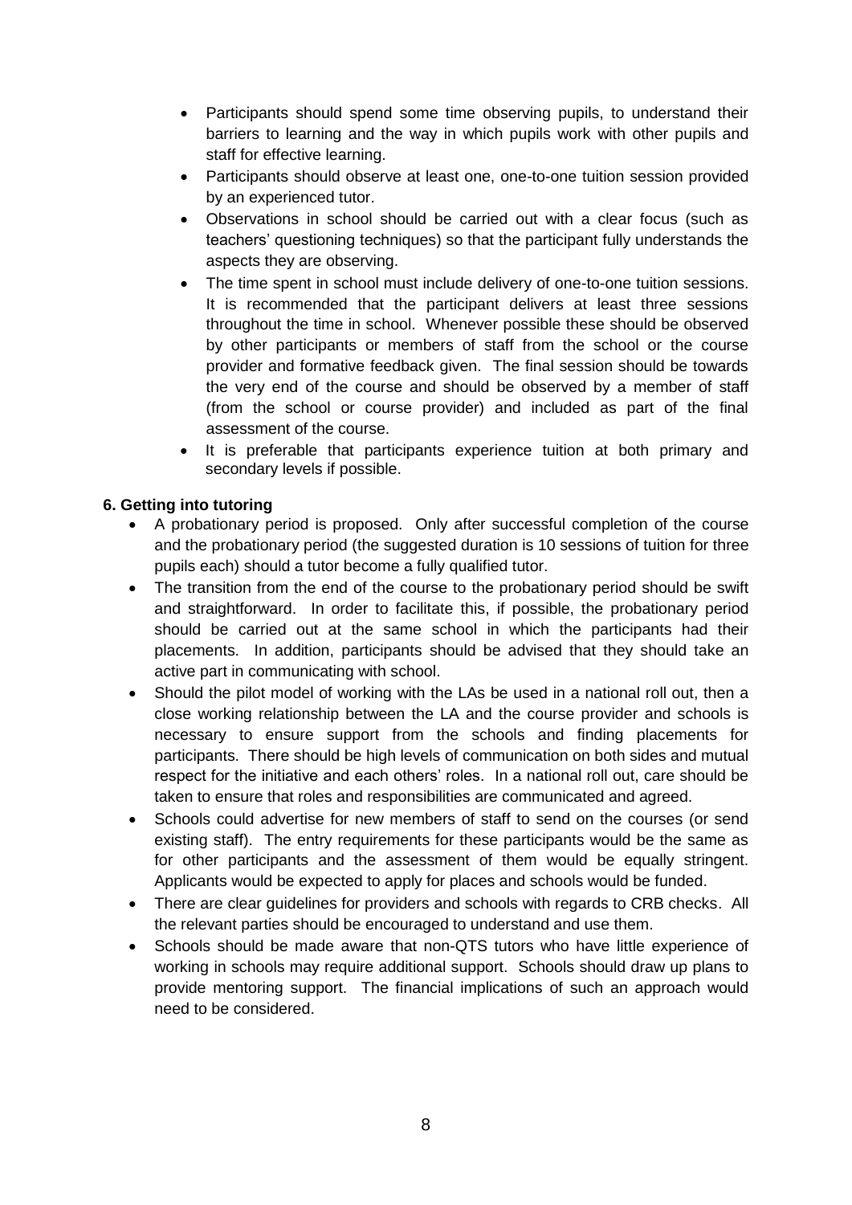- Participants should spend some time observing pupils, to understand their barriers to learning and the way in which pupils work with other pupils and staff for effective learning.
- Participants should observe at least one, one-to-one tuition session provided by an experienced tutor.
- Observations in school should be carried out with a clear focus (such as teachers' questioning techniques) so that the participant fully understands the aspects they are observing.
- The time spent in school must include delivery of one-to-one tuition sessions. It is recommended that the participant delivers at least three sessions throughout the time in school. Whenever possible these should be observed by other participants or members of staff from the school or the course provider and formative feedback given. The final session should be towards the very end of the course and should be observed by a member of staff (from the school or course provider) and included as part of the final assessment of the course.
- It is preferable that participants experience tuition at both primary and secondary levels if possible.

**6. Getting into tutoring**

- A probationary period is proposed. Only after successful completion of the course and the probationary period (the suggested duration is 10 sessions of tuition for three pupils each) should a tutor become a fully qualified tutor.
- The transition from the end of the course to the probationary period should be swift and straightforward. In order to facilitate this, if possible, the probationary period should be carried out at the same school in which the participants had their placements. In addition, participants should be advised that they should take an active part in communicating with school.
- Should the pilot model of working with the LAs be used in a national roll out, then a close working relationship between the LA and the course provider and schools is necessary to ensure support from the schools and finding placements for participants. There should be high levels of communication on both sides and mutual respect for the initiative and each others' roles. In a national roll out, care should be taken to ensure that roles and responsibilities are communicated and agreed.
- Schools could advertise for new members of staff to send on the courses (or send existing staff). The entry requirements for these participants would be the same as for other participants and the assessment of them would be equally stringent. Applicants would be expected to apply for places and schools would be funded.
- There are clear guidelines for providers and schools with regards to CRB checks. All the relevant parties should be encouraged to understand and use them.
- Schools should be made aware that non-QTS tutors who have little experience of working in schools may require additional support. Schools should draw up plans to provide mentoring support. The financial implications of such an approach would need to be considered.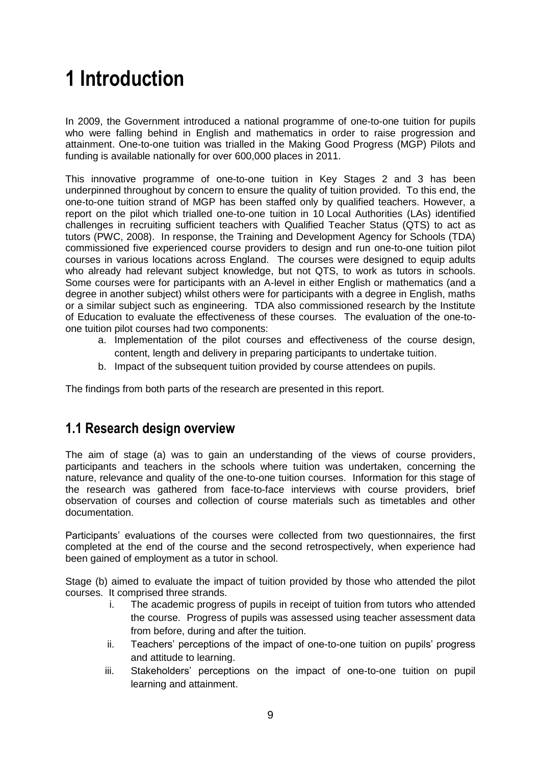# 1 Introduction

In 2009, the Government introduced a national programme of one-to-one tuition for pupils who were falling behind in English and mathematics in order to raise progression and attainment. One-to-one tuition was trialled in the Making Good Progress (MGP) Pilots and funding is available nationally for over 600,000 places in 2011.

This innovative programme of one-to-one tuition in Key Stages 2 and 3 has been underpinned throughout by concern to ensure the quality of tuition provided. To this end, the one-to-one tuition strand of MGP has been staffed only by qualified teachers. However, a report on the pilot which trialled one-to-one tuition in 10 Local Authorities (LAs) identified challenges in recruiting sufficient teachers with Qualified Teacher Status (QTS) to act as tutors (PWC, 2008). In response, the Training and Development Agency for Schools (TDA) commissioned five experienced course providers to design and run one-to-one tuition pilot courses in various locations across England. The courses were designed to equip adults who already had relevant subject knowledge, but not QTS, to work as tutors in schools. Some courses were for participants with an A-level in either English or mathematics (and a degree in another subject) whilst others were for participants with a degree in English, maths or a similar subject such as engineering. TDA also commissioned research by the Institute of Education to evaluate the effectiveness of these courses. The evaluation of the one-to-one tuition pilot courses had two components:

a. Implementation of the pilot courses and effectiveness of the course design, content, length and delivery in preparing participants to undertake tuition.
b. Impact of the subsequent tuition provided by course attendees on pupils.

The findings from both parts of the research are presented in this report.

## 1.1 Research design overview

The aim of stage (a) was to gain an understanding of the views of course providers, participants and teachers in the schools where tuition was undertaken, concerning the nature, relevance and quality of the one-to-one tuition courses. Information for this stage of the research was gathered from face-to-face interviews with course providers, brief observation of courses and collection of course materials such as timetables and other documentation.

Participants' evaluations of the courses were collected from two questionnaires, the first completed at the end of the course and the second retrospectively, when experience had been gained of employment as a tutor in school.

Stage (b) aimed to evaluate the impact of tuition provided by those who attended the pilot courses. It comprised three strands.

i. The academic progress of pupils in receipt of tuition from tutors who attended the course. Progress of pupils was assessed using teacher assessment data from before, during and after the tuition.
ii. Teachers' perceptions of the impact of one-to-one tuition on pupils' progress and attitude to learning.
iii. Stakeholders' perceptions on the impact of one-to-one tuition on pupil learning and attainment.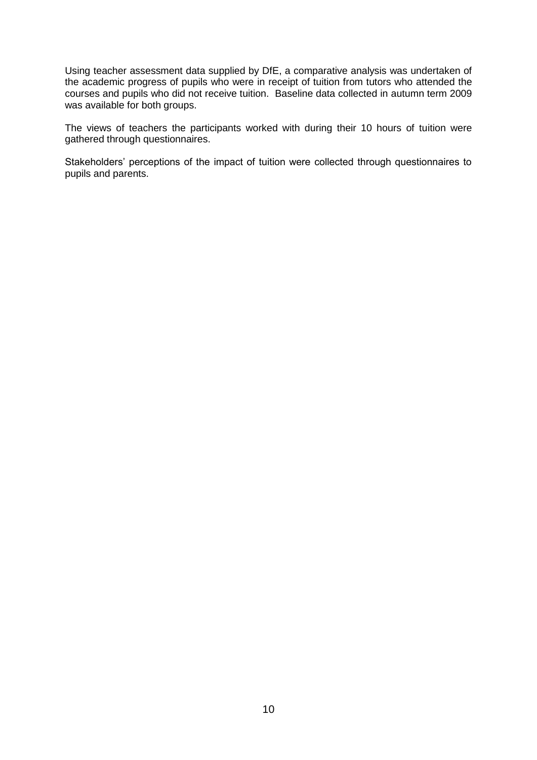Using teacher assessment data supplied by DfE, a comparative analysis was undertaken of the academic progress of pupils who were in receipt of tuition from tutors who attended the courses and pupils who did not receive tuition. Baseline data collected in autumn term 2009 was available for both groups.

The views of teachers the participants worked with during their 10 hours of tuition were gathered through questionnaires.

Stakeholders' perceptions of the impact of tuition were collected through questionnaires to pupils and parents.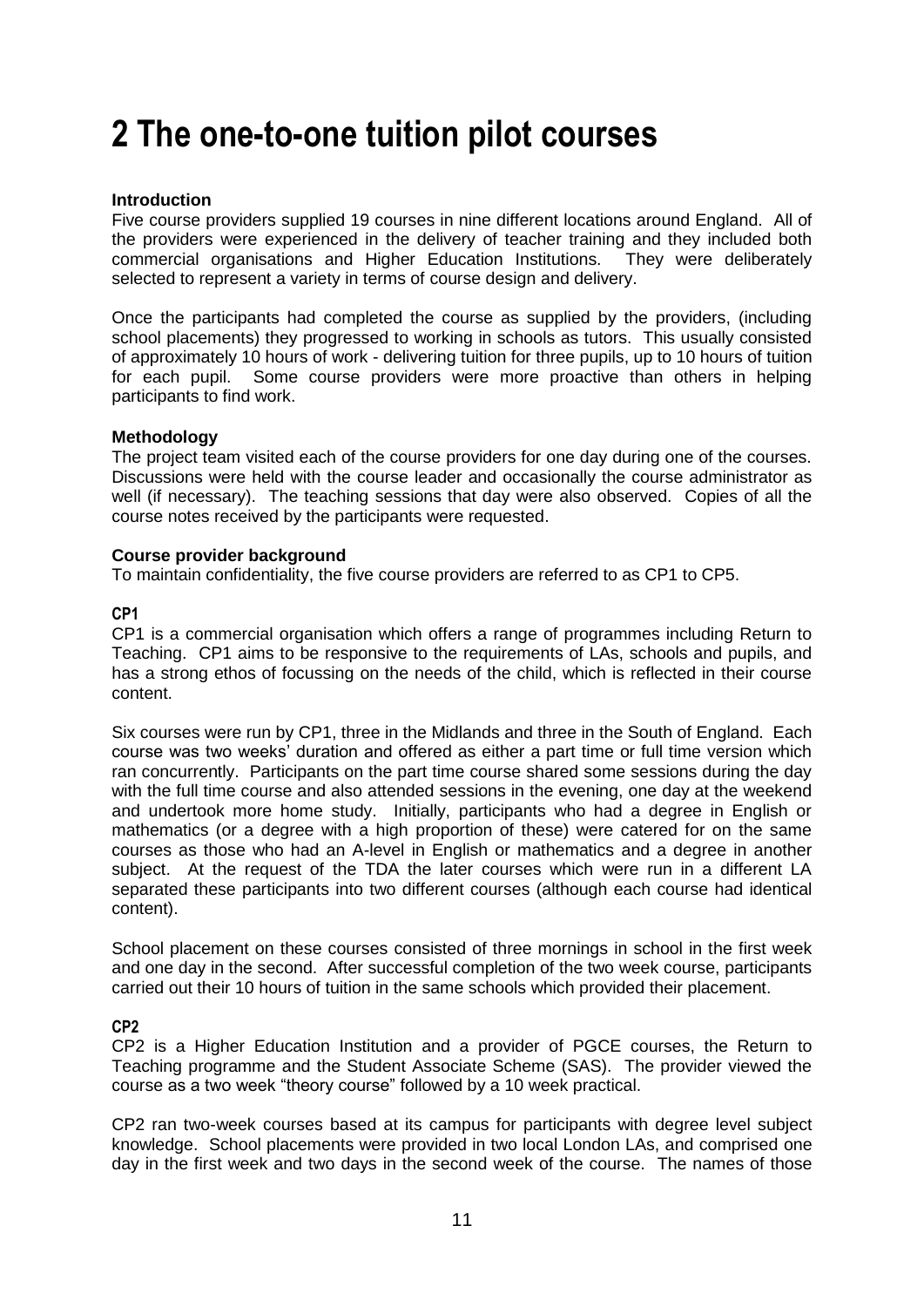# 2 The one-to-one tuition pilot courses

**Introduction**

Five course providers supplied 19 courses in nine different locations around England. All of the providers were experienced in the delivery of teacher training and they included both commercial organisations and Higher Education Institutions. They were deliberately selected to represent a variety in terms of course design and delivery.

Once the participants had completed the course as supplied by the providers, (including school placements) they progressed to working in schools as tutors. This usually consisted of approximately 10 hours of work - delivering tuition for three pupils, up to 10 hours of tuition for each pupil. Some course providers were more proactive than others in helping participants to find work.

**Methodology**

The project team visited each of the course providers for one day during one of the courses. Discussions were held with the course leader and occasionally the course administrator as well (if necessary). The teaching sessions that day were also observed. Copies of all the course notes received by the participants were requested.

**Course provider background**

To maintain confidentiality, the five course providers are referred to as CP1 to CP5.

### CP1

CP1 is a commercial organisation which offers a range of programmes including Return to Teaching. CP1 aims to be responsive to the requirements of LAs, schools and pupils, and has a strong ethos of focussing on the needs of the child, which is reflected in their course content.

Six courses were run by CP1, three in the Midlands and three in the South of England. Each course was two weeks' duration and offered as either a part time or full time version which ran concurrently. Participants on the part time course shared some sessions during the day with the full time course and also attended sessions in the evening, one day at the weekend and undertook more home study. Initially, participants who had a degree in English or mathematics (or a degree with a high proportion of these) were catered for on the same courses as those who had an A-level in English or mathematics and a degree in another subject. At the request of the TDA the later courses which were run in a different LA separated these participants into two different courses (although each course had identical content).

School placement on these courses consisted of three mornings in school in the first week and one day in the second. After successful completion of the two week course, participants carried out their 10 hours of tuition in the same schools which provided their placement.

### CP2

CP2 is a Higher Education Institution and a provider of PGCE courses, the Return to Teaching programme and the Student Associate Scheme (SAS). The provider viewed the course as a two week "theory course" followed by a 10 week practical.

CP2 ran two-week courses based at its campus for participants with degree level subject knowledge. School placements were provided in two local London LAs, and comprised one day in the first week and two days in the second week of the course. The names of those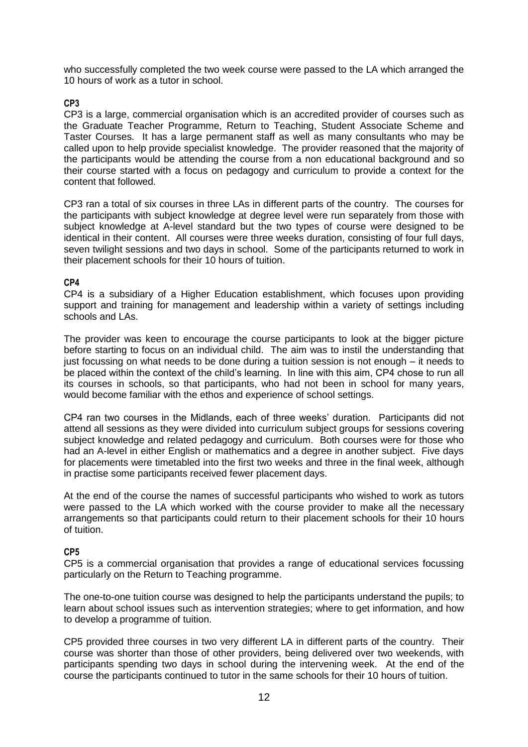who successfully completed the two week course were passed to the LA which arranged the 10 hours of work as a tutor in school.

### CP3

CP3 is a large, commercial organisation which is an accredited provider of courses such as the Graduate Teacher Programme, Return to Teaching, Student Associate Scheme and Taster Courses. It has a large permanent staff as well as many consultants who may be called upon to help provide specialist knowledge. The provider reasoned that the majority of the participants would be attending the course from a non educational background and so their course started with a focus on pedagogy and curriculum to provide a context for the content that followed.

CP3 ran a total of six courses in three LAs in different parts of the country. The courses for the participants with subject knowledge at degree level were run separately from those with subject knowledge at A-level standard but the two types of course were designed to be identical in their content. All courses were three weeks duration, consisting of four full days, seven twilight sessions and two days in school. Some of the participants returned to work in their placement schools for their 10 hours of tuition.

### CP4

CP4 is a subsidiary of a Higher Education establishment, which focuses upon providing support and training for management and leadership within a variety of settings including schools and LAs.

The provider was keen to encourage the course participants to look at the bigger picture before starting to focus on an individual child. The aim was to instil the understanding that just focussing on what needs to be done during a tuition session is not enough – it needs to be placed within the context of the child's learning. In line with this aim, CP4 chose to run all its courses in schools, so that participants, who had not been in school for many years, would become familiar with the ethos and experience of school settings.

CP4 ran two courses in the Midlands, each of three weeks' duration. Participants did not attend all sessions as they were divided into curriculum subject groups for sessions covering subject knowledge and related pedagogy and curriculum. Both courses were for those who had an A-level in either English or mathematics and a degree in another subject. Five days for placements were timetabled into the first two weeks and three in the final week, although in practise some participants received fewer placement days.

At the end of the course the names of successful participants who wished to work as tutors were passed to the LA which worked with the course provider to make all the necessary arrangements so that participants could return to their placement schools for their 10 hours of tuition.

### CP5

CP5 is a commercial organisation that provides a range of educational services focussing particularly on the Return to Teaching programme.

The one-to-one tuition course was designed to help the participants understand the pupils; to learn about school issues such as intervention strategies; where to get information, and how to develop a programme of tuition.

CP5 provided three courses in two very different LA in different parts of the country. Their course was shorter than those of other providers, being delivered over two weekends, with participants spending two days in school during the intervening week. At the end of the course the participants continued to tutor in the same schools for their 10 hours of tuition.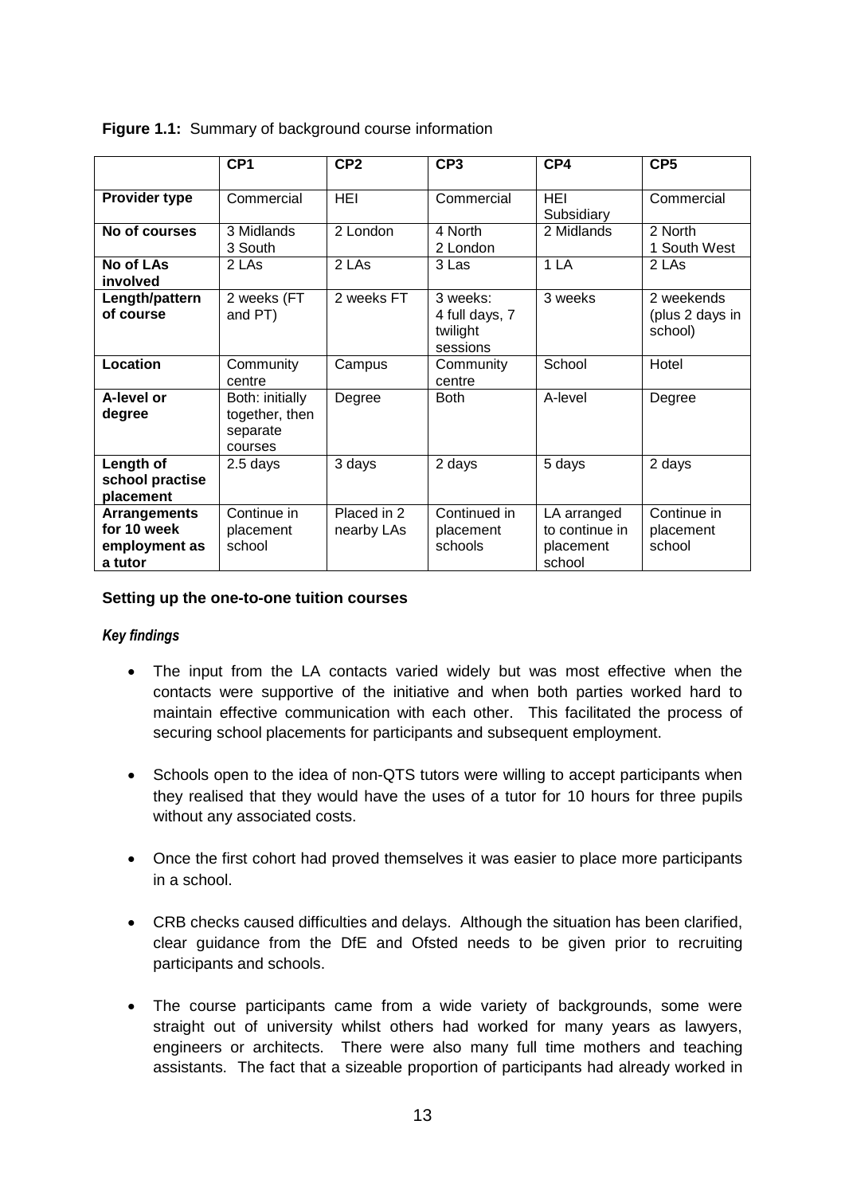**Figure 1.1:** Summary of background course information

| | CP1 | CP2 | CP3 | CP4 | CP5 |
|---|---|---|---|---|---|
| **Provider type** | Commercial | HEI | Commercial | HEI Subsidiary | Commercial |
| **No of courses** | 3 Midlands 3 South | 2 London | 4 North 2 London | 2 Midlands | 2 North 1 South West |
| **No of LAs involved** | 2 LAs | 2 LAs | 3 Las | 1 LA | 2 LAs |
| **Length/pattern of course** | 2 weeks (FT and PT) | 2 weeks FT | 3 weeks: 4 full days, 7 twilight sessions | 3 weeks | 2 weekends (plus 2 days in school) |
| **Location** | Community centre | Campus | Community centre | School | Hotel |
| **A-level or degree** | Both: initially together, then separate courses | Degree | Both | A-level | Degree |
| **Length of school practise placement** | 2.5 days | 3 days | 2 days | 5 days | 2 days |
| **Arrangements for 10 week employment as a tutor** | Continue in placement school | Placed in 2 nearby LAs | Continued in placement schools | LA arranged to continue in placement school | Continue in placement school |

**Setting up the one-to-one tuition courses**

***Key findings***

- The input from the LA contacts varied widely but was most effective when the contacts were supportive of the initiative and when both parties worked hard to maintain effective communication with each other. This facilitated the process of securing school placements for participants and subsequent employment.

- Schools open to the idea of non-QTS tutors were willing to accept participants when they realised that they would have the uses of a tutor for 10 hours for three pupils without any associated costs.

- Once the first cohort had proved themselves it was easier to place more participants in a school.

- CRB checks caused difficulties and delays. Although the situation has been clarified, clear guidance from the DfE and Ofsted needs to be given prior to recruiting participants and schools.

- The course participants came from a wide variety of backgrounds, some were straight out of university whilst others had worked for many years as lawyers, engineers or architects. There were also many full time mothers and teaching assistants. The fact that a sizeable proportion of participants had already worked in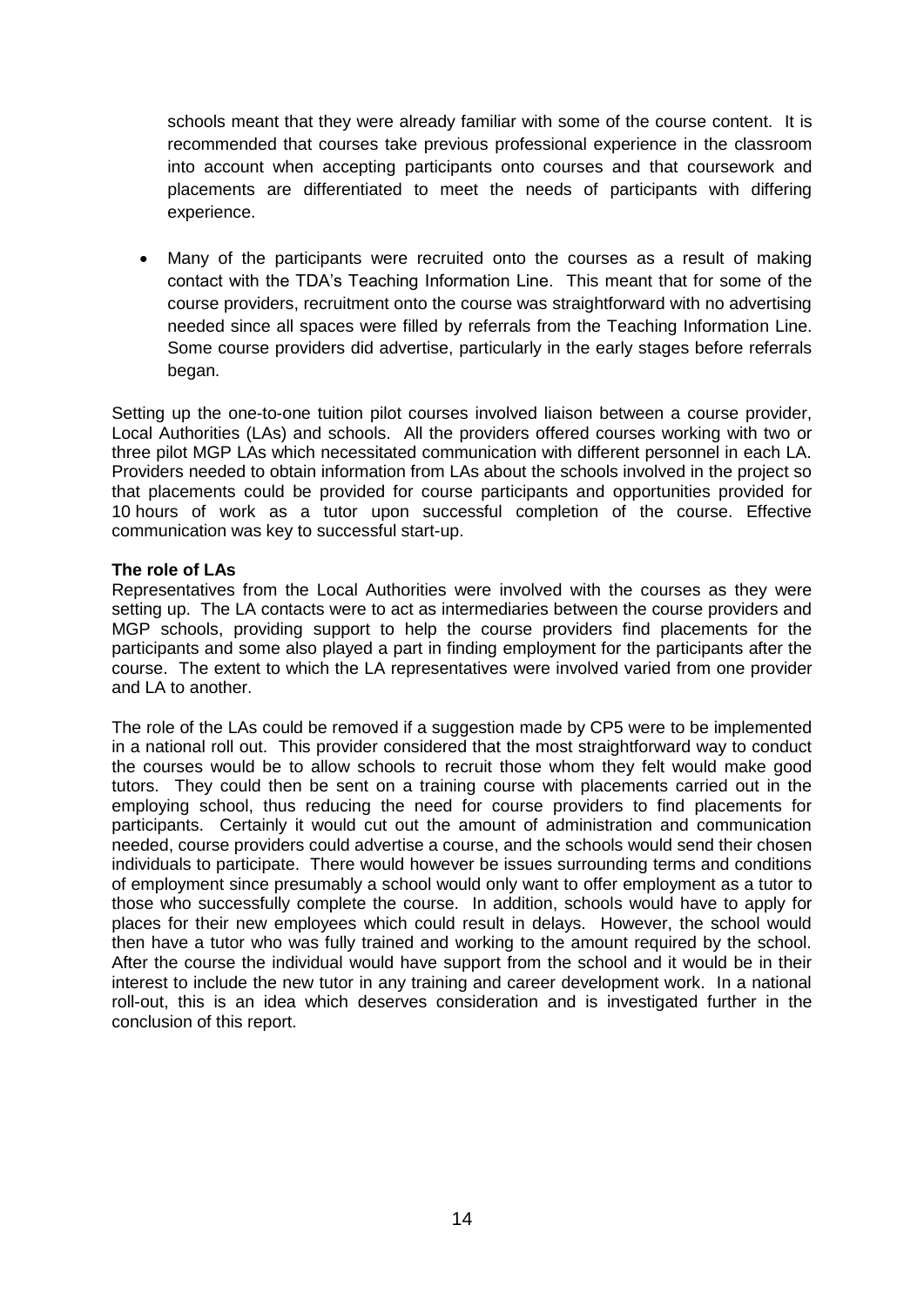schools meant that they were already familiar with some of the course content. It is recommended that courses take previous professional experience in the classroom into account when accepting participants onto courses and that coursework and placements are differentiated to meet the needs of participants with differing experience.

- Many of the participants were recruited onto the courses as a result of making contact with the TDA's Teaching Information Line. This meant that for some of the course providers, recruitment onto the course was straightforward with no advertising needed since all spaces were filled by referrals from the Teaching Information Line. Some course providers did advertise, particularly in the early stages before referrals began.

Setting up the one-to-one tuition pilot courses involved liaison between a course provider, Local Authorities (LAs) and schools. All the providers offered courses working with two or three pilot MGP LAs which necessitated communication with different personnel in each LA. Providers needed to obtain information from LAs about the schools involved in the project so that placements could be provided for course participants and opportunities provided for 10 hours of work as a tutor upon successful completion of the course. Effective communication was key to successful start-up.

**The role of LAs**

Representatives from the Local Authorities were involved with the courses as they were setting up. The LA contacts were to act as intermediaries between the course providers and MGP schools, providing support to help the course providers find placements for the participants and some also played a part in finding employment for the participants after the course. The extent to which the LA representatives were involved varied from one provider and LA to another.

The role of the LAs could be removed if a suggestion made by CP5 were to be implemented in a national roll out. This provider considered that the most straightforward way to conduct the courses would be to allow schools to recruit those whom they felt would make good tutors. They could then be sent on a training course with placements carried out in the employing school, thus reducing the need for course providers to find placements for participants. Certainly it would cut out the amount of administration and communication needed, course providers could advertise a course, and the schools would send their chosen individuals to participate. There would however be issues surrounding terms and conditions of employment since presumably a school would only want to offer employment as a tutor to those who successfully complete the course. In addition, schools would have to apply for places for their new employees which could result in delays. However, the school would then have a tutor who was fully trained and working to the amount required by the school. After the course the individual would have support from the school and it would be in their interest to include the new tutor in any training and career development work. In a national roll-out, this is an idea which deserves consideration and is investigated further in the conclusion of this report.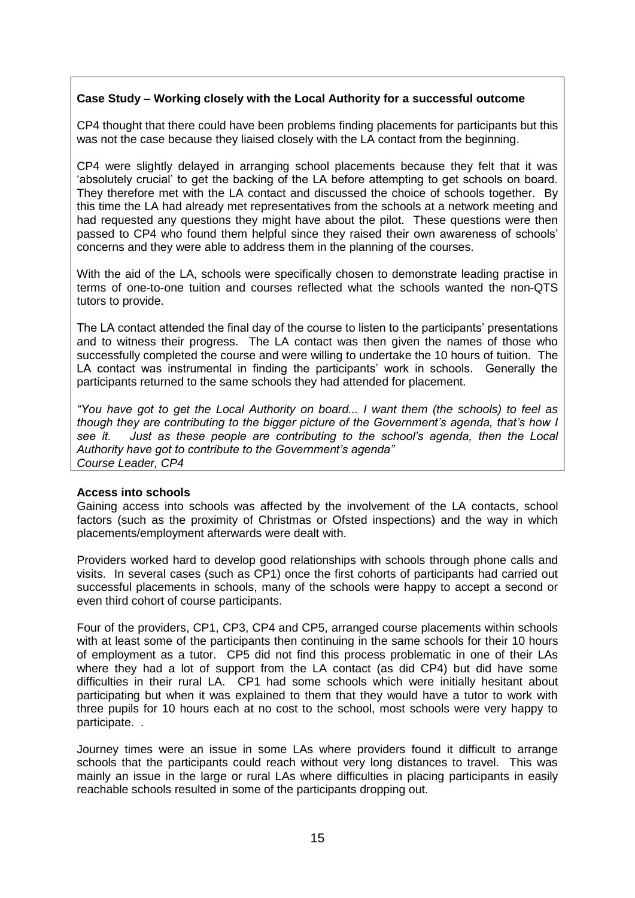**Case Study – Working closely with the Local Authority for a successful outcome**

CP4 thought that there could have been problems finding placements for participants but this was not the case because they liaised closely with the LA contact from the beginning.

CP4 were slightly delayed in arranging school placements because they felt that it was 'absolutely crucial' to get the backing of the LA before attempting to get schools on board. They therefore met with the LA contact and discussed the choice of schools together. By this time the LA had already met representatives from the schools at a network meeting and had requested any questions they might have about the pilot. These questions were then passed to CP4 who found them helpful since they raised their own awareness of schools' concerns and they were able to address them in the planning of the courses.

With the aid of the LA, schools were specifically chosen to demonstrate leading practise in terms of one-to-one tuition and courses reflected what the schools wanted the non-QTS tutors to provide.

The LA contact attended the final day of the course to listen to the participants' presentations and to witness their progress. The LA contact was then given the names of those who successfully completed the course and were willing to undertake the 10 hours of tuition. The LA contact was instrumental in finding the participants' work in schools. Generally the participants returned to the same schools they had attended for placement.

*"You have got to get the Local Authority on board... I want them (the schools) to feel as though they are contributing to the bigger picture of the Government's agenda, that's how I see it. Just as these people are contributing to the school's agenda, then the Local Authority have got to contribute to the Government's agenda"*
*Course Leader, CP4*

**Access into schools**

Gaining access into schools was affected by the involvement of the LA contacts, school factors (such as the proximity of Christmas or Ofsted inspections) and the way in which placements/employment afterwards were dealt with.

Providers worked hard to develop good relationships with schools through phone calls and visits. In several cases (such as CP1) once the first cohorts of participants had carried out successful placements in schools, many of the schools were happy to accept a second or even third cohort of course participants.

Four of the providers, CP1, CP3, CP4 and CP5, arranged course placements within schools with at least some of the participants then continuing in the same schools for their 10 hours of employment as a tutor. CP5 did not find this process problematic in one of their LAs where they had a lot of support from the LA contact (as did CP4) but did have some difficulties in their rural LA. CP1 had some schools which were initially hesitant about participating but when it was explained to them that they would have a tutor to work with three pupils for 10 hours each at no cost to the school, most schools were very happy to participate. .

Journey times were an issue in some LAs where providers found it difficult to arrange schools that the participants could reach without very long distances to travel. This was mainly an issue in the large or rural LAs where difficulties in placing participants in easily reachable schools resulted in some of the participants dropping out.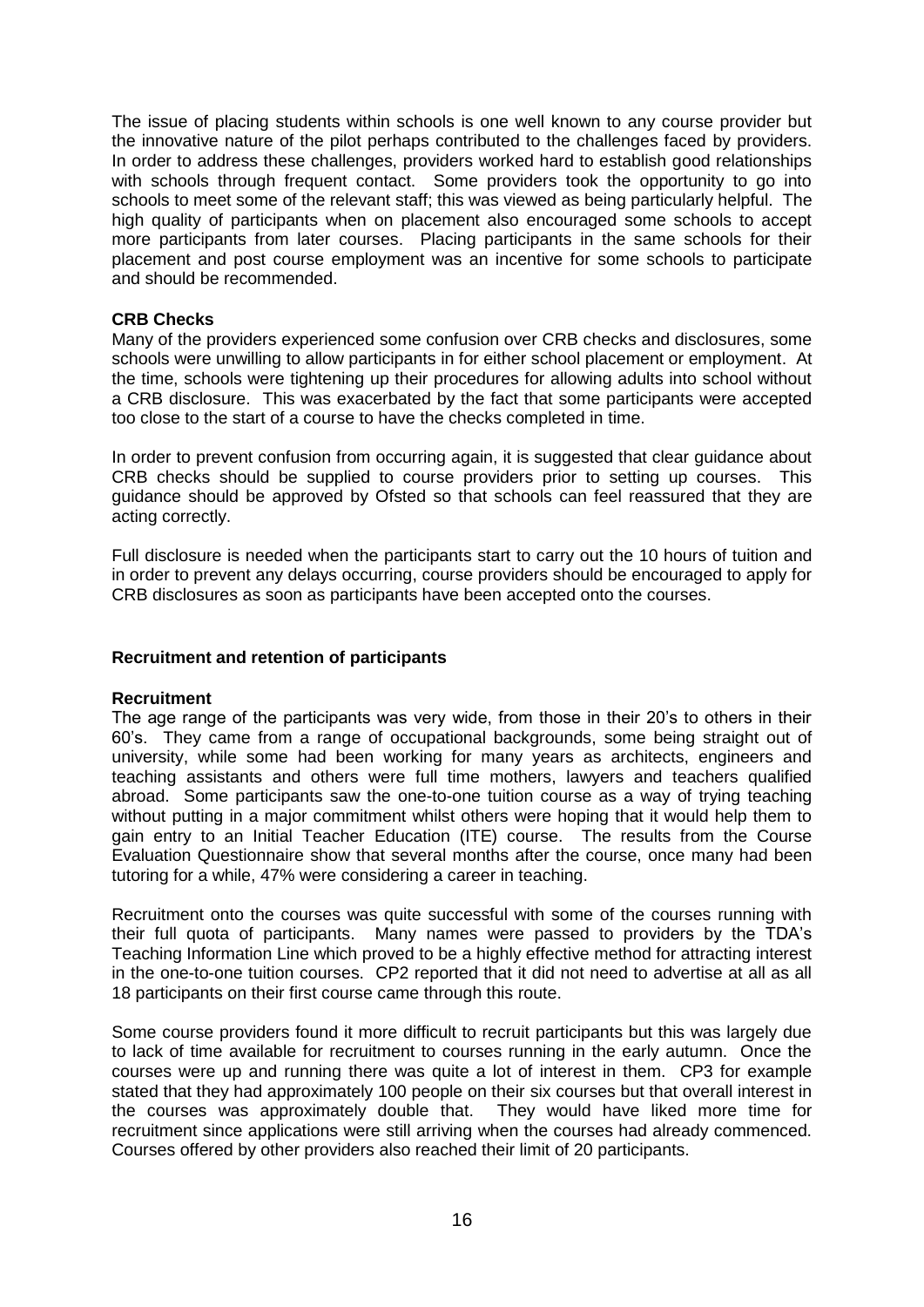The issue of placing students within schools is one well known to any course provider but the innovative nature of the pilot perhaps contributed to the challenges faced by providers. In order to address these challenges, providers worked hard to establish good relationships with schools through frequent contact. Some providers took the opportunity to go into schools to meet some of the relevant staff; this was viewed as being particularly helpful. The high quality of participants when on placement also encouraged some schools to accept more participants from later courses. Placing participants in the same schools for their placement and post course employment was an incentive for some schools to participate and should be recommended.

**CRB Checks**

Many of the providers experienced some confusion over CRB checks and disclosures, some schools were unwilling to allow participants in for either school placement or employment. At the time, schools were tightening up their procedures for allowing adults into school without a CRB disclosure. This was exacerbated by the fact that some participants were accepted too close to the start of a course to have the checks completed in time.

In order to prevent confusion from occurring again, it is suggested that clear guidance about CRB checks should be supplied to course providers prior to setting up courses. This guidance should be approved by Ofsted so that schools can feel reassured that they are acting correctly.

Full disclosure is needed when the participants start to carry out the 10 hours of tuition and in order to prevent any delays occurring, course providers should be encouraged to apply for CRB disclosures as soon as participants have been accepted onto the courses.

### Recruitment and retention of participants

**Recruitment**

The age range of the participants was very wide, from those in their 20's to others in their 60's. They came from a range of occupational backgrounds, some being straight out of university, while some had been working for many years as architects, engineers and teaching assistants and others were full time mothers, lawyers and teachers qualified abroad. Some participants saw the one-to-one tuition course as a way of trying teaching without putting in a major commitment whilst others were hoping that it would help them to gain entry to an Initial Teacher Education (ITE) course. The results from the Course Evaluation Questionnaire show that several months after the course, once many had been tutoring for a while, 47% were considering a career in teaching.

Recruitment onto the courses was quite successful with some of the courses running with their full quota of participants. Many names were passed to providers by the TDA's Teaching Information Line which proved to be a highly effective method for attracting interest in the one-to-one tuition courses. CP2 reported that it did not need to advertise at all as all 18 participants on their first course came through this route.

Some course providers found it more difficult to recruit participants but this was largely due to lack of time available for recruitment to courses running in the early autumn. Once the courses were up and running there was quite a lot of interest in them. CP3 for example stated that they had approximately 100 people on their six courses but that overall interest in the courses was approximately double that. They would have liked more time for recruitment since applications were still arriving when the courses had already commenced. Courses offered by other providers also reached their limit of 20 participants.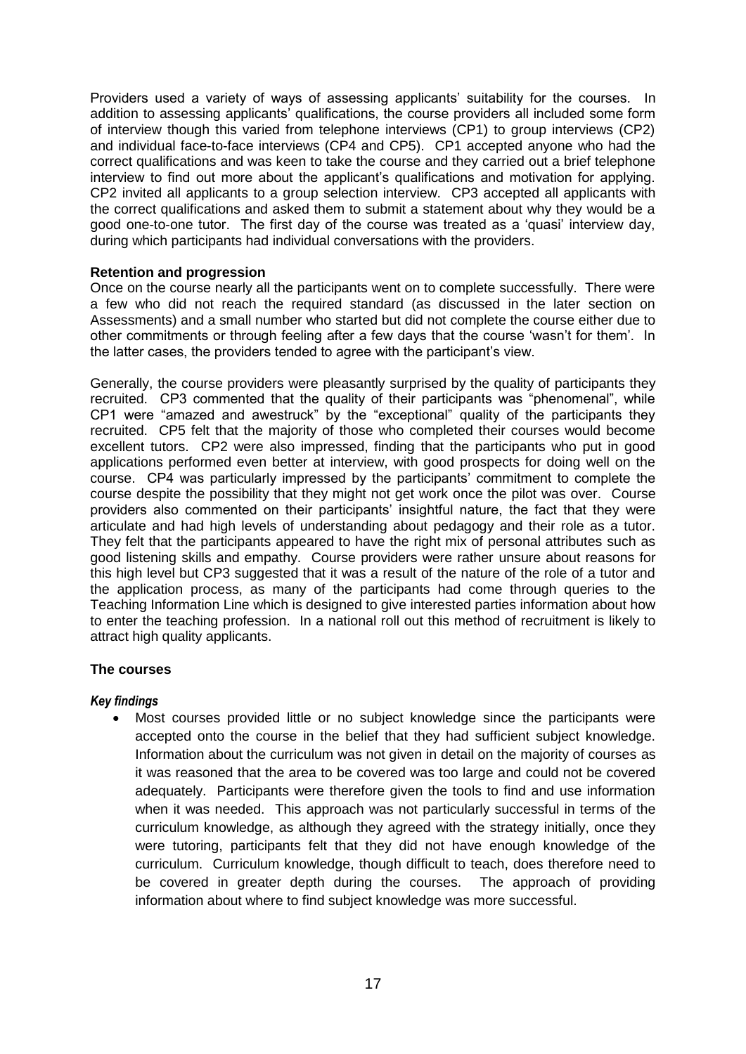Providers used a variety of ways of assessing applicants' suitability for the courses. In addition to assessing applicants' qualifications, the course providers all included some form of interview though this varied from telephone interviews (CP1) to group interviews (CP2) and individual face-to-face interviews (CP4 and CP5). CP1 accepted anyone who had the correct qualifications and was keen to take the course and they carried out a brief telephone interview to find out more about the applicant's qualifications and motivation for applying. CP2 invited all applicants to a group selection interview. CP3 accepted all applicants with the correct qualifications and asked them to submit a statement about why they would be a good one-to-one tutor. The first day of the course was treated as a 'quasi' interview day, during which participants had individual conversations with the providers.

**Retention and progression**

Once on the course nearly all the participants went on to complete successfully. There were a few who did not reach the required standard (as discussed in the later section on Assessments) and a small number who started but did not complete the course either due to other commitments or through feeling after a few days that the course 'wasn't for them'. In the latter cases, the providers tended to agree with the participant's view.

Generally, the course providers were pleasantly surprised by the quality of participants they recruited. CP3 commented that the quality of their participants was "phenomenal", while CP1 were "amazed and awestruck" by the "exceptional" quality of the participants they recruited. CP5 felt that the majority of those who completed their courses would become excellent tutors. CP2 were also impressed, finding that the participants who put in good applications performed even better at interview, with good prospects for doing well on the course. CP4 was particularly impressed by the participants' commitment to complete the course despite the possibility that they might not get work once the pilot was over. Course providers also commented on their participants' insightful nature, the fact that they were articulate and had high levels of understanding about pedagogy and their role as a tutor. They felt that the participants appeared to have the right mix of personal attributes such as good listening skills and empathy. Course providers were rather unsure about reasons for this high level but CP3 suggested that it was a result of the nature of the role of a tutor and the application process, as many of the participants had come through queries to the Teaching Information Line which is designed to give interested parties information about how to enter the teaching profession. In a national roll out this method of recruitment is likely to attract high quality applicants.

**The courses**

***Key findings***

- Most courses provided little or no subject knowledge since the participants were accepted onto the course in the belief that they had sufficient subject knowledge. Information about the curriculum was not given in detail on the majority of courses as it was reasoned that the area to be covered was too large and could not be covered adequately. Participants were therefore given the tools to find and use information when it was needed. This approach was not particularly successful in terms of the curriculum knowledge, as although they agreed with the strategy initially, once they were tutoring, participants felt that they did not have enough knowledge of the curriculum. Curriculum knowledge, though difficult to teach, does therefore need to be covered in greater depth during the courses. The approach of providing information about where to find subject knowledge was more successful.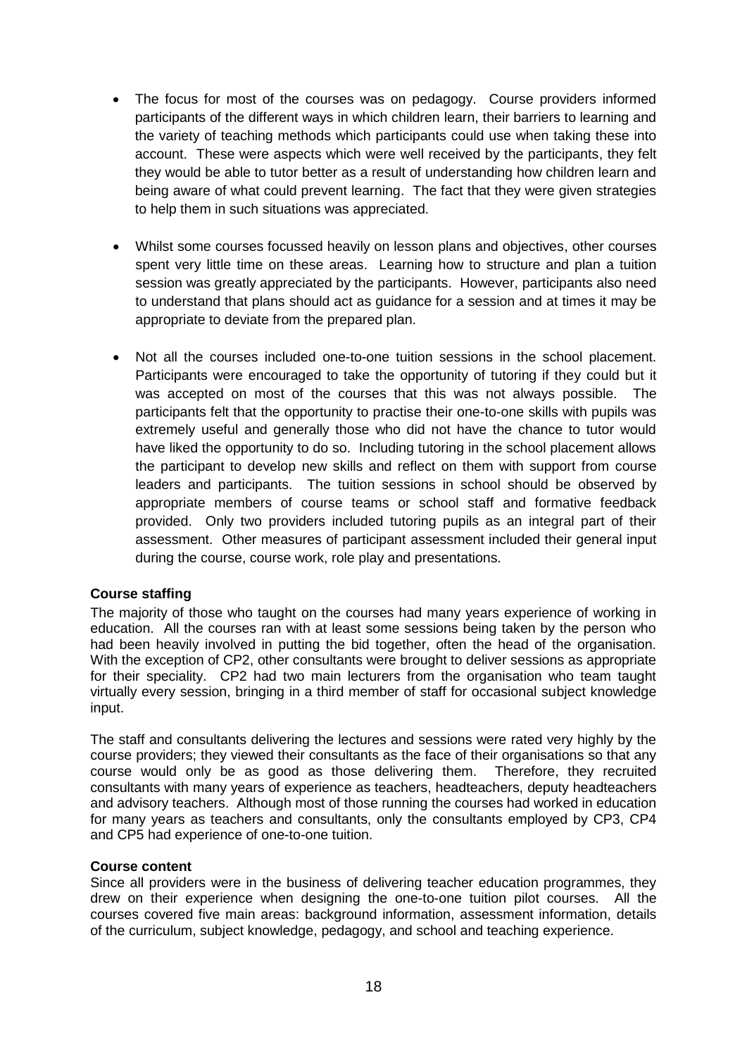- The focus for most of the courses was on pedagogy. Course providers informed participants of the different ways in which children learn, their barriers to learning and the variety of teaching methods which participants could use when taking these into account. These were aspects which were well received by the participants, they felt they would be able to tutor better as a result of understanding how children learn and being aware of what could prevent learning. The fact that they were given strategies to help them in such situations was appreciated.

- Whilst some courses focussed heavily on lesson plans and objectives, other courses spent very little time on these areas. Learning how to structure and plan a tuition session was greatly appreciated by the participants. However, participants also need to understand that plans should act as guidance for a session and at times it may be appropriate to deviate from the prepared plan.

- Not all the courses included one-to-one tuition sessions in the school placement. Participants were encouraged to take the opportunity of tutoring if they could but it was accepted on most of the courses that this was not always possible. The participants felt that the opportunity to practise their one-to-one skills with pupils was extremely useful and generally those who did not have the chance to tutor would have liked the opportunity to do so. Including tutoring in the school placement allows the participant to develop new skills and reflect on them with support from course leaders and participants. The tuition sessions in school should be observed by appropriate members of course teams or school staff and formative feedback provided. Only two providers included tutoring pupils as an integral part of their assessment. Other measures of participant assessment included their general input during the course, course work, role play and presentations.

**Course staffing**

The majority of those who taught on the courses had many years experience of working in education. All the courses ran with at least some sessions being taken by the person who had been heavily involved in putting the bid together, often the head of the organisation. With the exception of CP2, other consultants were brought to deliver sessions as appropriate for their speciality. CP2 had two main lecturers from the organisation who team taught virtually every session, bringing in a third member of staff for occasional subject knowledge input.

The staff and consultants delivering the lectures and sessions were rated very highly by the course providers; they viewed their consultants as the face of their organisations so that any course would only be as good as those delivering them. Therefore, they recruited consultants with many years of experience as teachers, headteachers, deputy headteachers and advisory teachers. Although most of those running the courses had worked in education for many years as teachers and consultants, only the consultants employed by CP3, CP4 and CP5 had experience of one-to-one tuition.

**Course content**

Since all providers were in the business of delivering teacher education programmes, they drew on their experience when designing the one-to-one tuition pilot courses. All the courses covered five main areas: background information, assessment information, details of the curriculum, subject knowledge, pedagogy, and school and teaching experience.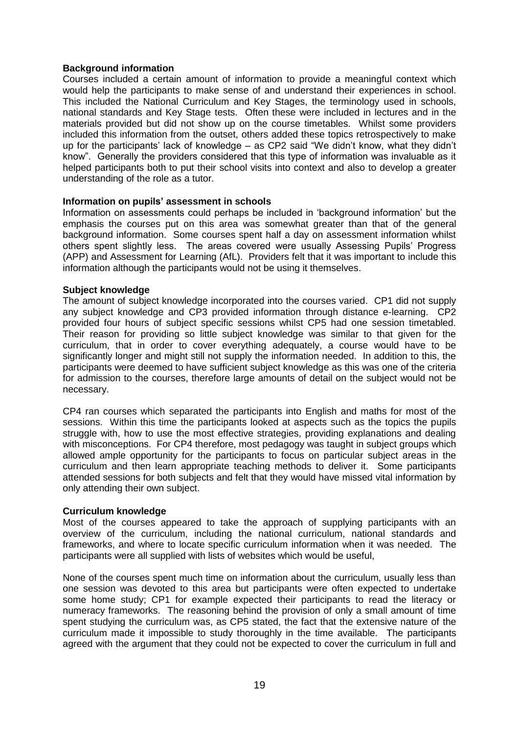**Background information**

Courses included a certain amount of information to provide a meaningful context which would help the participants to make sense of and understand their experiences in school. This included the National Curriculum and Key Stages, the terminology used in schools, national standards and Key Stage tests. Often these were included in lectures and in the materials provided but did not show up on the course timetables. Whilst some providers included this information from the outset, others added these topics retrospectively to make up for the participants' lack of knowledge – as CP2 said "We didn't know, what they didn't know". Generally the providers considered that this type of information was invaluable as it helped participants both to put their school visits into context and also to develop a greater understanding of the role as a tutor.

**Information on pupils' assessment in schools**

Information on assessments could perhaps be included in 'background information' but the emphasis the courses put on this area was somewhat greater than that of the general background information. Some courses spent half a day on assessment information whilst others spent slightly less. The areas covered were usually Assessing Pupils' Progress (APP) and Assessment for Learning (AfL). Providers felt that it was important to include this information although the participants would not be using it themselves.

**Subject knowledge**

The amount of subject knowledge incorporated into the courses varied. CP1 did not supply any subject knowledge and CP3 provided information through distance e-learning. CP2 provided four hours of subject specific sessions whilst CP5 had one session timetabled. Their reason for providing so little subject knowledge was similar to that given for the curriculum, that in order to cover everything adequately, a course would have to be significantly longer and might still not supply the information needed. In addition to this, the participants were deemed to have sufficient subject knowledge as this was one of the criteria for admission to the courses, therefore large amounts of detail on the subject would not be necessary.

CP4 ran courses which separated the participants into English and maths for most of the sessions. Within this time the participants looked at aspects such as the topics the pupils struggle with, how to use the most effective strategies, providing explanations and dealing with misconceptions. For CP4 therefore, most pedagogy was taught in subject groups which allowed ample opportunity for the participants to focus on particular subject areas in the curriculum and then learn appropriate teaching methods to deliver it. Some participants attended sessions for both subjects and felt that they would have missed vital information by only attending their own subject.

**Curriculum knowledge**

Most of the courses appeared to take the approach of supplying participants with an overview of the curriculum, including the national curriculum, national standards and frameworks, and where to locate specific curriculum information when it was needed. The participants were all supplied with lists of websites which would be useful,

None of the courses spent much time on information about the curriculum, usually less than one session was devoted to this area but participants were often expected to undertake some home study; CP1 for example expected their participants to read the literacy or numeracy frameworks. The reasoning behind the provision of only a small amount of time spent studying the curriculum was, as CP5 stated, the fact that the extensive nature of the curriculum made it impossible to study thoroughly in the time available. The participants agreed with the argument that they could not be expected to cover the curriculum in full and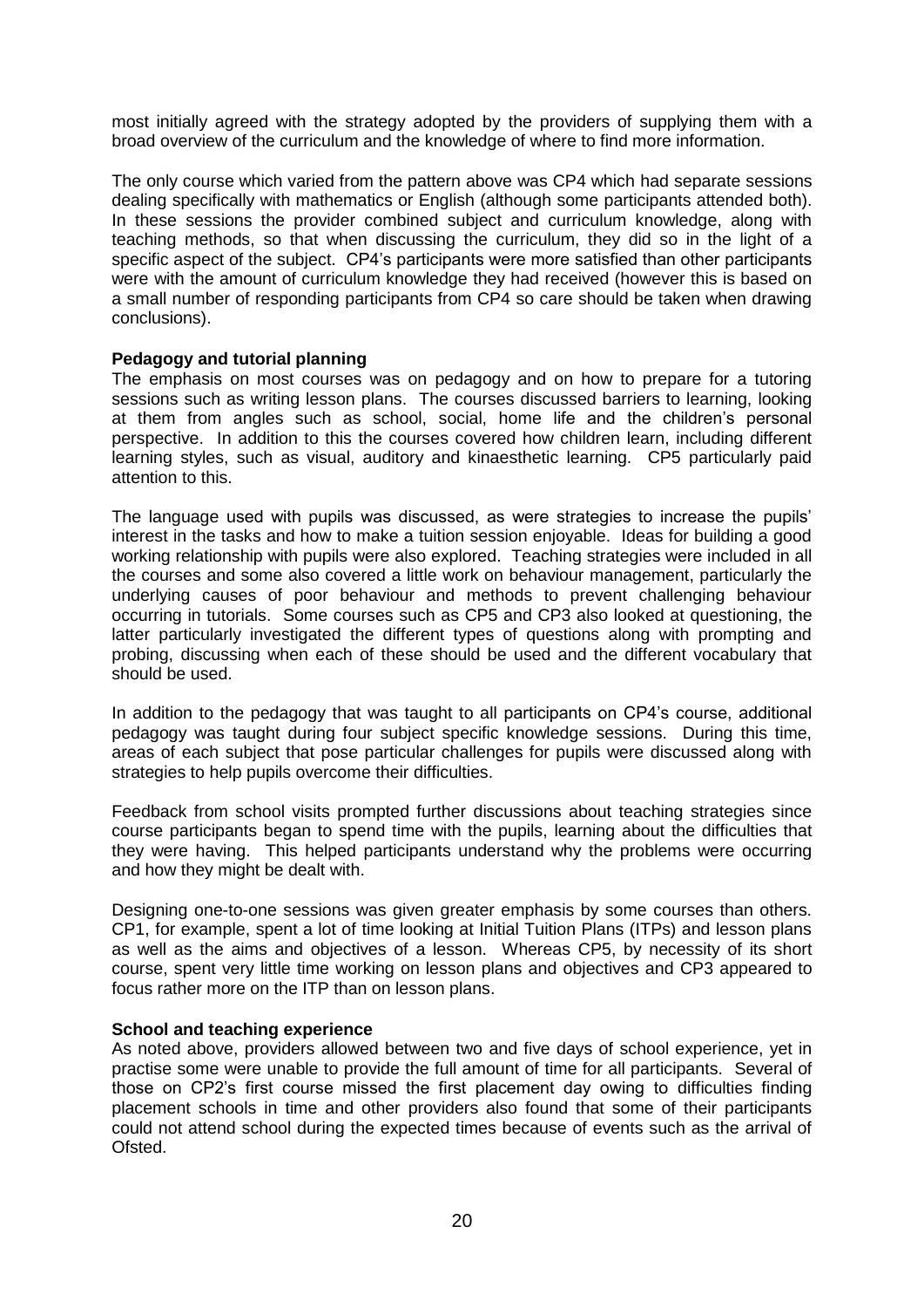most initially agreed with the strategy adopted by the providers of supplying them with a broad overview of the curriculum and the knowledge of where to find more information.

The only course which varied from the pattern above was CP4 which had separate sessions dealing specifically with mathematics or English (although some participants attended both). In these sessions the provider combined subject and curriculum knowledge, along with teaching methods, so that when discussing the curriculum, they did so in the light of a specific aspect of the subject. CP4's participants were more satisfied than other participants were with the amount of curriculum knowledge they had received (however this is based on a small number of responding participants from CP4 so care should be taken when drawing conclusions).

**Pedagogy and tutorial planning**

The emphasis on most courses was on pedagogy and on how to prepare for a tutoring sessions such as writing lesson plans. The courses discussed barriers to learning, looking at them from angles such as school, social, home life and the children's personal perspective. In addition to this the courses covered how children learn, including different learning styles, such as visual, auditory and kinaesthetic learning. CP5 particularly paid attention to this.

The language used with pupils was discussed, as were strategies to increase the pupils' interest in the tasks and how to make a tuition session enjoyable. Ideas for building a good working relationship with pupils were also explored. Teaching strategies were included in all the courses and some also covered a little work on behaviour management, particularly the underlying causes of poor behaviour and methods to prevent challenging behaviour occurring in tutorials. Some courses such as CP5 and CP3 also looked at questioning, the latter particularly investigated the different types of questions along with prompting and probing, discussing when each of these should be used and the different vocabulary that should be used.

In addition to the pedagogy that was taught to all participants on CP4's course, additional pedagogy was taught during four subject specific knowledge sessions. During this time, areas of each subject that pose particular challenges for pupils were discussed along with strategies to help pupils overcome their difficulties.

Feedback from school visits prompted further discussions about teaching strategies since course participants began to spend time with the pupils, learning about the difficulties that they were having. This helped participants understand why the problems were occurring and how they might be dealt with.

Designing one-to-one sessions was given greater emphasis by some courses than others. CP1, for example, spent a lot of time looking at Initial Tuition Plans (ITPs) and lesson plans as well as the aims and objectives of a lesson. Whereas CP5, by necessity of its short course, spent very little time working on lesson plans and objectives and CP3 appeared to focus rather more on the ITP than on lesson plans.

**School and teaching experience**

As noted above, providers allowed between two and five days of school experience, yet in practise some were unable to provide the full amount of time for all participants. Several of those on CP2's first course missed the first placement day owing to difficulties finding placement schools in time and other providers also found that some of their participants could not attend school during the expected times because of events such as the arrival of Ofsted.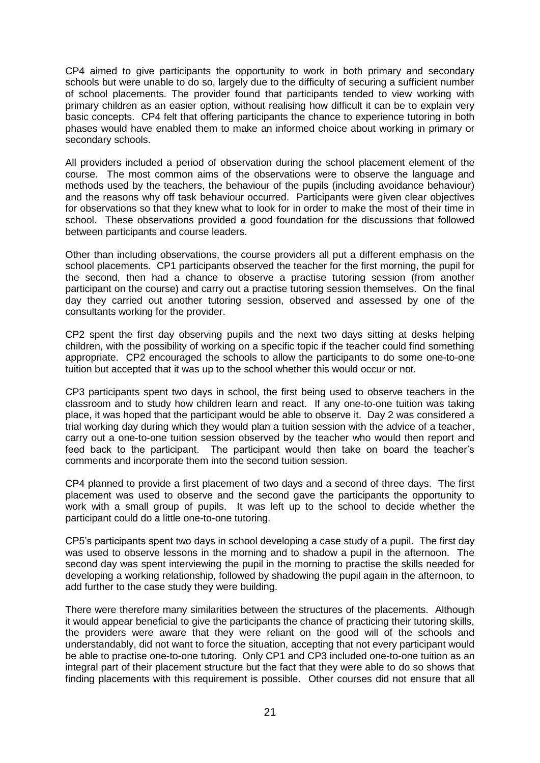CP4 aimed to give participants the opportunity to work in both primary and secondary schools but were unable to do so, largely due to the difficulty of securing a sufficient number of school placements. The provider found that participants tended to view working with primary children as an easier option, without realising how difficult it can be to explain very basic concepts. CP4 felt that offering participants the chance to experience tutoring in both phases would have enabled them to make an informed choice about working in primary or secondary schools.

All providers included a period of observation during the school placement element of the course. The most common aims of the observations were to observe the language and methods used by the teachers, the behaviour of the pupils (including avoidance behaviour) and the reasons why off task behaviour occurred. Participants were given clear objectives for observations so that they knew what to look for in order to make the most of their time in school. These observations provided a good foundation for the discussions that followed between participants and course leaders.

Other than including observations, the course providers all put a different emphasis on the school placements. CP1 participants observed the teacher for the first morning, the pupil for the second, then had a chance to observe a practise tutoring session (from another participant on the course) and carry out a practise tutoring session themselves. On the final day they carried out another tutoring session, observed and assessed by one of the consultants working for the provider.

CP2 spent the first day observing pupils and the next two days sitting at desks helping children, with the possibility of working on a specific topic if the teacher could find something appropriate. CP2 encouraged the schools to allow the participants to do some one-to-one tuition but accepted that it was up to the school whether this would occur or not.

CP3 participants spent two days in school, the first being used to observe teachers in the classroom and to study how children learn and react. If any one-to-one tuition was taking place, it was hoped that the participant would be able to observe it. Day 2 was considered a trial working day during which they would plan a tuition session with the advice of a teacher, carry out a one-to-one tuition session observed by the teacher who would then report and feed back to the participant. The participant would then take on board the teacher's comments and incorporate them into the second tuition session.

CP4 planned to provide a first placement of two days and a second of three days. The first placement was used to observe and the second gave the participants the opportunity to work with a small group of pupils. It was left up to the school to decide whether the participant could do a little one-to-one tutoring.

CP5's participants spent two days in school developing a case study of a pupil. The first day was used to observe lessons in the morning and to shadow a pupil in the afternoon. The second day was spent interviewing the pupil in the morning to practise the skills needed for developing a working relationship, followed by shadowing the pupil again in the afternoon, to add further to the case study they were building.

There were therefore many similarities between the structures of the placements. Although it would appear beneficial to give the participants the chance of practicing their tutoring skills, the providers were aware that they were reliant on the good will of the schools and understandably, did not want to force the situation, accepting that not every participant would be able to practise one-to-one tutoring. Only CP1 and CP3 included one-to-one tuition as an integral part of their placement structure but the fact that they were able to do so shows that finding placements with this requirement is possible. Other courses did not ensure that all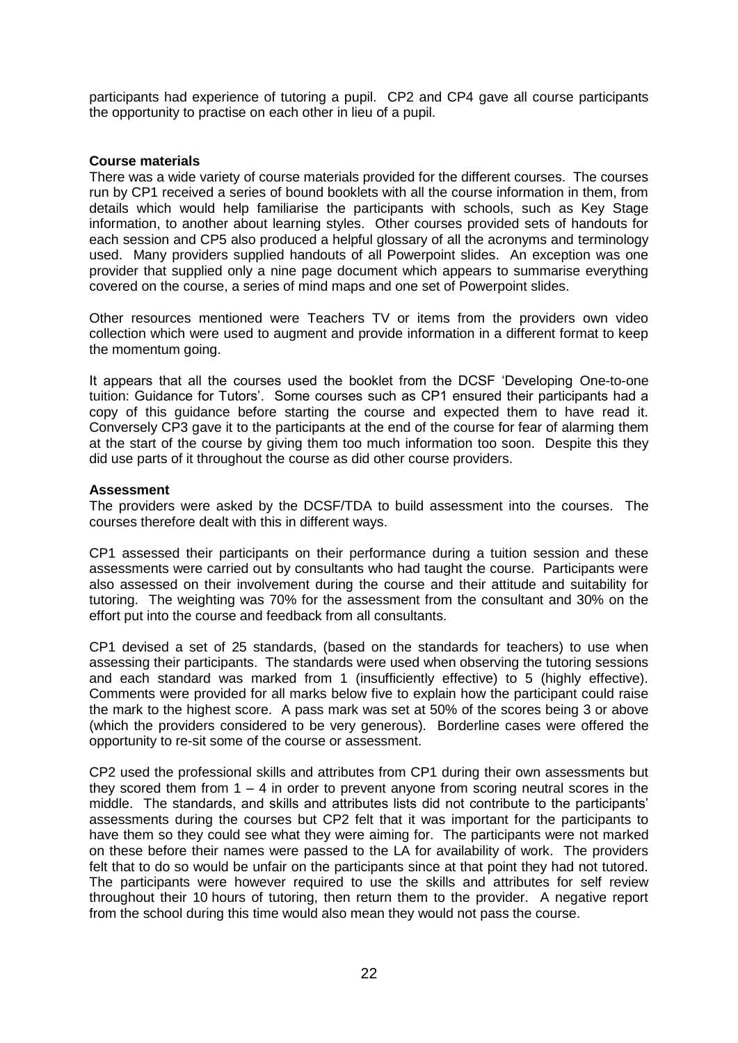participants had experience of tutoring a pupil. CP2 and CP4 gave all course participants the opportunity to practise on each other in lieu of a pupil.

**Course materials**

There was a wide variety of course materials provided for the different courses. The courses run by CP1 received a series of bound booklets with all the course information in them, from details which would help familiarise the participants with schools, such as Key Stage information, to another about learning styles. Other courses provided sets of handouts for each session and CP5 also produced a helpful glossary of all the acronyms and terminology used. Many providers supplied handouts of all Powerpoint slides. An exception was one provider that supplied only a nine page document which appears to summarise everything covered on the course, a series of mind maps and one set of Powerpoint slides.

Other resources mentioned were Teachers TV or items from the providers own video collection which were used to augment and provide information in a different format to keep the momentum going.

It appears that all the courses used the booklet from the DCSF 'Developing One-to-one tuition: Guidance for Tutors'. Some courses such as CP1 ensured their participants had a copy of this guidance before starting the course and expected them to have read it. Conversely CP3 gave it to the participants at the end of the course for fear of alarming them at the start of the course by giving them too much information too soon. Despite this they did use parts of it throughout the course as did other course providers.

**Assessment**

The providers were asked by the DCSF/TDA to build assessment into the courses. The courses therefore dealt with this in different ways.

CP1 assessed their participants on their performance during a tuition session and these assessments were carried out by consultants who had taught the course. Participants were also assessed on their involvement during the course and their attitude and suitability for tutoring. The weighting was 70% for the assessment from the consultant and 30% on the effort put into the course and feedback from all consultants.

CP1 devised a set of 25 standards, (based on the standards for teachers) to use when assessing their participants. The standards were used when observing the tutoring sessions and each standard was marked from 1 (insufficiently effective) to 5 (highly effective). Comments were provided for all marks below five to explain how the participant could raise the mark to the highest score. A pass mark was set at 50% of the scores being 3 or above (which the providers considered to be very generous). Borderline cases were offered the opportunity to re-sit some of the course or assessment.

CP2 used the professional skills and attributes from CP1 during their own assessments but they scored them from 1 – 4 in order to prevent anyone from scoring neutral scores in the middle. The standards, and skills and attributes lists did not contribute to the participants' assessments during the courses but CP2 felt that it was important for the participants to have them so they could see what they were aiming for. The participants were not marked on these before their names were passed to the LA for availability of work. The providers felt that to do so would be unfair on the participants since at that point they had not tutored. The participants were however required to use the skills and attributes for self review throughout their 10 hours of tutoring, then return them to the provider. A negative report from the school during this time would also mean they would not pass the course.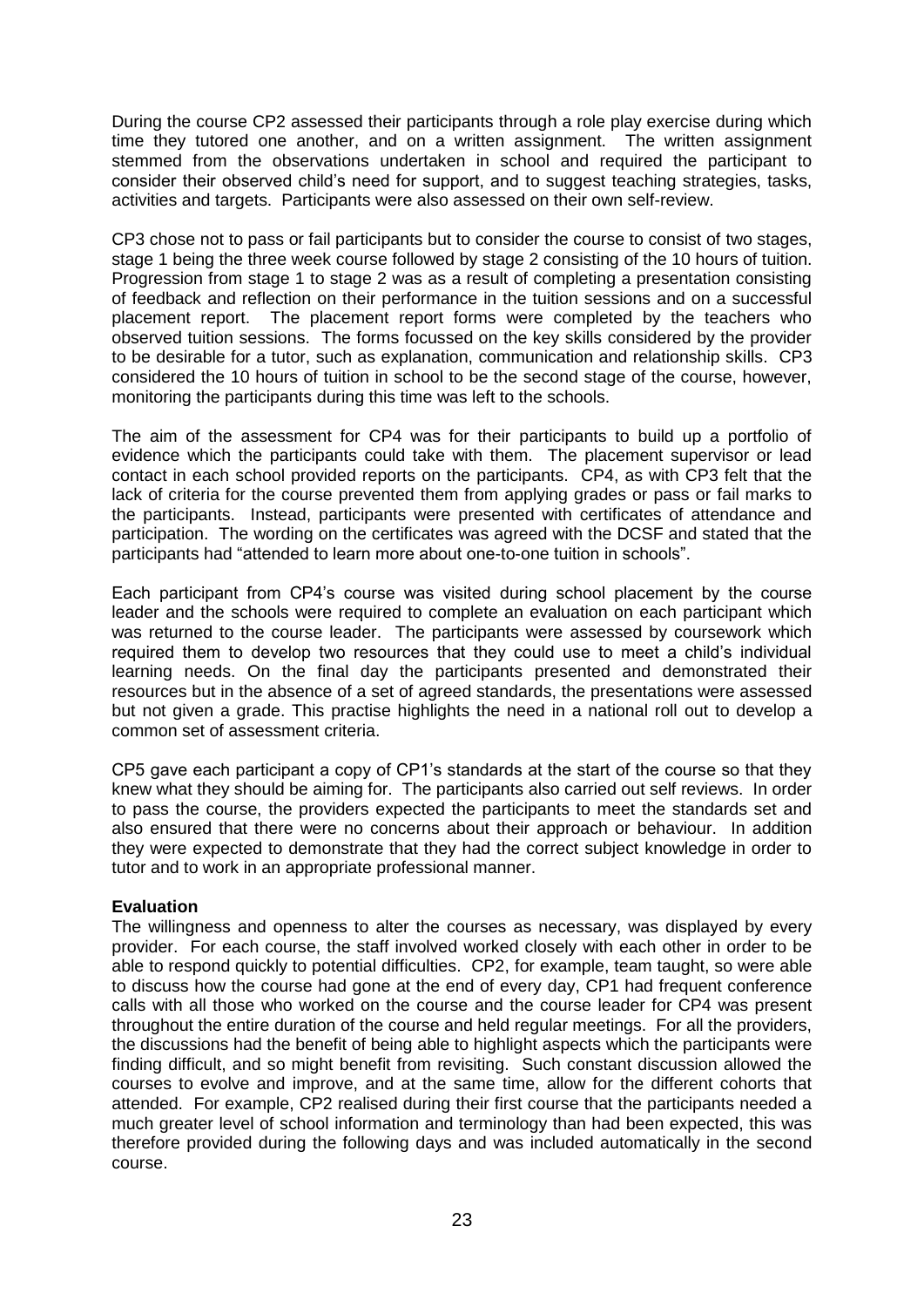During the course CP2 assessed their participants through a role play exercise during which time they tutored one another, and on a written assignment. The written assignment stemmed from the observations undertaken in school and required the participant to consider their observed child's need for support, and to suggest teaching strategies, tasks, activities and targets. Participants were also assessed on their own self-review.

CP3 chose not to pass or fail participants but to consider the course to consist of two stages, stage 1 being the three week course followed by stage 2 consisting of the 10 hours of tuition. Progression from stage 1 to stage 2 was as a result of completing a presentation consisting of feedback and reflection on their performance in the tuition sessions and on a successful placement report. The placement report forms were completed by the teachers who observed tuition sessions. The forms focussed on the key skills considered by the provider to be desirable for a tutor, such as explanation, communication and relationship skills. CP3 considered the 10 hours of tuition in school to be the second stage of the course, however, monitoring the participants during this time was left to the schools.

The aim of the assessment for CP4 was for their participants to build up a portfolio of evidence which the participants could take with them. The placement supervisor or lead contact in each school provided reports on the participants. CP4, as with CP3 felt that the lack of criteria for the course prevented them from applying grades or pass or fail marks to the participants. Instead, participants were presented with certificates of attendance and participation. The wording on the certificates was agreed with the DCSF and stated that the participants had "attended to learn more about one-to-one tuition in schools".

Each participant from CP4's course was visited during school placement by the course leader and the schools were required to complete an evaluation on each participant which was returned to the course leader. The participants were assessed by coursework which required them to develop two resources that they could use to meet a child's individual learning needs. On the final day the participants presented and demonstrated their resources but in the absence of a set of agreed standards, the presentations were assessed but not given a grade. This practise highlights the need in a national roll out to develop a common set of assessment criteria.

CP5 gave each participant a copy of CP1's standards at the start of the course so that they knew what they should be aiming for. The participants also carried out self reviews. In order to pass the course, the providers expected the participants to meet the standards set and also ensured that there were no concerns about their approach or behaviour. In addition they were expected to demonstrate that they had the correct subject knowledge in order to tutor and to work in an appropriate professional manner.

**Evaluation**

The willingness and openness to alter the courses as necessary, was displayed by every provider. For each course, the staff involved worked closely with each other in order to be able to respond quickly to potential difficulties. CP2, for example, team taught, so were able to discuss how the course had gone at the end of every day, CP1 had frequent conference calls with all those who worked on the course and the course leader for CP4 was present throughout the entire duration of the course and held regular meetings. For all the providers, the discussions had the benefit of being able to highlight aspects which the participants were finding difficult, and so might benefit from revisiting. Such constant discussion allowed the courses to evolve and improve, and at the same time, allow for the different cohorts that attended. For example, CP2 realised during their first course that the participants needed a much greater level of school information and terminology than had been expected, this was therefore provided during the following days and was included automatically in the second course.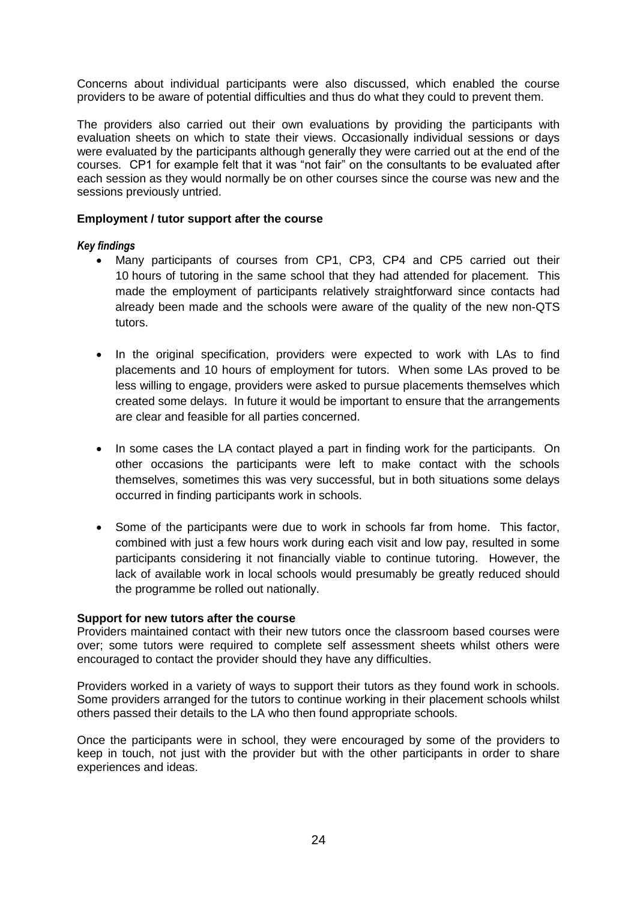Concerns about individual participants were also discussed, which enabled the course providers to be aware of potential difficulties and thus do what they could to prevent them.

The providers also carried out their own evaluations by providing the participants with evaluation sheets on which to state their views. Occasionally individual sessions or days were evaluated by the participants although generally they were carried out at the end of the courses. CP1 for example felt that it was "not fair" on the consultants to be evaluated after each session as they would normally be on other courses since the course was new and the sessions previously untried.

**Employment / tutor support after the course**

***Key findings***

- Many participants of courses from CP1, CP3, CP4 and CP5 carried out their 10 hours of tutoring in the same school that they had attended for placement. This made the employment of participants relatively straightforward since contacts had already been made and the schools were aware of the quality of the new non-QTS tutors.

- In the original specification, providers were expected to work with LAs to find placements and 10 hours of employment for tutors. When some LAs proved to be less willing to engage, providers were asked to pursue placements themselves which created some delays. In future it would be important to ensure that the arrangements are clear and feasible for all parties concerned.

- In some cases the LA contact played a part in finding work for the participants. On other occasions the participants were left to make contact with the schools themselves, sometimes this was very successful, but in both situations some delays occurred in finding participants work in schools.

- Some of the participants were due to work in schools far from home. This factor, combined with just a few hours work during each visit and low pay, resulted in some participants considering it not financially viable to continue tutoring. However, the lack of available work in local schools would presumably be greatly reduced should the programme be rolled out nationally.

**Support for new tutors after the course**

Providers maintained contact with their new tutors once the classroom based courses were over; some tutors were required to complete self assessment sheets whilst others were encouraged to contact the provider should they have any difficulties.

Providers worked in a variety of ways to support their tutors as they found work in schools. Some providers arranged for the tutors to continue working in their placement schools whilst others passed their details to the LA who then found appropriate schools.

Once the participants were in school, they were encouraged by some of the providers to keep in touch, not just with the provider but with the other participants in order to share experiences and ideas.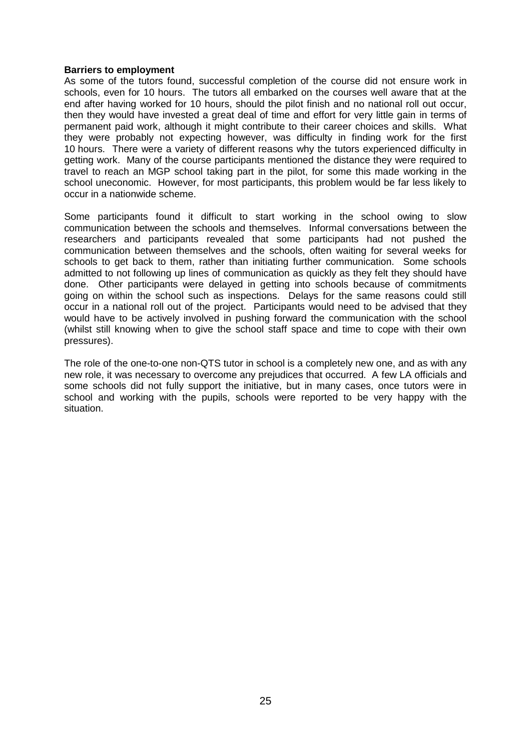**Barriers to employment**

As some of the tutors found, successful completion of the course did not ensure work in schools, even for 10 hours. The tutors all embarked on the courses well aware that at the end after having worked for 10 hours, should the pilot finish and no national roll out occur, then they would have invested a great deal of time and effort for very little gain in terms of permanent paid work, although it might contribute to their career choices and skills. What they were probably not expecting however, was difficulty in finding work for the first 10 hours. There were a variety of different reasons why the tutors experienced difficulty in getting work. Many of the course participants mentioned the distance they were required to travel to reach an MGP school taking part in the pilot, for some this made working in the school uneconomic. However, for most participants, this problem would be far less likely to occur in a nationwide scheme.

Some participants found it difficult to start working in the school owing to slow communication between the schools and themselves. Informal conversations between the researchers and participants revealed that some participants had not pushed the communication between themselves and the schools, often waiting for several weeks for schools to get back to them, rather than initiating further communication. Some schools admitted to not following up lines of communication as quickly as they felt they should have done. Other participants were delayed in getting into schools because of commitments going on within the school such as inspections. Delays for the same reasons could still occur in a national roll out of the project. Participants would need to be advised that they would have to be actively involved in pushing forward the communication with the school (whilst still knowing when to give the school staff space and time to cope with their own pressures).

The role of the one-to-one non-QTS tutor in school is a completely new one, and as with any new role, it was necessary to overcome any prejudices that occurred. A few LA officials and some schools did not fully support the initiative, but in many cases, once tutors were in school and working with the pupils, schools were reported to be very happy with the situation.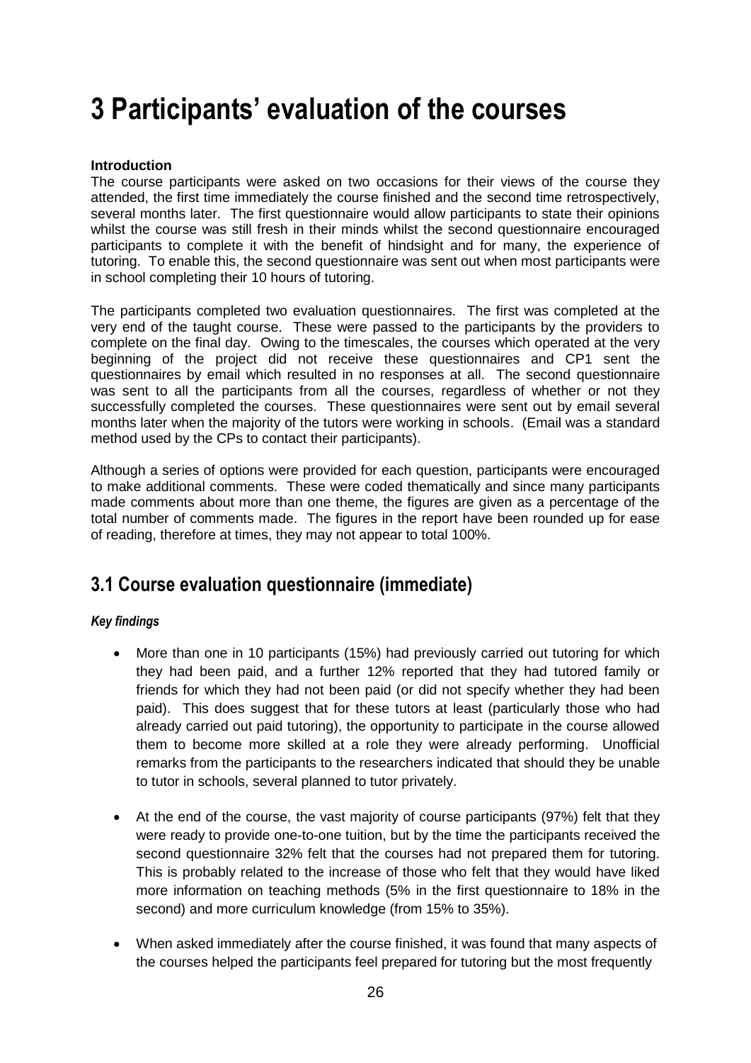# 3 Participants' evaluation of the courses

**Introduction**

The course participants were asked on two occasions for their views of the course they attended, the first time immediately the course finished and the second time retrospectively, several months later. The first questionnaire would allow participants to state their opinions whilst the course was still fresh in their minds whilst the second questionnaire encouraged participants to complete it with the benefit of hindsight and for many, the experience of tutoring. To enable this, the second questionnaire was sent out when most participants were in school completing their 10 hours of tutoring.

The participants completed two evaluation questionnaires. The first was completed at the very end of the taught course. These were passed to the participants by the providers to complete on the final day. Owing to the timescales, the courses which operated at the very beginning of the project did not receive these questionnaires and CP1 sent the questionnaires by email which resulted in no responses at all. The second questionnaire was sent to all the participants from all the courses, regardless of whether or not they successfully completed the courses. These questionnaires were sent out by email several months later when the majority of the tutors were working in schools. (Email was a standard method used by the CPs to contact their participants).

Although a series of options were provided for each question, participants were encouraged to make additional comments. These were coded thematically and since many participants made comments about more than one theme, the figures are given as a percentage of the total number of comments made. The figures in the report have been rounded up for ease of reading, therefore at times, they may not appear to total 100%.

## 3.1 Course evaluation questionnaire (immediate)

***Key findings***

- More than one in 10 participants (15%) had previously carried out tutoring for which they had been paid, and a further 12% reported that they had tutored family or friends for which they had not been paid (or did not specify whether they had been paid). This does suggest that for these tutors at least (particularly those who had already carried out paid tutoring), the opportunity to participate in the course allowed them to become more skilled at a role they were already performing. Unofficial remarks from the participants to the researchers indicated that should they be unable to tutor in schools, several planned to tutor privately.

- At the end of the course, the vast majority of course participants (97%) felt that they were ready to provide one-to-one tuition, but by the time the participants received the second questionnaire 32% felt that the courses had not prepared them for tutoring. This is probably related to the increase of those who felt that they would have liked more information on teaching methods (5% in the first questionnaire to 18% in the second) and more curriculum knowledge (from 15% to 35%).

- When asked immediately after the course finished, it was found that many aspects of the courses helped the participants feel prepared for tutoring but the most frequently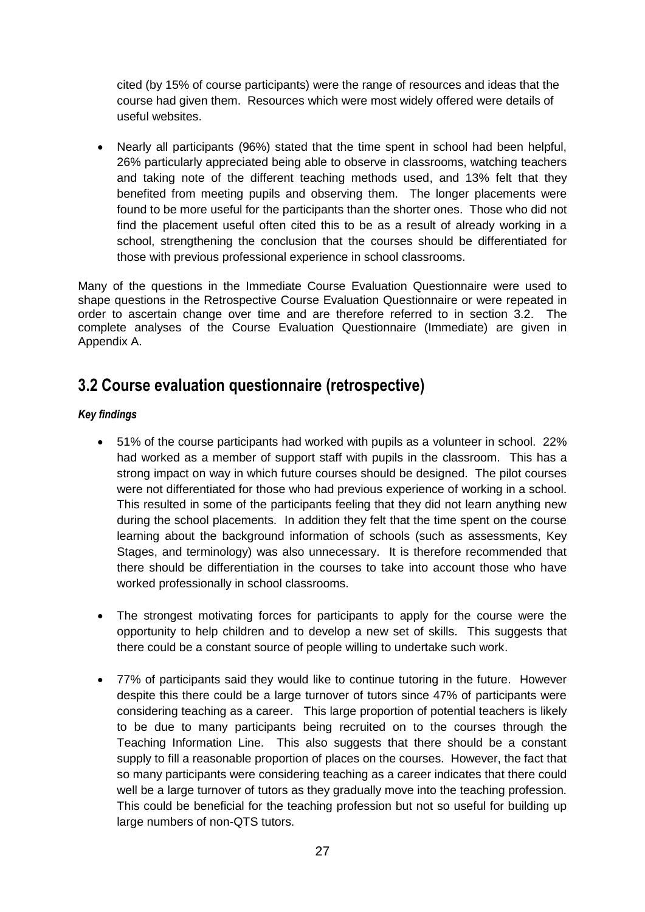cited (by 15% of course participants) were the range of resources and ideas that the course had given them. Resources which were most widely offered were details of useful websites.

- Nearly all participants (96%) stated that the time spent in school had been helpful, 26% particularly appreciated being able to observe in classrooms, watching teachers and taking note of the different teaching methods used, and 13% felt that they benefited from meeting pupils and observing them. The longer placements were found to be more useful for the participants than the shorter ones. Those who did not find the placement useful often cited this to be as a result of already working in a school, strengthening the conclusion that the courses should be differentiated for those with previous professional experience in school classrooms.

Many of the questions in the Immediate Course Evaluation Questionnaire were used to shape questions in the Retrospective Course Evaluation Questionnaire or were repeated in order to ascertain change over time and are therefore referred to in section 3.2. The complete analyses of the Course Evaluation Questionnaire (Immediate) are given in Appendix A.

## 3.2 Course evaluation questionnaire (retrospective)

***Key findings***

- 51% of the course participants had worked with pupils as a volunteer in school. 22% had worked as a member of support staff with pupils in the classroom. This has a strong impact on way in which future courses should be designed. The pilot courses were not differentiated for those who had previous experience of working in a school. This resulted in some of the participants feeling that they did not learn anything new during the school placements. In addition they felt that the time spent on the course learning about the background information of schools (such as assessments, Key Stages, and terminology) was also unnecessary. It is therefore recommended that there should be differentiation in the courses to take into account those who have worked professionally in school classrooms.

- The strongest motivating forces for participants to apply for the course were the opportunity to help children and to develop a new set of skills. This suggests that there could be a constant source of people willing to undertake such work.

- 77% of participants said they would like to continue tutoring in the future. However despite this there could be a large turnover of tutors since 47% of participants were considering teaching as a career. This large proportion of potential teachers is likely to be due to many participants being recruited on to the courses through the Teaching Information Line. This also suggests that there should be a constant supply to fill a reasonable proportion of places on the courses. However, the fact that so many participants were considering teaching as a career indicates that there could well be a large turnover of tutors as they gradually move into the teaching profession. This could be beneficial for the teaching profession but not so useful for building up large numbers of non-QTS tutors.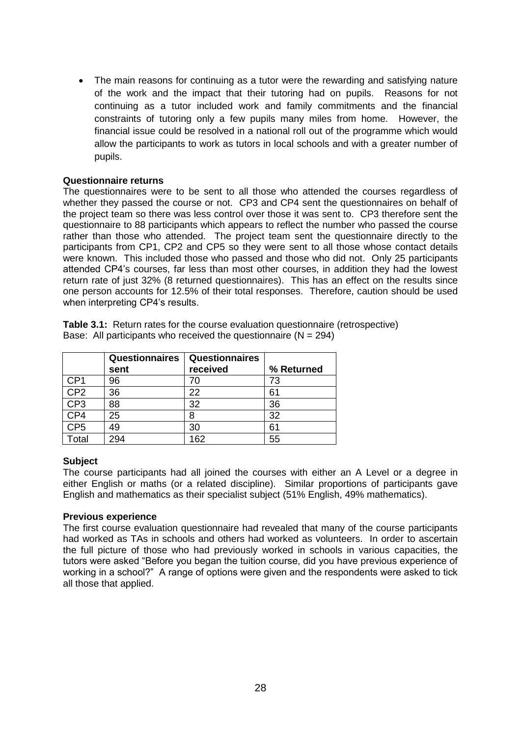- The main reasons for continuing as a tutor were the rewarding and satisfying nature of the work and the impact that their tutoring had on pupils. Reasons for not continuing as a tutor included work and family commitments and the financial constraints of tutoring only a few pupils many miles from home. However, the financial issue could be resolved in a national roll out of the programme which would allow the participants to work as tutors in local schools and with a greater number of pupils.

**Questionnaire returns**

The questionnaires were to be sent to all those who attended the courses regardless of whether they passed the course or not. CP3 and CP4 sent the questionnaires on behalf of the project team so there was less control over those it was sent to. CP3 therefore sent the questionnaire to 88 participants which appears to reflect the number who passed the course rather than those who attended. The project team sent the questionnaire directly to the participants from CP1, CP2 and CP5 so they were sent to all those whose contact details were known. This included those who passed and those who did not. Only 25 participants attended CP4's courses, far less than most other courses, in addition they had the lowest return rate of just 32% (8 returned questionnaires). This has an effect on the results since one person accounts for 12.5% of their total responses. Therefore, caution should be used when interpreting CP4's results.

**Table 3.1:** Return rates for the course evaluation questionnaire (retrospective)
Base: All participants who received the questionnaire (N = 294)

| | Questionnaires sent | Questionnaires received | % Returned |
|---|---|---|---|
| CP1 | 96 | 70 | 73 |
| CP2 | 36 | 22 | 61 |
| CP3 | 88 | 32 | 36 |
| CP4 | 25 | 8 | 32 |
| CP5 | 49 | 30 | 61 |
| Total | 294 | 162 | 55 |

**Subject**

The course participants had all joined the courses with either an A Level or a degree in either English or maths (or a related discipline). Similar proportions of participants gave English and mathematics as their specialist subject (51% English, 49% mathematics).

**Previous experience**

The first course evaluation questionnaire had revealed that many of the course participants had worked as TAs in schools and others had worked as volunteers. In order to ascertain the full picture of those who had previously worked in schools in various capacities, the tutors were asked "Before you began the tuition course, did you have previous experience of working in a school?" A range of options were given and the respondents were asked to tick all those that applied.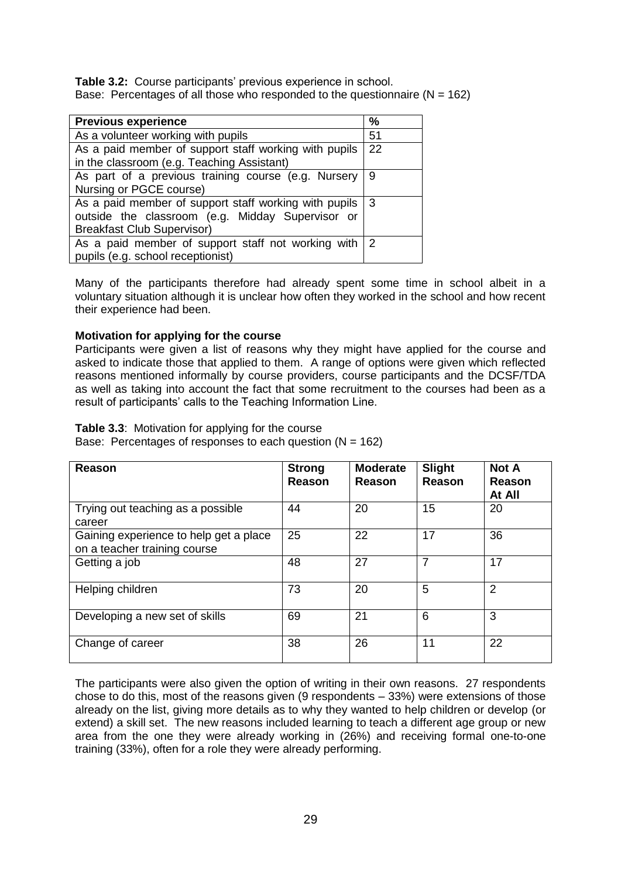**Table 3.2:** Course participants' previous experience in school.
Base: Percentages of all those who responded to the questionnaire (N = 162)

| Previous experience | % |
|---|---|
| As a volunteer working with pupils | 51 |
| As a paid member of support staff working with pupils in the classroom (e.g. Teaching Assistant) | 22 |
| As part of a previous training course (e.g. Nursery Nursing or PGCE course) | 9 |
| As a paid member of support staff working with pupils outside the classroom (e.g. Midday Supervisor or Breakfast Club Supervisor) | 3 |
| As a paid member of support staff not working with pupils (e.g. school receptionist) | 2 |

Many of the participants therefore had already spent some time in school albeit in a voluntary situation although it is unclear how often they worked in the school and how recent their experience had been.

**Motivation for applying for the course**

Participants were given a list of reasons why they might have applied for the course and asked to indicate those that applied to them. A range of options were given which reflected reasons mentioned informally by course providers, course participants and the DCSF/TDA as well as taking into account the fact that some recruitment to the courses had been as a result of participants' calls to the Teaching Information Line.

**Table 3.3**: Motivation for applying for the course
Base: Percentages of responses to each question (N = 162)

| Reason | Strong Reason | Moderate Reason | Slight Reason | Not A Reason At All |
|---|---|---|---|---|
| Trying out teaching as a possible career | 44 | 20 | 15 | 20 |
| Gaining experience to help get a place on a teacher training course | 25 | 22 | 17 | 36 |
| Getting a job | 48 | 27 | 7 | 17 |
| Helping children | 73 | 20 | 5 | 2 |
| Developing a new set of skills | 69 | 21 | 6 | 3 |
| Change of career | 38 | 26 | 11 | 22 |

The participants were also given the option of writing in their own reasons. 27 respondents chose to do this, most of the reasons given (9 respondents – 33%) were extensions of those already on the list, giving more details as to why they wanted to help children or develop (or extend) a skill set. The new reasons included learning to teach a different age group or new area from the one they were already working in (26%) and receiving formal one-to-one training (33%), often for a role they were already performing.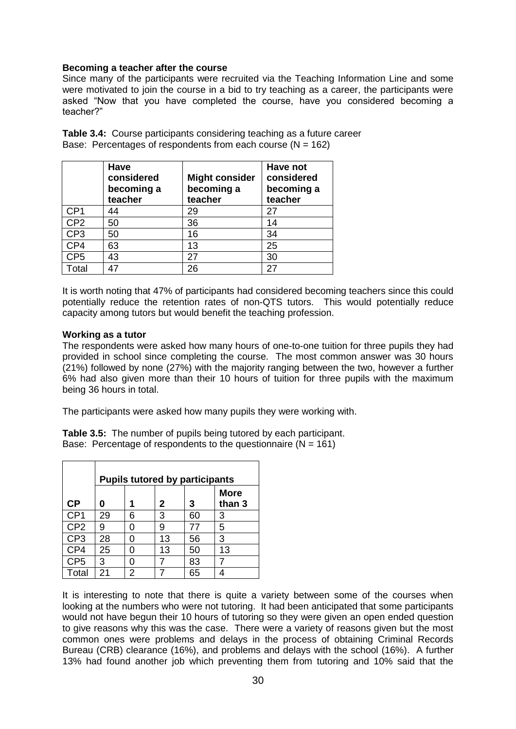**Becoming a teacher after the course**

Since many of the participants were recruited via the Teaching Information Line and some were motivated to join the course in a bid to try teaching as a career, the participants were asked "Now that you have completed the course, have you considered becoming a teacher?"

**Table 3.4:** Course participants considering teaching as a future career
Base: Percentages of respondents from each course (N = 162)

| | Have considered becoming a teacher | Might consider becoming a teacher | Have not considered becoming a teacher |
|---|---|---|---|
| CP1 | 44 | 29 | 27 |
| CP2 | 50 | 36 | 14 |
| CP3 | 50 | 16 | 34 |
| CP4 | 63 | 13 | 25 |
| CP5 | 43 | 27 | 30 |
| Total | 47 | 26 | 27 |

It is worth noting that 47% of participants had considered becoming teachers since this could potentially reduce the retention rates of non-QTS tutors. This would potentially reduce capacity among tutors but would benefit the teaching profession.

**Working as a tutor**

The respondents were asked how many hours of one-to-one tuition for three pupils they had provided in school since completing the course. The most common answer was 30 hours (21%) followed by none (27%) with the majority ranging between the two, however a further 6% had also given more than their 10 hours of tuition for three pupils with the maximum being 36 hours in total.

The participants were asked how many pupils they were working with.

**Table 3.5:** The number of pupils being tutored by each participant.
Base: Percentage of respondents to the questionnaire (N = 161)

| | Pupils tutored by participants | | | | |
|---|---|---|---|---|---|
| **CP** | **0** | **1** | **2** | **3** | **More than 3** |
| CP1 | 29 | 6 | 3 | 60 | 3 |
| CP2 | 9 | 0 | 9 | 77 | 5 |
| CP3 | 28 | 0 | 13 | 56 | 3 |
| CP4 | 25 | 0 | 13 | 50 | 13 |
| CP5 | 3 | 0 | 7 | 83 | 7 |
| Total | 21 | 2 | 7 | 65 | 4 |

It is interesting to note that there is quite a variety between some of the courses when looking at the numbers who were not tutoring. It had been anticipated that some participants would not have begun their 10 hours of tutoring so they were given an open ended question to give reasons why this was the case. There were a variety of reasons given but the most common ones were problems and delays in the process of obtaining Criminal Records Bureau (CRB) clearance (16%), and problems and delays with the school (16%). A further 13% had found another job which preventing them from tutoring and 10% said that the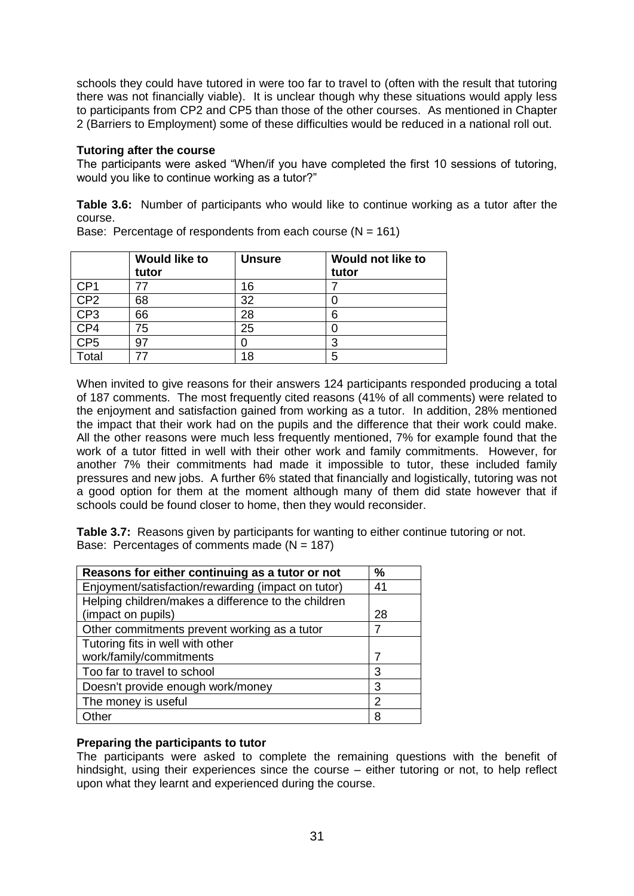schools they could have tutored in were too far to travel to (often with the result that tutoring there was not financially viable). It is unclear though why these situations would apply less to participants from CP2 and CP5 than those of the other courses. As mentioned in Chapter 2 (Barriers to Employment) some of these difficulties would be reduced in a national roll out.

**Tutoring after the course**

The participants were asked "When/if you have completed the first 10 sessions of tutoring, would you like to continue working as a tutor?"

**Table 3.6:** Number of participants who would like to continue working as a tutor after the course.

Base: Percentage of respondents from each course (N = 161)

| | Would like to tutor | Unsure | Would not like to tutor |
|---|---|---|---|
| CP1 | 77 | 16 | 7 |
| CP2 | 68 | 32 | 0 |
| CP3 | 66 | 28 | 6 |
| CP4 | 75 | 25 | 0 |
| CP5 | 97 | 0 | 3 |
| Total | 77 | 18 | 5 |

When invited to give reasons for their answers 124 participants responded producing a total of 187 comments. The most frequently cited reasons (41% of all comments) were related to the enjoyment and satisfaction gained from working as a tutor. In addition, 28% mentioned the impact that their work had on the pupils and the difference that their work could make. All the other reasons were much less frequently mentioned, 7% for example found that the work of a tutor fitted in well with their other work and family commitments. However, for another 7% their commitments had made it impossible to tutor, these included family pressures and new jobs. A further 6% stated that financially and logistically, tutoring was not a good option for them at the moment although many of them did state however that if schools could be found closer to home, then they would reconsider.

**Table 3.7:** Reasons given by participants for wanting to either continue tutoring or not.

Base: Percentages of comments made (N = 187)

| Reasons for either continuing as a tutor or not | % |
|---|---|
| Enjoyment/satisfaction/rewarding (impact on tutor) | 41 |
| Helping children/makes a difference to the children (impact on pupils) | 28 |
| Other commitments prevent working as a tutor | 7 |
| Tutoring fits in well with other work/family/commitments | 7 |
| Too far to travel to school | 3 |
| Doesn't provide enough work/money | 3 |
| The money is useful | 2 |
| Other | 8 |

**Preparing the participants to tutor**

The participants were asked to complete the remaining questions with the benefit of hindsight, using their experiences since the course – either tutoring or not, to help reflect upon what they learnt and experienced during the course.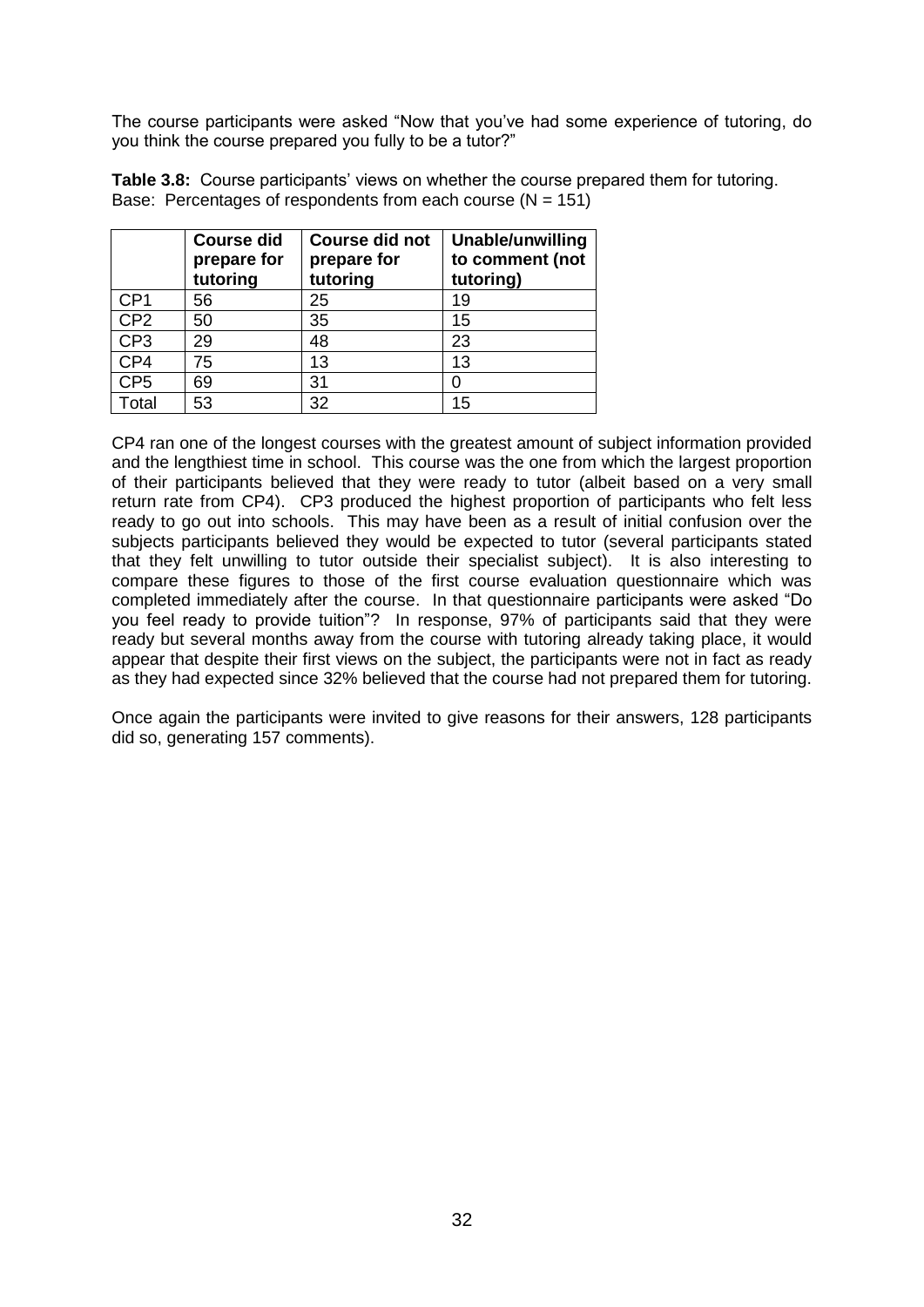The course participants were asked "Now that you've had some experience of tutoring, do you think the course prepared you fully to be a tutor?"

**Table 3.8:** Course participants' views on whether the course prepared them for tutoring. Base: Percentages of respondents from each course (N = 151)

| | **Course did prepare for tutoring** | **Course did not prepare for tutoring** | **Unable/unwilling to comment (not tutoring)** |
|---|---|---|---|
| CP1 | 56 | 25 | 19 |
| CP2 | 50 | 35 | 15 |
| CP3 | 29 | 48 | 23 |
| CP4 | 75 | 13 | 13 |
| CP5 | 69 | 31 | 0 |
| Total | 53 | 32 | 15 |

CP4 ran one of the longest courses with the greatest amount of subject information provided and the lengthiest time in school. This course was the one from which the largest proportion of their participants believed that they were ready to tutor (albeit based on a very small return rate from CP4). CP3 produced the highest proportion of participants who felt less ready to go out into schools. This may have been as a result of initial confusion over the subjects participants believed they would be expected to tutor (several participants stated that they felt unwilling to tutor outside their specialist subject). It is also interesting to compare these figures to those of the first course evaluation questionnaire which was completed immediately after the course. In that questionnaire participants were asked "Do you feel ready to provide tuition"? In response, 97% of participants said that they were ready but several months away from the course with tutoring already taking place, it would appear that despite their first views on the subject, the participants were not in fact as ready as they had expected since 32% believed that the course had not prepared them for tutoring.

Once again the participants were invited to give reasons for their answers, 128 participants did so, generating 157 comments).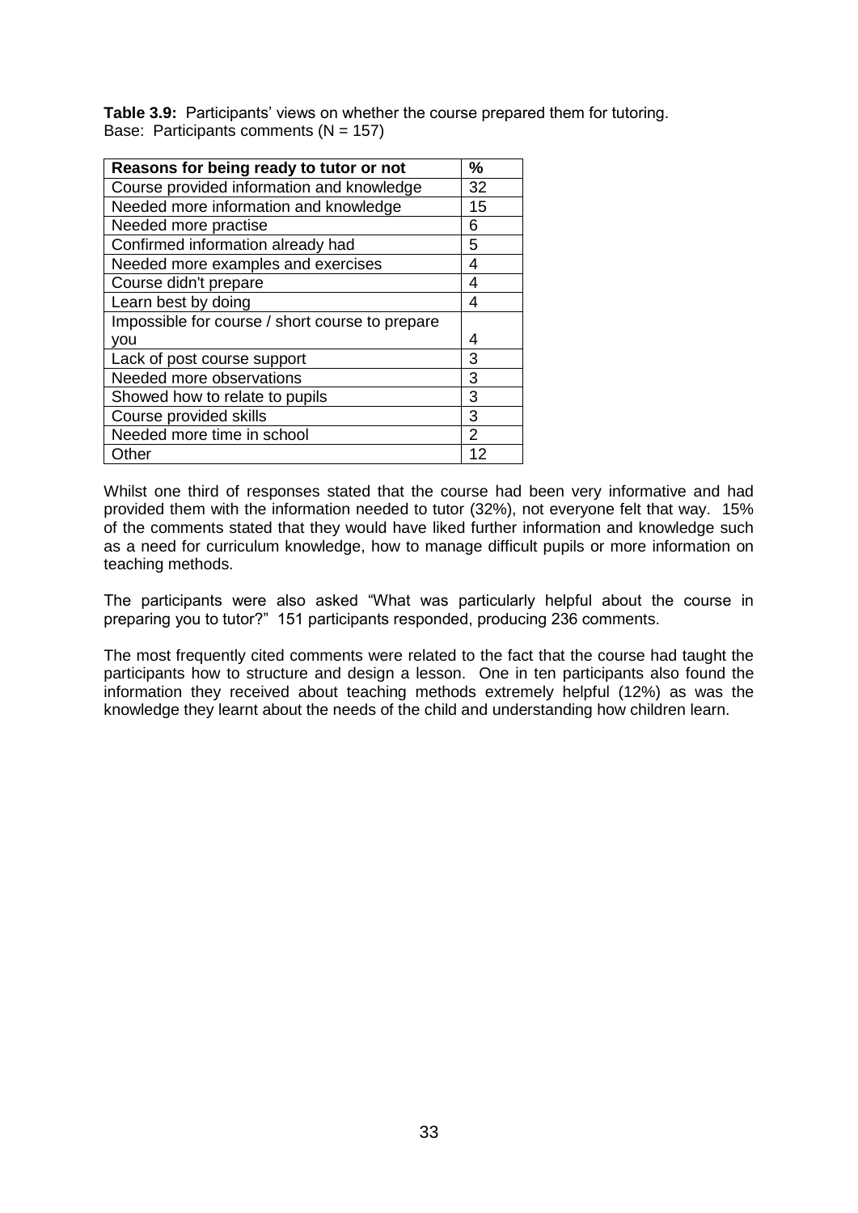**Table 3.9:** Participants' views on whether the course prepared them for tutoring.
Base: Participants comments (N = 157)

| Reasons for being ready to tutor or not | % |
|---|---|
| Course provided information and knowledge | 32 |
| Needed more information and knowledge | 15 |
| Needed more practise | 6 |
| Confirmed information already had | 5 |
| Needed more examples and exercises | 4 |
| Course didn't prepare | 4 |
| Learn best by doing | 4 |
| Impossible for course / short course to prepare you | 4 |
| Lack of post course support | 3 |
| Needed more observations | 3 |
| Showed how to relate to pupils | 3 |
| Course provided skills | 3 |
| Needed more time in school | 2 |
| Other | 12 |

Whilst one third of responses stated that the course had been very informative and had provided them with the information needed to tutor (32%), not everyone felt that way. 15% of the comments stated that they would have liked further information and knowledge such as a need for curriculum knowledge, how to manage difficult pupils or more information on teaching methods.

The participants were also asked "What was particularly helpful about the course in preparing you to tutor?" 151 participants responded, producing 236 comments.

The most frequently cited comments were related to the fact that the course had taught the participants how to structure and design a lesson. One in ten participants also found the information they received about teaching methods extremely helpful (12%) as was the knowledge they learnt about the needs of the child and understanding how children learn.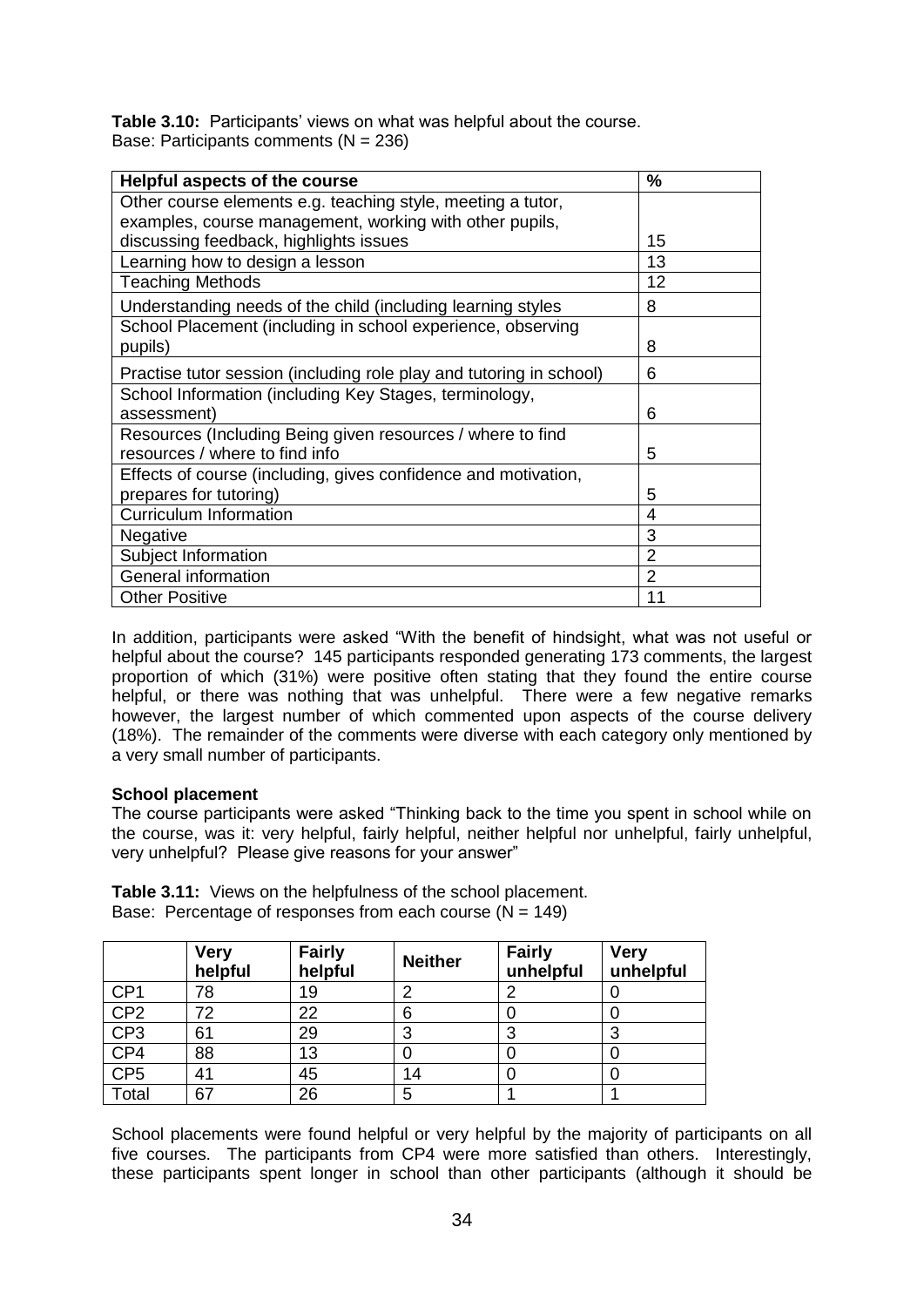**Table 3.10:** Participants' views on what was helpful about the course.
Base: Participants comments (N = 236)

| Helpful aspects of the course | % |
|---|---|
| Other course elements e.g. teaching style, meeting a tutor, examples, course management, working with other pupils, discussing feedback, highlights issues | 15 |
| Learning how to design a lesson | 13 |
| Teaching Methods | 12 |
| Understanding needs of the child (including learning styles | 8 |
| School Placement (including in school experience, observing pupils) | 8 |
| Practise tutor session (including role play and tutoring in school) | 6 |
| School Information (including Key Stages, terminology, assessment) | 6 |
| Resources (Including Being given resources / where to find resources / where to find info | 5 |
| Effects of course (including, gives confidence and motivation, prepares for tutoring) | 5 |
| Curriculum Information | 4 |
| Negative | 3 |
| Subject Information | 2 |
| General information | 2 |
| Other Positive | 11 |

In addition, participants were asked "With the benefit of hindsight, what was not useful or helpful about the course? 145 participants responded generating 173 comments, the largest proportion of which (31%) were positive often stating that they found the entire course helpful, or there was nothing that was unhelpful. There were a few negative remarks however, the largest number of which commented upon aspects of the course delivery (18%). The remainder of the comments were diverse with each category only mentioned by a very small number of participants.

**School placement**

The course participants were asked "Thinking back to the time you spent in school while on the course, was it: very helpful, fairly helpful, neither helpful nor unhelpful, fairly unhelpful, very unhelpful? Please give reasons for your answer"

**Table 3.11:** Views on the helpfulness of the school placement.
Base: Percentage of responses from each course (N = 149)

| | Very helpful | Fairly helpful | Neither | Fairly unhelpful | Very unhelpful |
|---|---|---|---|---|---|
| CP1 | 78 | 19 | 2 | 2 | 0 |
| CP2 | 72 | 22 | 6 | 0 | 0 |
| CP3 | 61 | 29 | 3 | 3 | 3 |
| CP4 | 88 | 13 | 0 | 0 | 0 |
| CP5 | 41 | 45 | 14 | 0 | 0 |
| Total | 67 | 26 | 5 | 1 | 1 |

School placements were found helpful or very helpful by the majority of participants on all five courses. The participants from CP4 were more satisfied than others. Interestingly, these participants spent longer in school than other participants (although it should be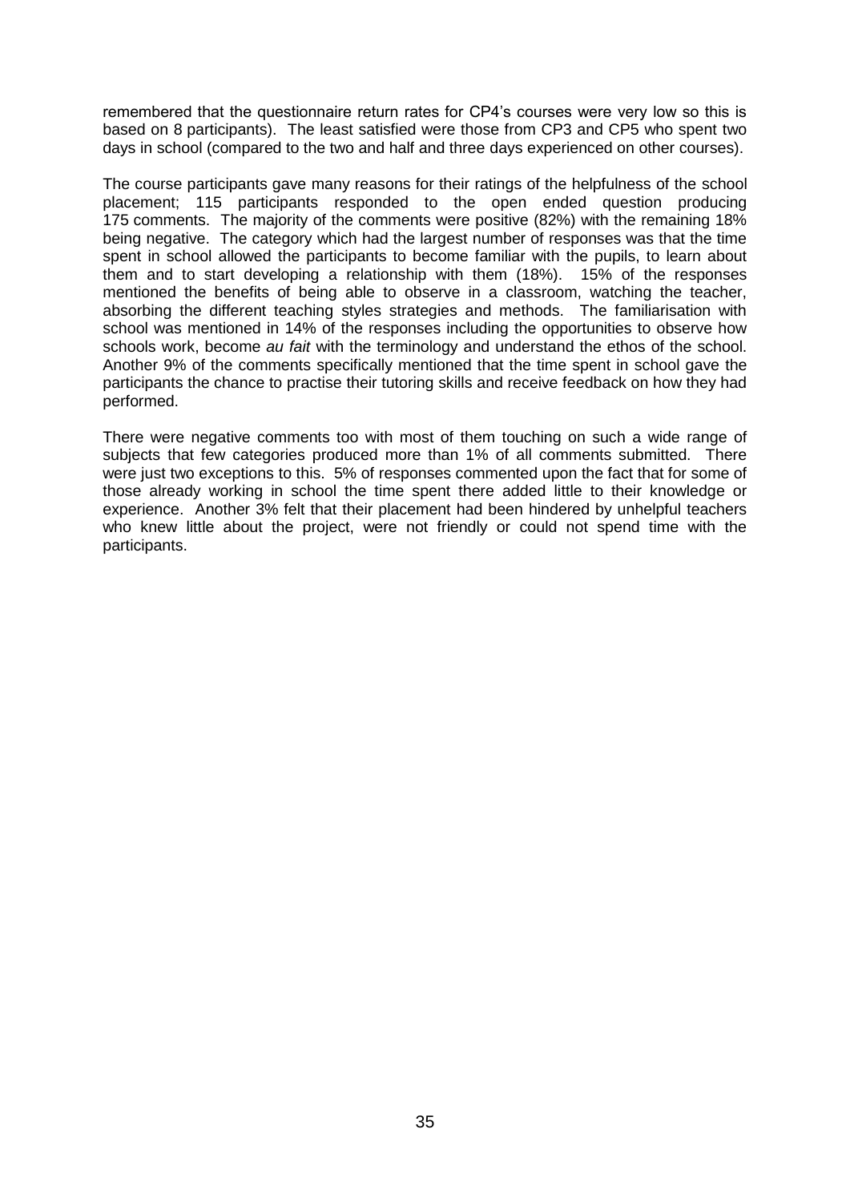remembered that the questionnaire return rates for CP4's courses were very low so this is based on 8 participants). The least satisfied were those from CP3 and CP5 who spent two days in school (compared to the two and half and three days experienced on other courses).

The course participants gave many reasons for their ratings of the helpfulness of the school placement; 115 participants responded to the open ended question producing 175 comments. The majority of the comments were positive (82%) with the remaining 18% being negative. The category which had the largest number of responses was that the time spent in school allowed the participants to become familiar with the pupils, to learn about them and to start developing a relationship with them (18%). 15% of the responses mentioned the benefits of being able to observe in a classroom, watching the teacher, absorbing the different teaching styles strategies and methods. The familiarisation with school was mentioned in 14% of the responses including the opportunities to observe how schools work, become *au fait* with the terminology and understand the ethos of the school. Another 9% of the comments specifically mentioned that the time spent in school gave the participants the chance to practise their tutoring skills and receive feedback on how they had performed.

There were negative comments too with most of them touching on such a wide range of subjects that few categories produced more than 1% of all comments submitted. There were just two exceptions to this. 5% of responses commented upon the fact that for some of those already working in school the time spent there added little to their knowledge or experience. Another 3% felt that their placement had been hindered by unhelpful teachers who knew little about the project, were not friendly or could not spend time with the participants.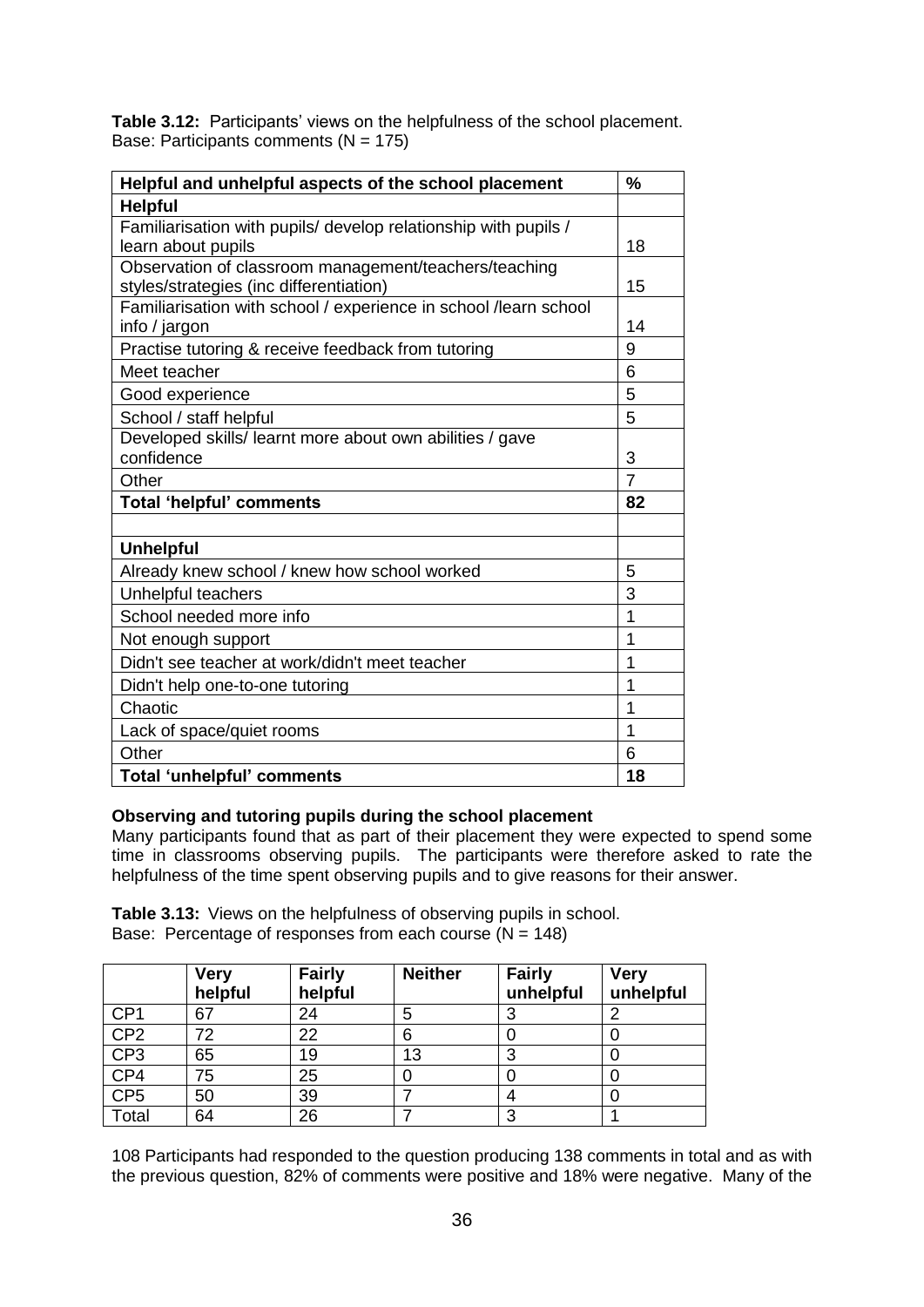**Table 3.12:** Participants' views on the helpfulness of the school placement.
Base: Participants comments (N = 175)

| Helpful and unhelpful aspects of the school placement | % |
|---|---|
| **Helpful** | |
| Familiarisation with pupils/ develop relationship with pupils / learn about pupils | 18 |
| Observation of classroom management/teachers/teaching styles/strategies (inc differentiation) | 15 |
| Familiarisation with school / experience in school /learn school info / jargon | 14 |
| Practise tutoring & receive feedback from tutoring | 9 |
| Meet teacher | 6 |
| Good experience | 5 |
| School / staff helpful | 5 |
| Developed skills/ learnt more about own abilities / gave confidence | 3 |
| Other | 7 |
| **Total 'helpful' comments** | **82** |
| | |
| **Unhelpful** | |
| Already knew school / knew how school worked | 5 |
| Unhelpful teachers | 3 |
| School needed more info | 1 |
| Not enough support | 1 |
| Didn't see teacher at work/didn't meet teacher | 1 |
| Didn't help one-to-one tutoring | 1 |
| Chaotic | 1 |
| Lack of space/quiet rooms | 1 |
| Other | 6 |
| **Total 'unhelpful' comments** | **18** |

**Observing and tutoring pupils during the school placement**

Many participants found that as part of their placement they were expected to spend some time in classrooms observing pupils. The participants were therefore asked to rate the helpfulness of the time spent observing pupils and to give reasons for their answer.

**Table 3.13:** Views on the helpfulness of observing pupils in school.
Base: Percentage of responses from each course (N = 148)

| | Very helpful | Fairly helpful | Neither | Fairly unhelpful | Very unhelpful |
|---|---|---|---|---|---|
| CP1 | 67 | 24 | 5 | 3 | 2 |
| CP2 | 72 | 22 | 6 | 0 | 0 |
| CP3 | 65 | 19 | 13 | 3 | 0 |
| CP4 | 75 | 25 | 0 | 0 | 0 |
| CP5 | 50 | 39 | 7 | 4 | 0 |
| Total | 64 | 26 | 7 | 3 | 1 |

108 Participants had responded to the question producing 138 comments in total and as with the previous question, 82% of comments were positive and 18% were negative. Many of the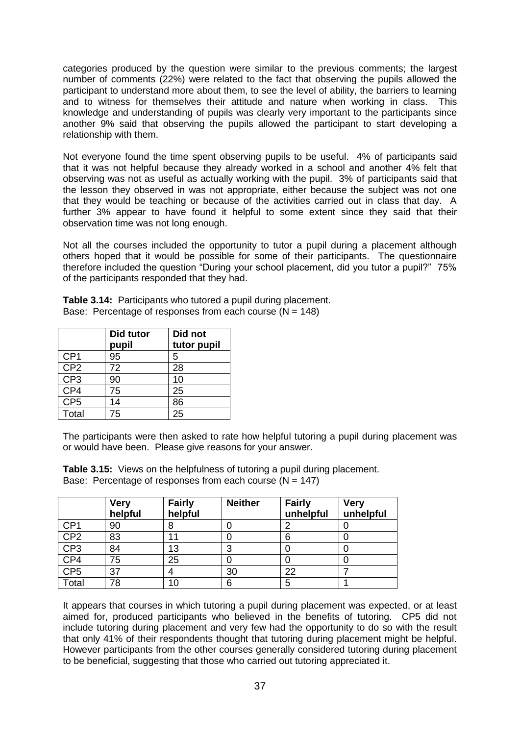categories produced by the question were similar to the previous comments; the largest number of comments (22%) were related to the fact that observing the pupils allowed the participant to understand more about them, to see the level of ability, the barriers to learning and to witness for themselves their attitude and nature when working in class. This knowledge and understanding of pupils was clearly very important to the participants since another 9% said that observing the pupils allowed the participant to start developing a relationship with them.

Not everyone found the time spent observing pupils to be useful. 4% of participants said that it was not helpful because they already worked in a school and another 4% felt that observing was not as useful as actually working with the pupil. 3% of participants said that the lesson they observed in was not appropriate, either because the subject was not one that they would be teaching or because of the activities carried out in class that day. A further 3% appear to have found it helpful to some extent since they said that their observation time was not long enough.

Not all the courses included the opportunity to tutor a pupil during a placement although others hoped that it would be possible for some of their participants. The questionnaire therefore included the question "During your school placement, did you tutor a pupil?" 75% of the participants responded that they had.

**Table 3.14:** Participants who tutored a pupil during placement.
Base: Percentage of responses from each course (N = 148)

| | Did tutor pupil | Did not tutor pupil |
|---|---|---|
| CP1 | 95 | 5 |
| CP2 | 72 | 28 |
| CP3 | 90 | 10 |
| CP4 | 75 | 25 |
| CP5 | 14 | 86 |
| Total | 75 | 25 |

The participants were then asked to rate how helpful tutoring a pupil during placement was or would have been. Please give reasons for your answer.

**Table 3.15:** Views on the helpfulness of tutoring a pupil during placement.
Base: Percentage of responses from each course (N = 147)

| | Very helpful | Fairly helpful | Neither | Fairly unhelpful | Very unhelpful |
|---|---|---|---|---|---|
| CP1 | 90 | 8 | 0 | 2 | 0 |
| CP2 | 83 | 11 | 0 | 6 | 0 |
| CP3 | 84 | 13 | 3 | 0 | 0 |
| CP4 | 75 | 25 | 0 | 0 | 0 |
| CP5 | 37 | 4 | 30 | 22 | 7 |
| Total | 78 | 10 | 6 | 5 | 1 |

It appears that courses in which tutoring a pupil during placement was expected, or at least aimed for, produced participants who believed in the benefits of tutoring. CP5 did not include tutoring during placement and very few had the opportunity to do so with the result that only 41% of their respondents thought that tutoring during placement might be helpful. However participants from the other courses generally considered tutoring during placement to be beneficial, suggesting that those who carried out tutoring appreciated it.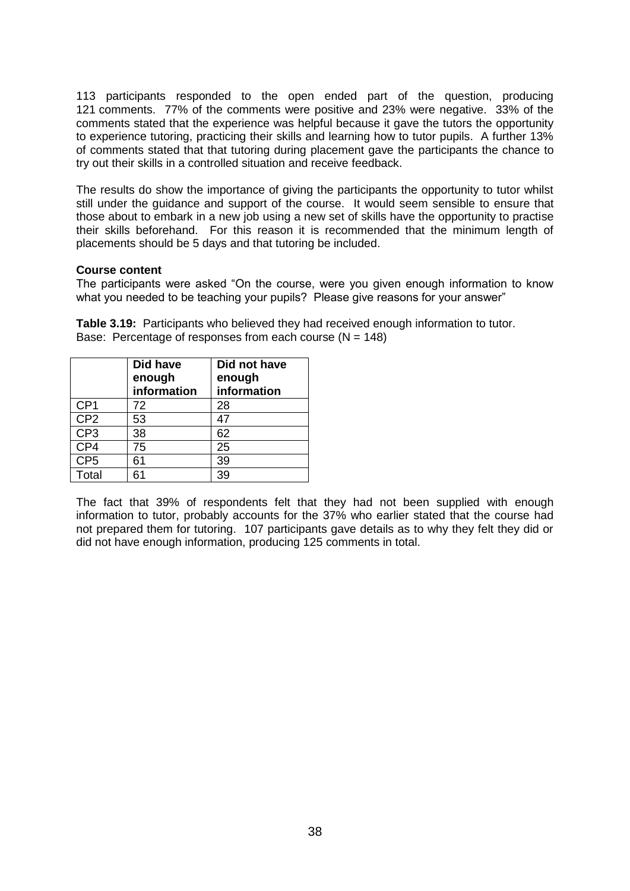113 participants responded to the open ended part of the question, producing 121 comments. 77% of the comments were positive and 23% were negative. 33% of the comments stated that the experience was helpful because it gave the tutors the opportunity to experience tutoring, practicing their skills and learning how to tutor pupils. A further 13% of comments stated that that tutoring during placement gave the participants the chance to try out their skills in a controlled situation and receive feedback.

The results do show the importance of giving the participants the opportunity to tutor whilst still under the guidance and support of the course. It would seem sensible to ensure that those about to embark in a new job using a new set of skills have the opportunity to practise their skills beforehand. For this reason it is recommended that the minimum length of placements should be 5 days and that tutoring be included.

**Course content**

The participants were asked "On the course, were you given enough information to know what you needed to be teaching your pupils? Please give reasons for your answer"

**Table 3.19:** Participants who believed they had received enough information to tutor.
Base: Percentage of responses from each course (N = 148)

| | Did have enough information | Did not have enough information |
|---|---|---|
| CP1 | 72 | 28 |
| CP2 | 53 | 47 |
| CP3 | 38 | 62 |
| CP4 | 75 | 25 |
| CP5 | 61 | 39 |
| Total | 61 | 39 |

The fact that 39% of respondents felt that they had not been supplied with enough information to tutor, probably accounts for the 37% who earlier stated that the course had not prepared them for tutoring. 107 participants gave details as to why they felt they did or did not have enough information, producing 125 comments in total.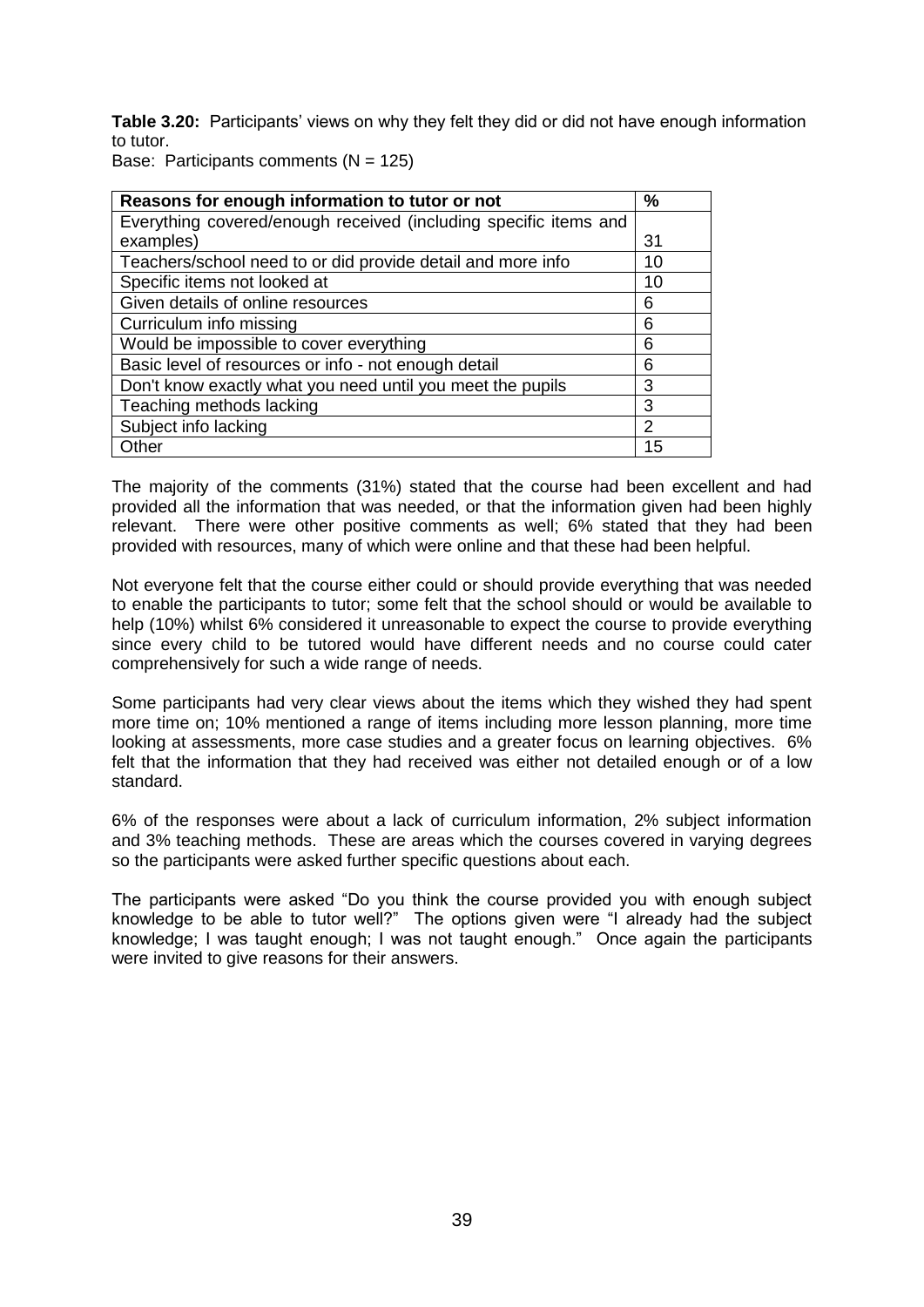**Table 3.20:** Participants' views on why they felt they did or did not have enough information to tutor.

Base: Participants comments (N = 125)

| Reasons for enough information to tutor or not | % |
|---|---|
| Everything covered/enough received (including specific items and examples) | 31 |
| Teachers/school need to or did provide detail and more info | 10 |
| Specific items not looked at | 10 |
| Given details of online resources | 6 |
| Curriculum info missing | 6 |
| Would be impossible to cover everything | 6 |
| Basic level of resources or info - not enough detail | 6 |
| Don't know exactly what you need until you meet the pupils | 3 |
| Teaching methods lacking | 3 |
| Subject info lacking | 2 |
| Other | 15 |

The majority of the comments (31%) stated that the course had been excellent and had provided all the information that was needed, or that the information given had been highly relevant. There were other positive comments as well; 6% stated that they had been provided with resources, many of which were online and that these had been helpful.

Not everyone felt that the course either could or should provide everything that was needed to enable the participants to tutor; some felt that the school should or would be available to help (10%) whilst 6% considered it unreasonable to expect the course to provide everything since every child to be tutored would have different needs and no course could cater comprehensively for such a wide range of needs.

Some participants had very clear views about the items which they wished they had spent more time on; 10% mentioned a range of items including more lesson planning, more time looking at assessments, more case studies and a greater focus on learning objectives. 6% felt that the information that they had received was either not detailed enough or of a low standard.

6% of the responses were about a lack of curriculum information, 2% subject information and 3% teaching methods. These are areas which the courses covered in varying degrees so the participants were asked further specific questions about each.

The participants were asked "Do you think the course provided you with enough subject knowledge to be able to tutor well?" The options given were "I already had the subject knowledge; I was taught enough; I was not taught enough." Once again the participants were invited to give reasons for their answers.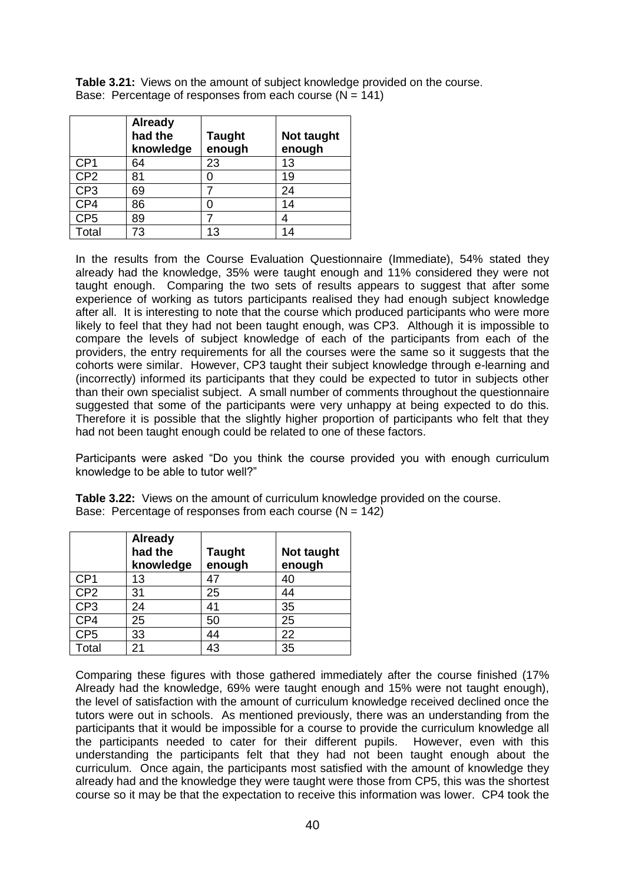**Table 3.21:** Views on the amount of subject knowledge provided on the course.
Base: Percentage of responses from each course (N = 141)

| | Already had the knowledge | Taught enough | Not taught enough |
|---|---|---|---|
| CP1 | 64 | 23 | 13 |
| CP2 | 81 | 0 | 19 |
| CP3 | 69 | 7 | 24 |
| CP4 | 86 | 0 | 14 |
| CP5 | 89 | 7 | 4 |
| Total | 73 | 13 | 14 |

In the results from the Course Evaluation Questionnaire (Immediate), 54% stated they already had the knowledge, 35% were taught enough and 11% considered they were not taught enough. Comparing the two sets of results appears to suggest that after some experience of working as tutors participants realised they had enough subject knowledge after all. It is interesting to note that the course which produced participants who were more likely to feel that they had not been taught enough, was CP3. Although it is impossible to compare the levels of subject knowledge of each of the participants from each of the providers, the entry requirements for all the courses were the same so it suggests that the cohorts were similar. However, CP3 taught their subject knowledge through e-learning and (incorrectly) informed its participants that they could be expected to tutor in subjects other than their own specialist subject. A small number of comments throughout the questionnaire suggested that some of the participants were very unhappy at being expected to do this. Therefore it is possible that the slightly higher proportion of participants who felt that they had not been taught enough could be related to one of these factors.

Participants were asked "Do you think the course provided you with enough curriculum knowledge to be able to tutor well?"

**Table 3.22:** Views on the amount of curriculum knowledge provided on the course.
Base: Percentage of responses from each course (N = 142)

| | Already had the knowledge | Taught enough | Not taught enough |
|---|---|---|---|
| CP1 | 13 | 47 | 40 |
| CP2 | 31 | 25 | 44 |
| CP3 | 24 | 41 | 35 |
| CP4 | 25 | 50 | 25 |
| CP5 | 33 | 44 | 22 |
| Total | 21 | 43 | 35 |

Comparing these figures with those gathered immediately after the course finished (17% Already had the knowledge, 69% were taught enough and 15% were not taught enough), the level of satisfaction with the amount of curriculum knowledge received declined once the tutors were out in schools. As mentioned previously, there was an understanding from the participants that it would be impossible for a course to provide the curriculum knowledge all the participants needed to cater for their different pupils. However, even with this understanding the participants felt that they had not been taught enough about the curriculum. Once again, the participants most satisfied with the amount of knowledge they already had and the knowledge they were taught were those from CP5, this was the shortest course so it may be that the expectation to receive this information was lower. CP4 took the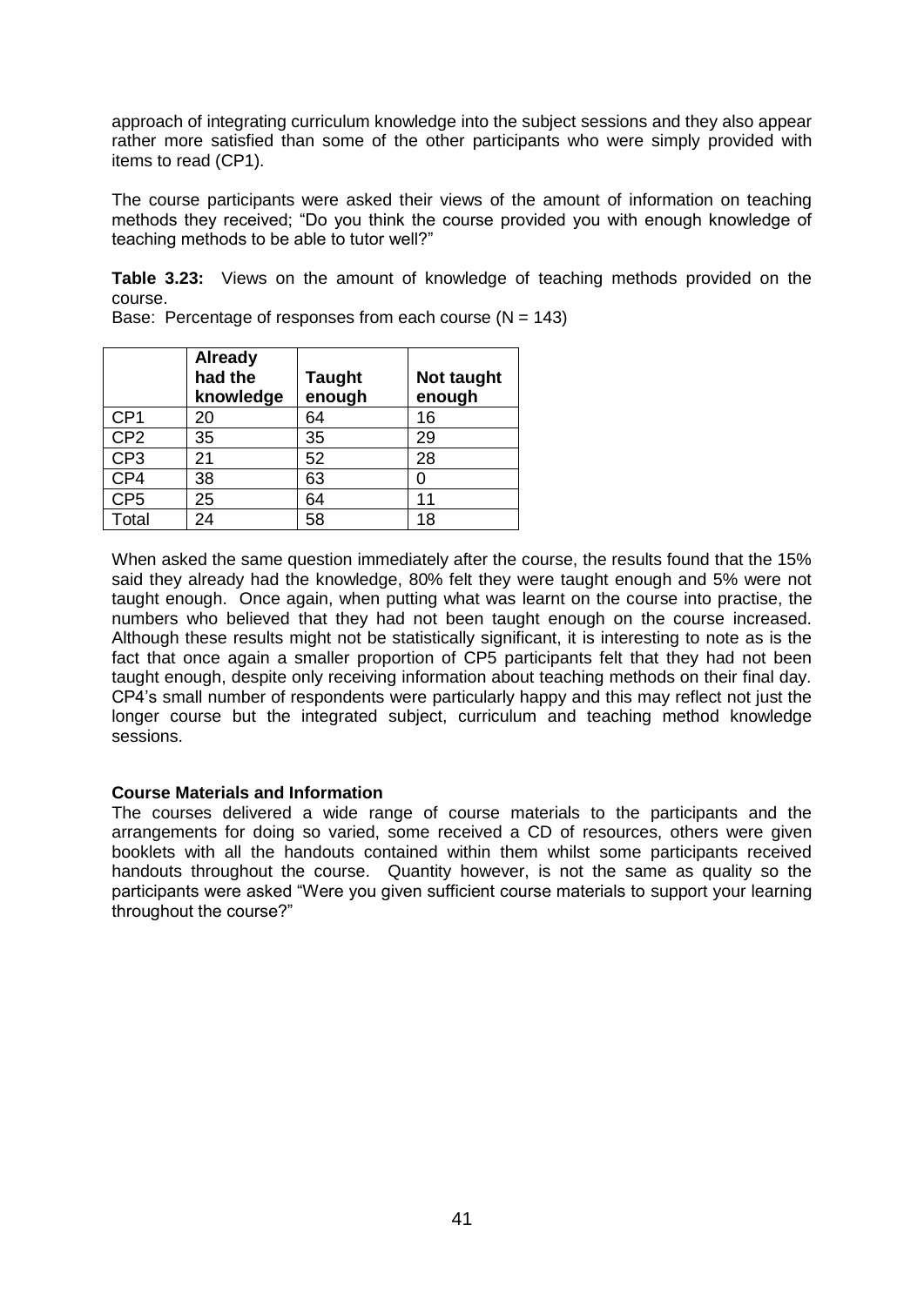approach of integrating curriculum knowledge into the subject sessions and they also appear rather more satisfied than some of the other participants who were simply provided with items to read (CP1).

The course participants were asked their views of the amount of information on teaching methods they received; "Do you think the course provided you with enough knowledge of teaching methods to be able to tutor well?"

**Table 3.23:** Views on the amount of knowledge of teaching methods provided on the course.
Base: Percentage of responses from each course (N = 143)

| | **Already had the knowledge** | **Taught enough** | **Not taught enough** |
|---|---|---|---|
| CP1 | 20 | 64 | 16 |
| CP2 | 35 | 35 | 29 |
| CP3 | 21 | 52 | 28 |
| CP4 | 38 | 63 | 0 |
| CP5 | 25 | 64 | 11 |
| Total | 24 | 58 | 18 |

When asked the same question immediately after the course, the results found that the 15% said they already had the knowledge, 80% felt they were taught enough and 5% were not taught enough. Once again, when putting what was learnt on the course into practise, the numbers who believed that they had not been taught enough on the course increased. Although these results might not be statistically significant, it is interesting to note as is the fact that once again a smaller proportion of CP5 participants felt that they had not been taught enough, despite only receiving information about teaching methods on their final day. CP4's small number of respondents were particularly happy and this may reflect not just the longer course but the integrated subject, curriculum and teaching method knowledge sessions.

**Course Materials and Information**

The courses delivered a wide range of course materials to the participants and the arrangements for doing so varied, some received a CD of resources, others were given booklets with all the handouts contained within them whilst some participants received handouts throughout the course. Quantity however, is not the same as quality so the participants were asked "Were you given sufficient course materials to support your learning throughout the course?"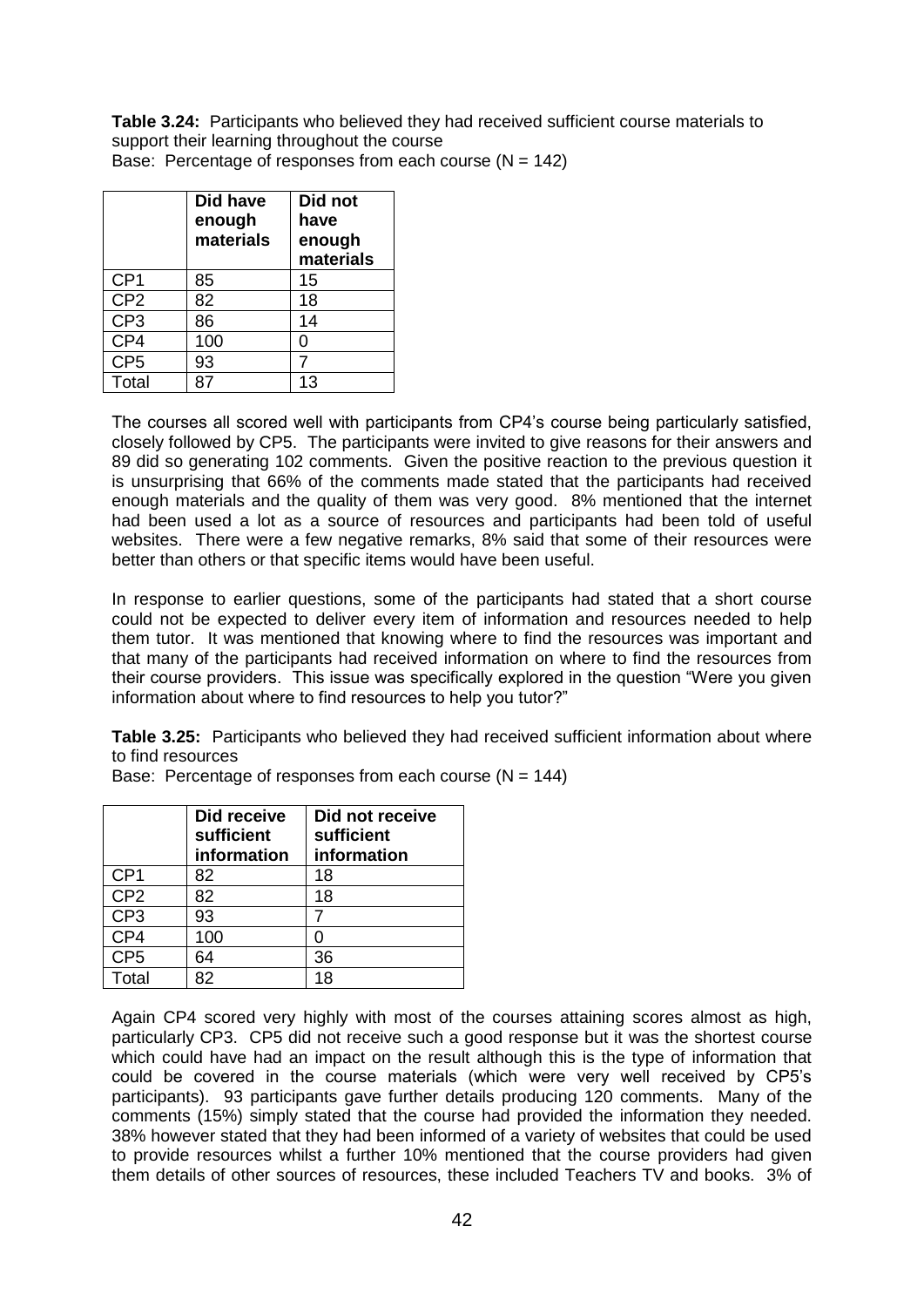**Table 3.24:** Participants who believed they had received sufficient course materials to support their learning throughout the course
Base: Percentage of responses from each course (N = 142)

| | Did have enough materials | Did not have enough materials |
|---|---|---|
| CP1 | 85 | 15 |
| CP2 | 82 | 18 |
| CP3 | 86 | 14 |
| CP4 | 100 | 0 |
| CP5 | 93 | 7 |
| Total | 87 | 13 |

The courses all scored well with participants from CP4's course being particularly satisfied, closely followed by CP5. The participants were invited to give reasons for their answers and 89 did so generating 102 comments. Given the positive reaction to the previous question it is unsurprising that 66% of the comments made stated that the participants had received enough materials and the quality of them was very good. 8% mentioned that the internet had been used a lot as a source of resources and participants had been told of useful websites. There were a few negative remarks, 8% said that some of their resources were better than others or that specific items would have been useful.

In response to earlier questions, some of the participants had stated that a short course could not be expected to deliver every item of information and resources needed to help them tutor. It was mentioned that knowing where to find the resources was important and that many of the participants had received information on where to find the resources from their course providers. This issue was specifically explored in the question "Were you given information about where to find resources to help you tutor?"

**Table 3.25:** Participants who believed they had received sufficient information about where to find resources
Base: Percentage of responses from each course (N = 144)

| | Did receive sufficient information | Did not receive sufficient information |
|---|---|---|
| CP1 | 82 | 18 |
| CP2 | 82 | 18 |
| CP3 | 93 | 7 |
| CP4 | 100 | 0 |
| CP5 | 64 | 36 |
| Total | 82 | 18 |

Again CP4 scored very highly with most of the courses attaining scores almost as high, particularly CP3. CP5 did not receive such a good response but it was the shortest course which could have had an impact on the result although this is the type of information that could be covered in the course materials (which were very well received by CP5's participants). 93 participants gave further details producing 120 comments. Many of the comments (15%) simply stated that the course had provided the information they needed. 38% however stated that they had been informed of a variety of websites that could be used to provide resources whilst a further 10% mentioned that the course providers had given them details of other sources of resources, these included Teachers TV and books. 3% of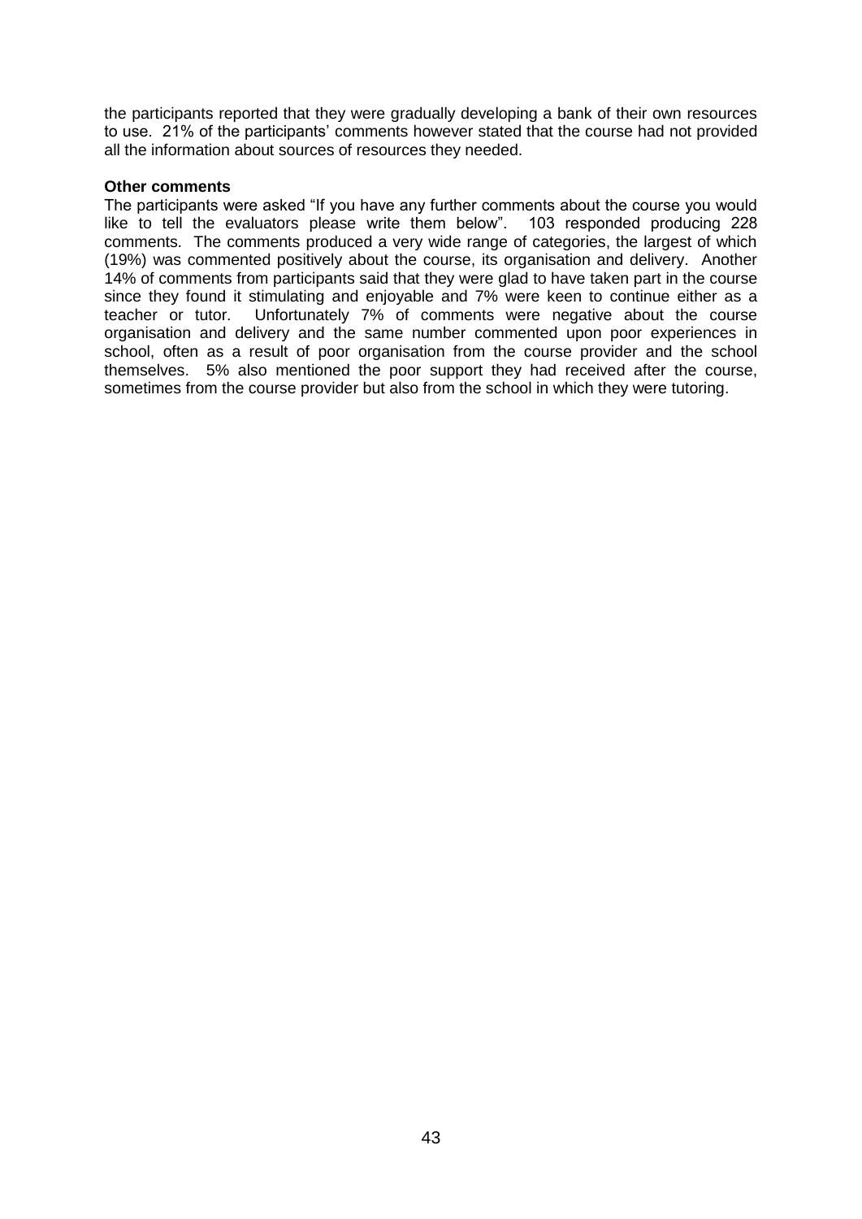the participants reported that they were gradually developing a bank of their own resources to use. 21% of the participants' comments however stated that the course had not provided all the information about sources of resources they needed.

**Other comments**

The participants were asked "If you have any further comments about the course you would like to tell the evaluators please write them below". 103 responded producing 228 comments. The comments produced a very wide range of categories, the largest of which (19%) was commented positively about the course, its organisation and delivery. Another 14% of comments from participants said that they were glad to have taken part in the course since they found it stimulating and enjoyable and 7% were keen to continue either as a teacher or tutor. Unfortunately 7% of comments were negative about the course organisation and delivery and the same number commented upon poor experiences in school, often as a result of poor organisation from the course provider and the school themselves. 5% also mentioned the poor support they had received after the course, sometimes from the course provider but also from the school in which they were tutoring.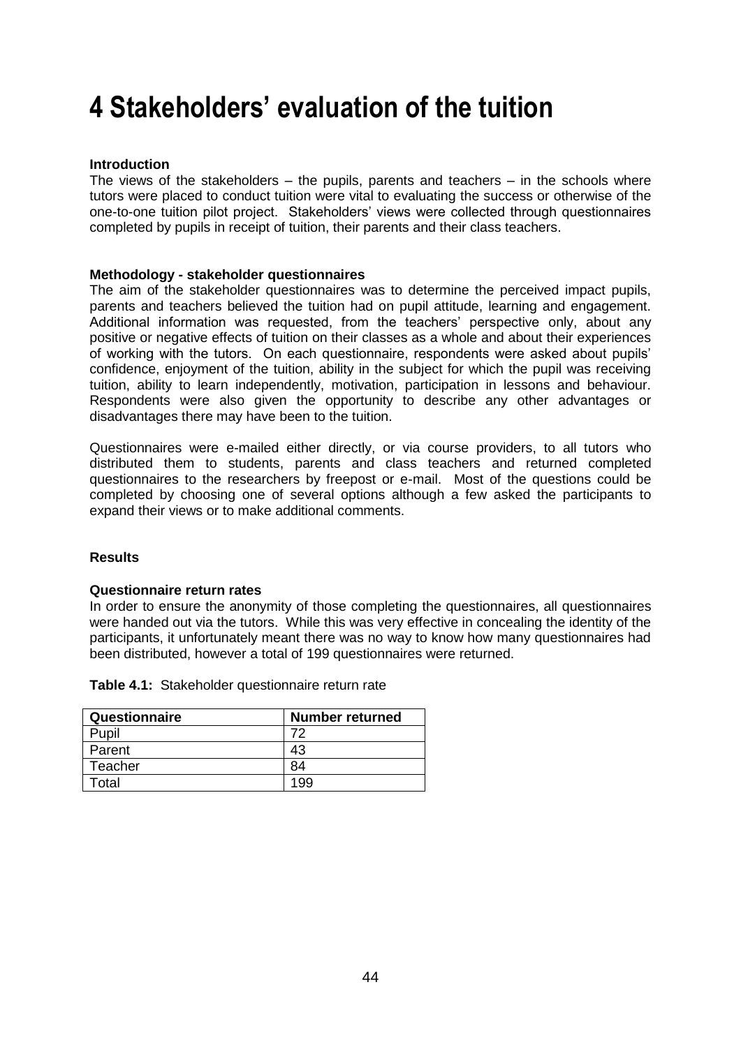# 4 Stakeholders' evaluation of the tuition

**Introduction**

The views of the stakeholders – the pupils, parents and teachers – in the schools where tutors were placed to conduct tuition were vital to evaluating the success or otherwise of the one-to-one tuition pilot project. Stakeholders' views were collected through questionnaires completed by pupils in receipt of tuition, their parents and their class teachers.

**Methodology - stakeholder questionnaires**

The aim of the stakeholder questionnaires was to determine the perceived impact pupils, parents and teachers believed the tuition had on pupil attitude, learning and engagement. Additional information was requested, from the teachers' perspective only, about any positive or negative effects of tuition on their classes as a whole and about their experiences of working with the tutors. On each questionnaire, respondents were asked about pupils' confidence, enjoyment of the tuition, ability in the subject for which the pupil was receiving tuition, ability to learn independently, motivation, participation in lessons and behaviour. Respondents were also given the opportunity to describe any other advantages or disadvantages there may have been to the tuition.

Questionnaires were e-mailed either directly, or via course providers, to all tutors who distributed them to students, parents and class teachers and returned completed questionnaires to the researchers by freepost or e-mail. Most of the questions could be completed by choosing one of several options although a few asked the participants to expand their views or to make additional comments.

**Results**

**Questionnaire return rates**

In order to ensure the anonymity of those completing the questionnaires, all questionnaires were handed out via the tutors. While this was very effective in concealing the identity of the participants, it unfortunately meant there was no way to know how many questionnaires had been distributed, however a total of 199 questionnaires were returned.

**Table 4.1:** Stakeholder questionnaire return rate

| Questionnaire | Number returned |
|---|---|
| Pupil | 72 |
| Parent | 43 |
| Teacher | 84 |
| Total | 199 |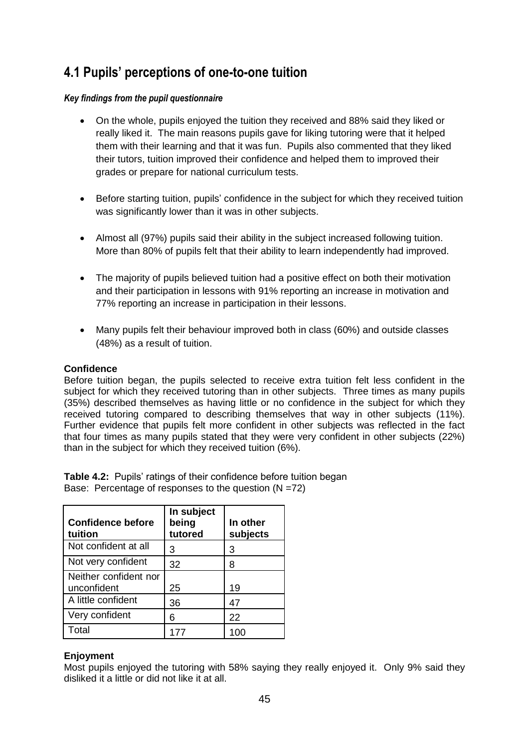## 4.1 Pupils' perceptions of one-to-one tuition

***Key findings from the pupil questionnaire***

- On the whole, pupils enjoyed the tuition they received and 88% said they liked or really liked it. The main reasons pupils gave for liking tutoring were that it helped them with their learning and that it was fun. Pupils also commented that they liked their tutors, tuition improved their confidence and helped them to improved their grades or prepare for national curriculum tests.
- Before starting tuition, pupils' confidence in the subject for which they received tuition was significantly lower than it was in other subjects.
- Almost all (97%) pupils said their ability in the subject increased following tuition. More than 80% of pupils felt that their ability to learn independently had improved.
- The majority of pupils believed tuition had a positive effect on both their motivation and their participation in lessons with 91% reporting an increase in motivation and 77% reporting an increase in participation in their lessons.
- Many pupils felt their behaviour improved both in class (60%) and outside classes (48%) as a result of tuition.

**Confidence**

Before tuition began, the pupils selected to receive extra tuition felt less confident in the subject for which they received tutoring than in other subjects. Three times as many pupils (35%) described themselves as having little or no confidence in the subject for which they received tutoring compared to describing themselves that way in other subjects (11%). Further evidence that pupils felt more confident in other subjects was reflected in the fact that four times as many pupils stated that they were very confident in other subjects (22%) than in the subject for which they received tuition (6%).

**Table 4.2:** Pupils' ratings of their confidence before tuition began
Base: Percentage of responses to the question (N =72)

| Confidence before tuition | In subject being tutored | In other subjects |
|---|---|---|
| Not confident at all | 3 | 3 |
| Not very confident | 32 | 8 |
| Neither confident nor unconfident | 25 | 19 |
| A little confident | 36 | 47 |
| Very confident | 6 | 22 |
| Total | 177 | 100 |

**Enjoyment**

Most pupils enjoyed the tutoring with 58% saying they really enjoyed it. Only 9% said they disliked it a little or did not like it at all.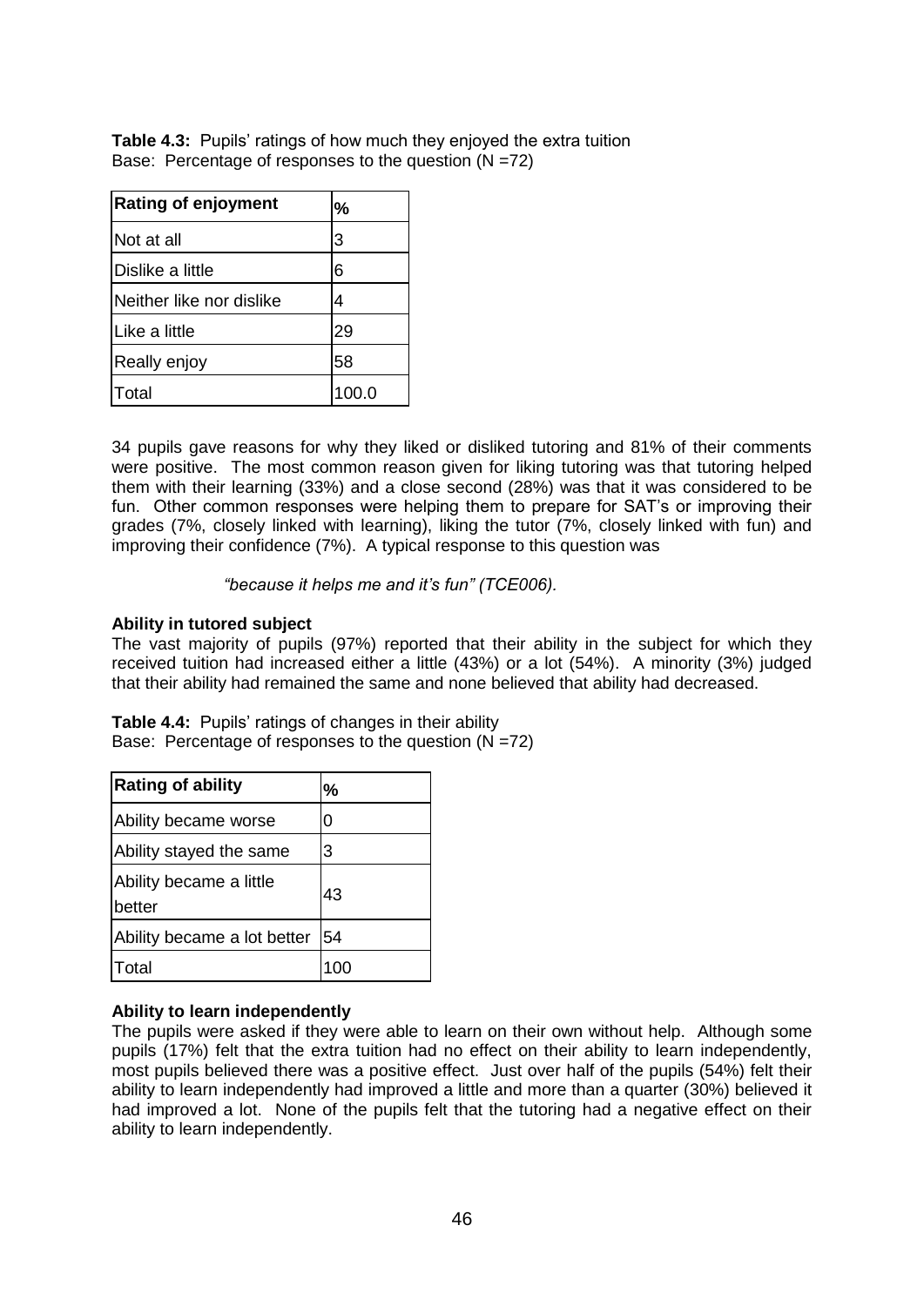**Table 4.3:** Pupils' ratings of how much they enjoyed the extra tuition
Base: Percentage of responses to the question (N =72)

| Rating of enjoyment | % |
|---|---|
| Not at all | 3 |
| Dislike a little | 6 |
| Neither like nor dislike | 4 |
| Like a little | 29 |
| Really enjoy | 58 |
| Total | 100.0 |

34 pupils gave reasons for why they liked or disliked tutoring and 81% of their comments were positive. The most common reason given for liking tutoring was that tutoring helped them with their learning (33%) and a close second (28%) was that it was considered to be fun. Other common responses were helping them to prepare for SAT's or improving their grades (7%, closely linked with learning), liking the tutor (7%, closely linked with fun) and improving their confidence (7%). A typical response to this question was

*"because it helps me and it's fun" (TCE006).*

**Ability in tutored subject**

The vast majority of pupils (97%) reported that their ability in the subject for which they received tuition had increased either a little (43%) or a lot (54%). A minority (3%) judged that their ability had remained the same and none believed that ability had decreased.

**Table 4.4:** Pupils' ratings of changes in their ability
Base: Percentage of responses to the question (N =72)

| Rating of ability | % |
|---|---|
| Ability became worse | 0 |
| Ability stayed the same | 3 |
| Ability became a little better | 43 |
| Ability became a lot better | 54 |
| Total | 100 |

**Ability to learn independently**

The pupils were asked if they were able to learn on their own without help. Although some pupils (17%) felt that the extra tuition had no effect on their ability to learn independently, most pupils believed there was a positive effect. Just over half of the pupils (54%) felt their ability to learn independently had improved a little and more than a quarter (30%) believed it had improved a lot. None of the pupils felt that the tutoring had a negative effect on their ability to learn independently.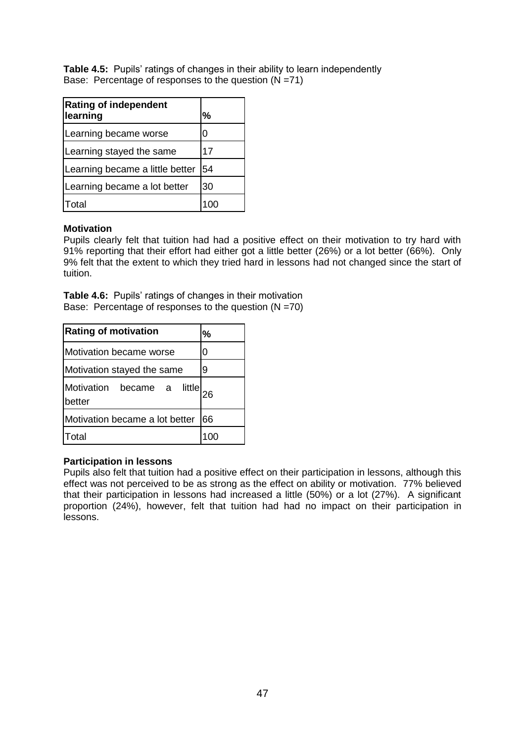**Table 4.5:** Pupils' ratings of changes in their ability to learn independently
Base: Percentage of responses to the question (N =71)

| Rating of independent learning | % |
|---|---|
| Learning became worse | 0 |
| Learning stayed the same | 17 |
| Learning became a little better | 54 |
| Learning became a lot better | 30 |
| Total | 100 |

**Motivation**

Pupils clearly felt that tuition had had a positive effect on their motivation to try hard with 91% reporting that their effort had either got a little better (26%) or a lot better (66%). Only 9% felt that the extent to which they tried hard in lessons had not changed since the start of tuition.

**Table 4.6:** Pupils' ratings of changes in their motivation
Base: Percentage of responses to the question (N =70)

| Rating of motivation | % |
|---|---|
| Motivation became worse | 0 |
| Motivation stayed the same | 9 |
| Motivation became a little better | 26 |
| Motivation became a lot better | 66 |
| Total | 100 |

**Participation in lessons**

Pupils also felt that tuition had a positive effect on their participation in lessons, although this effect was not perceived to be as strong as the effect on ability or motivation. 77% believed that their participation in lessons had increased a little (50%) or a lot (27%). A significant proportion (24%), however, felt that tuition had had no impact on their participation in lessons.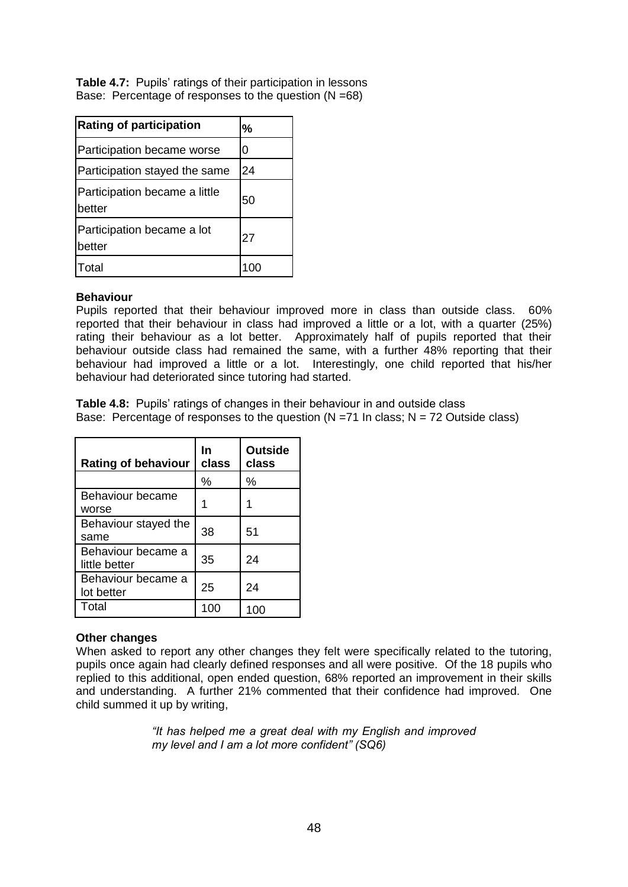**Table 4.7:** Pupils' ratings of their participation in lessons
Base: Percentage of responses to the question (N =68)

| Rating of participation | % |
|---|---|
| Participation became worse | 0 |
| Participation stayed the same | 24 |
| Participation became a little better | 50 |
| Participation became a lot better | 27 |
| Total | 100 |

**Behaviour**

Pupils reported that their behaviour improved more in class than outside class. 60% reported that their behaviour in class had improved a little or a lot, with a quarter (25%) rating their behaviour as a lot better. Approximately half of pupils reported that their behaviour outside class had remained the same, with a further 48% reporting that their behaviour had improved a little or a lot. Interestingly, one child reported that his/her behaviour had deteriorated since tutoring had started.

**Table 4.8:** Pupils' ratings of changes in their behaviour in and outside class
Base: Percentage of responses to the question (N =71 In class; N = 72 Outside class)

| Rating of behaviour | In class | Outside class |
|---|---|---|
| | % | % |
| Behaviour became worse | 1 | 1 |
| Behaviour stayed the same | 38 | 51 |
| Behaviour became a little better | 35 | 24 |
| Behaviour became a lot better | 25 | 24 |
| Total | 100 | 100 |

**Other changes**

When asked to report any other changes they felt were specifically related to the tutoring, pupils once again had clearly defined responses and all were positive. Of the 18 pupils who replied to this additional, open ended question, 68% reported an improvement in their skills and understanding. A further 21% commented that their confidence had improved. One child summed it up by writing,

> *"It has helped me a great deal with my English and improved my level and I am a lot more confident" (SQ6)*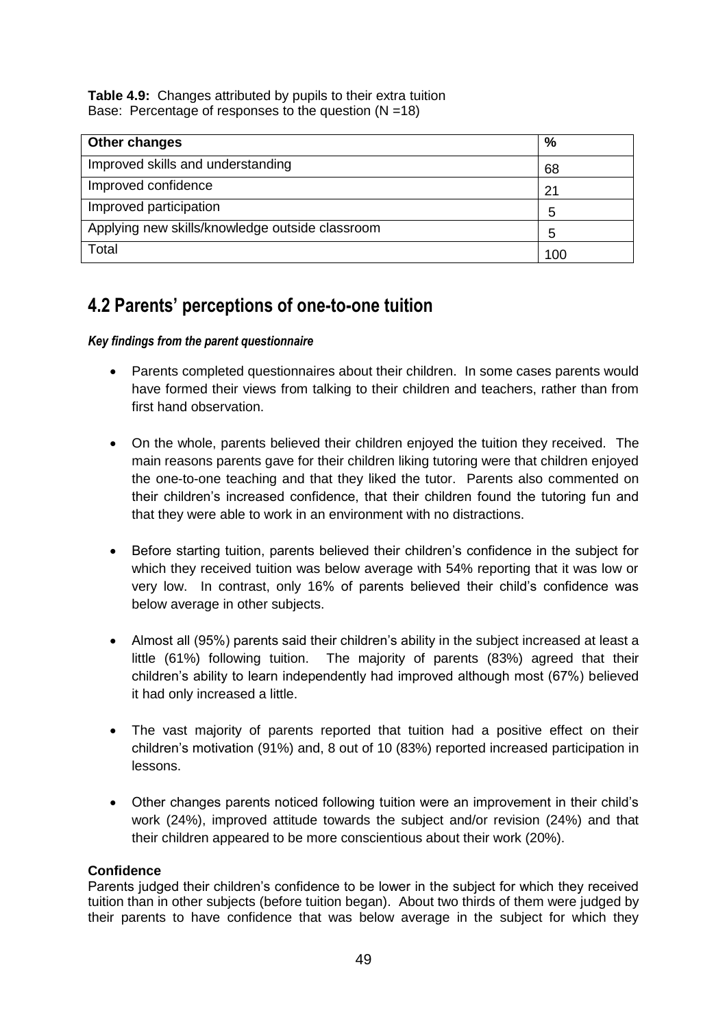**Table 4.9:** Changes attributed by pupils to their extra tuition
Base: Percentage of responses to the question (N =18)

| Other changes | % |
|---|---|
| Improved skills and understanding | 68 |
| Improved confidence | 21 |
| Improved participation | 5 |
| Applying new skills/knowledge outside classroom | 5 |
| Total | 100 |

## 4.2 Parents' perceptions of one-to-one tuition

***Key findings from the parent questionnaire***

- Parents completed questionnaires about their children. In some cases parents would have formed their views from talking to their children and teachers, rather than from first hand observation.
- On the whole, parents believed their children enjoyed the tuition they received. The main reasons parents gave for their children liking tutoring were that children enjoyed the one-to-one teaching and that they liked the tutor. Parents also commented on their children's increased confidence, that their children found the tutoring fun and that they were able to work in an environment with no distractions.
- Before starting tuition, parents believed their children's confidence in the subject for which they received tuition was below average with 54% reporting that it was low or very low. In contrast, only 16% of parents believed their child's confidence was below average in other subjects.
- Almost all (95%) parents said their children's ability in the subject increased at least a little (61%) following tuition. The majority of parents (83%) agreed that their children's ability to learn independently had improved although most (67%) believed it had only increased a little.
- The vast majority of parents reported that tuition had a positive effect on their children's motivation (91%) and, 8 out of 10 (83%) reported increased participation in lessons.
- Other changes parents noticed following tuition were an improvement in their child's work (24%), improved attitude towards the subject and/or revision (24%) and that their children appeared to be more conscientious about their work (20%).

**Confidence**

Parents judged their children's confidence to be lower in the subject for which they received tuition than in other subjects (before tuition began). About two thirds of them were judged by their parents to have confidence that was below average in the subject for which they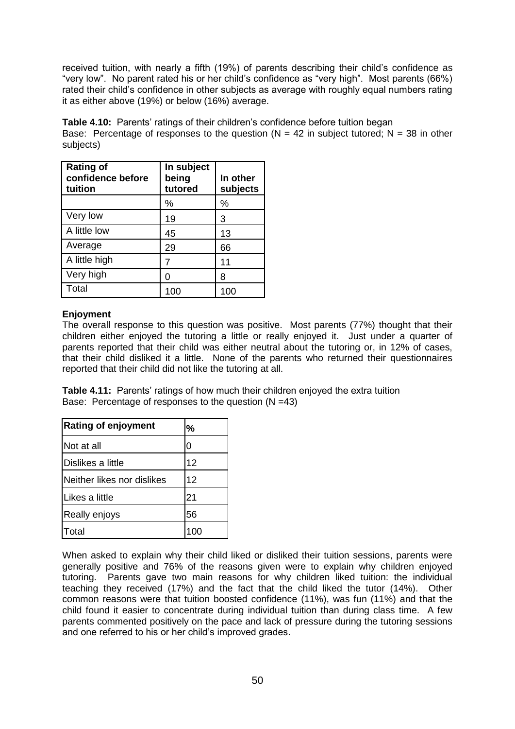received tuition, with nearly a fifth (19%) of parents describing their child's confidence as "very low". No parent rated his or her child's confidence as "very high". Most parents (66%) rated their child's confidence in other subjects as average with roughly equal numbers rating it as either above (19%) or below (16%) average.

**Table 4.10:** Parents' ratings of their children's confidence before tuition began
Base: Percentage of responses to the question (N = 42 in subject tutored; N = 38 in other subjects)

| Rating of confidence before tuition | In subject being tutored | In other subjects |
|---|---|---|
| | % | % |
| Very low | 19 | 3 |
| A little low | 45 | 13 |
| Average | 29 | 66 |
| A little high | 7 | 11 |
| Very high | 0 | 8 |
| Total | 100 | 100 |

**Enjoyment**

The overall response to this question was positive. Most parents (77%) thought that their children either enjoyed the tutoring a little or really enjoyed it. Just under a quarter of parents reported that their child was either neutral about the tutoring or, in 12% of cases, that their child disliked it a little. None of the parents who returned their questionnaires reported that their child did not like the tutoring at all.

**Table 4.11:** Parents' ratings of how much their children enjoyed the extra tuition
Base: Percentage of responses to the question (N =43)

| Rating of enjoyment | % |
|---|---|
| Not at all | 0 |
| Dislikes a little | 12 |
| Neither likes nor dislikes | 12 |
| Likes a little | 21 |
| Really enjoys | 56 |
| Total | 100 |

When asked to explain why their child liked or disliked their tuition sessions, parents were generally positive and 76% of the reasons given were to explain why children enjoyed tutoring. Parents gave two main reasons for why children liked tuition: the individual teaching they received (17%) and the fact that the child liked the tutor (14%). Other common reasons were that tuition boosted confidence (11%), was fun (11%) and that the child found it easier to concentrate during individual tuition than during class time. A few parents commented positively on the pace and lack of pressure during the tutoring sessions and one referred to his or her child's improved grades.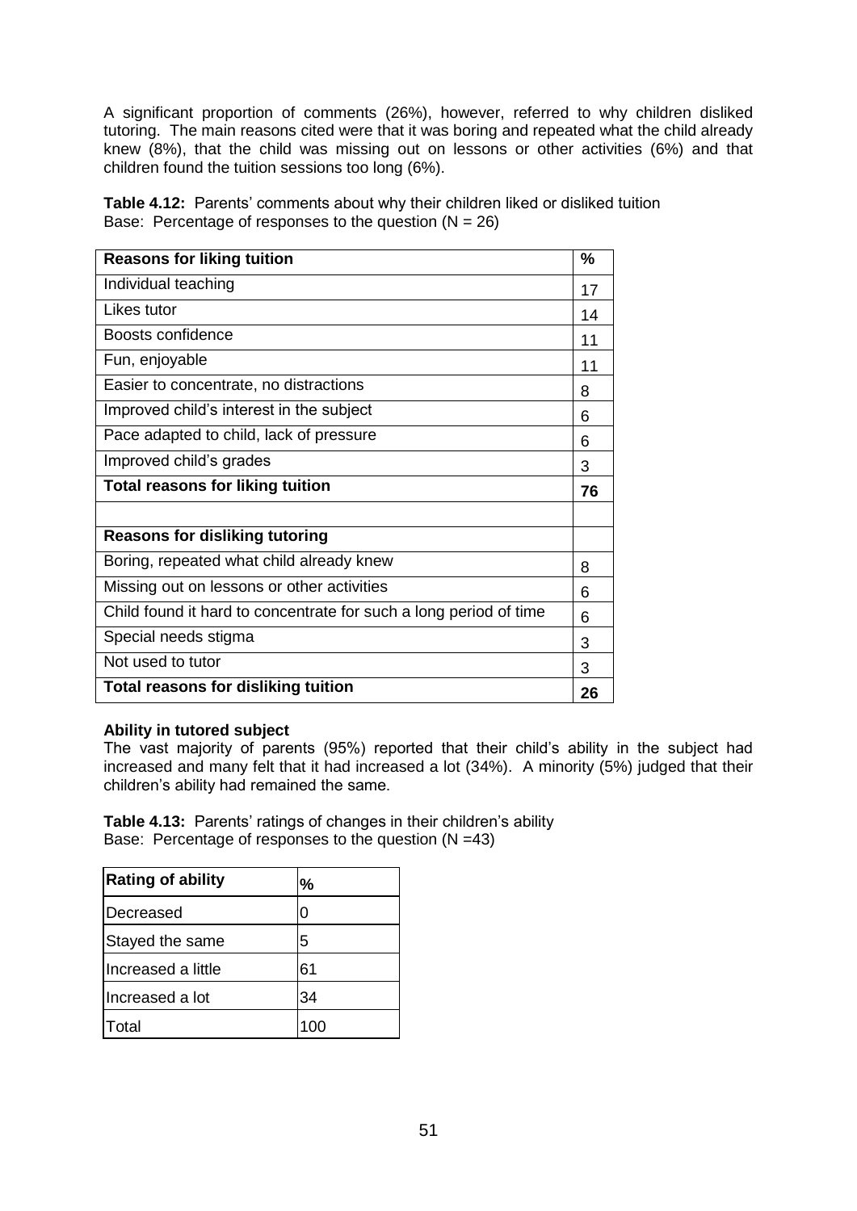A significant proportion of comments (26%), however, referred to why children disliked tutoring. The main reasons cited were that it was boring and repeated what the child already knew (8%), that the child was missing out on lessons or other activities (6%) and that children found the tuition sessions too long (6%).

**Table 4.12:** Parents' comments about why their children liked or disliked tuition
Base: Percentage of responses to the question (N = 26)

| **Reasons for liking tuition** | **%** |
|---|---|
| Individual teaching | 17 |
| Likes tutor | 14 |
| Boosts confidence | 11 |
| Fun, enjoyable | 11 |
| Easier to concentrate, no distractions | 8 |
| Improved child's interest in the subject | 6 |
| Pace adapted to child, lack of pressure | 6 |
| Improved child's grades | 3 |
| **Total reasons for liking tuition** | **76** |
| | |
| **Reasons for disliking tutoring** | |
| Boring, repeated what child already knew | 8 |
| Missing out on lessons or other activities | 6 |
| Child found it hard to concentrate for such a long period of time | 6 |
| Special needs stigma | 3 |
| Not used to tutor | 3 |
| **Total reasons for disliking tuition** | **26** |

**Ability in tutored subject**
The vast majority of parents (95%) reported that their child's ability in the subject had increased and many felt that it had increased a lot (34%). A minority (5%) judged that their children's ability had remained the same.

**Table 4.13:** Parents' ratings of changes in their children's ability
Base: Percentage of responses to the question (N =43)

| **Rating of ability** | **%** |
|---|---|
| Decreased | 0 |
| Stayed the same | 5 |
| Increased a little | 61 |
| Increased a lot | 34 |
| Total | 100 |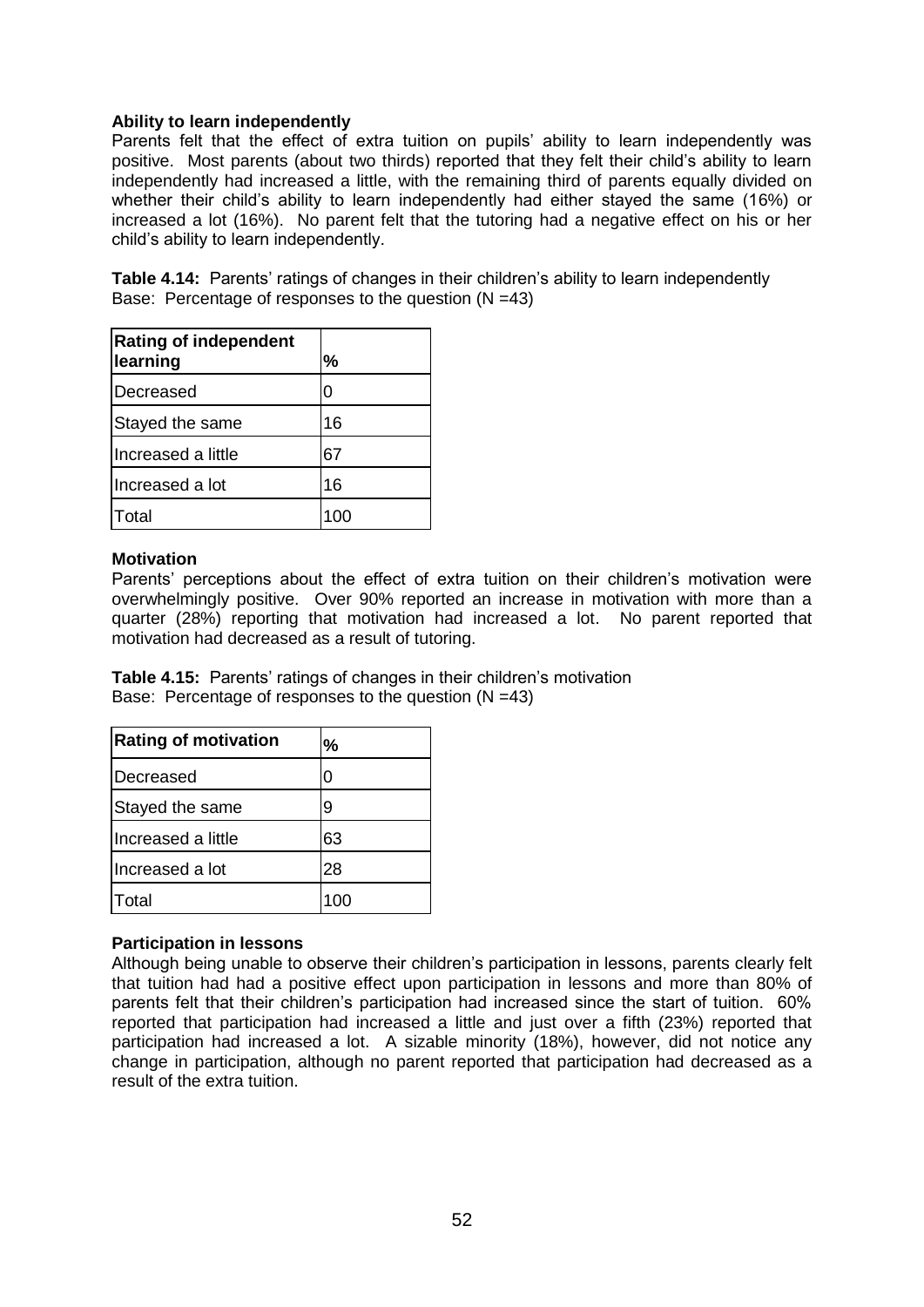**Ability to learn independently**

Parents felt that the effect of extra tuition on pupils' ability to learn independently was positive. Most parents (about two thirds) reported that they felt their child's ability to learn independently had increased a little, with the remaining third of parents equally divided on whether their child's ability to learn independently had either stayed the same (16%) or increased a lot (16%). No parent felt that the tutoring had a negative effect on his or her child's ability to learn independently.

**Table 4.14:** Parents' ratings of changes in their children's ability to learn independently
Base: Percentage of responses to the question (N =43)

| Rating of independent learning | % |
|---|---|
| Decreased | 0 |
| Stayed the same | 16 |
| Increased a little | 67 |
| Increased a lot | 16 |
| Total | 100 |

**Motivation**

Parents' perceptions about the effect of extra tuition on their children's motivation were overwhelmingly positive. Over 90% reported an increase in motivation with more than a quarter (28%) reporting that motivation had increased a lot. No parent reported that motivation had decreased as a result of tutoring.

**Table 4.15:** Parents' ratings of changes in their children's motivation
Base: Percentage of responses to the question (N =43)

| Rating of motivation | % |
|---|---|
| Decreased | 0 |
| Stayed the same | 9 |
| Increased a little | 63 |
| Increased a lot | 28 |
| Total | 100 |

**Participation in lessons**

Although being unable to observe their children's participation in lessons, parents clearly felt that tuition had had a positive effect upon participation in lessons and more than 80% of parents felt that their children's participation had increased since the start of tuition. 60% reported that participation had increased a little and just over a fifth (23%) reported that participation had increased a lot. A sizable minority (18%), however, did not notice any change in participation, although no parent reported that participation had decreased as a result of the extra tuition.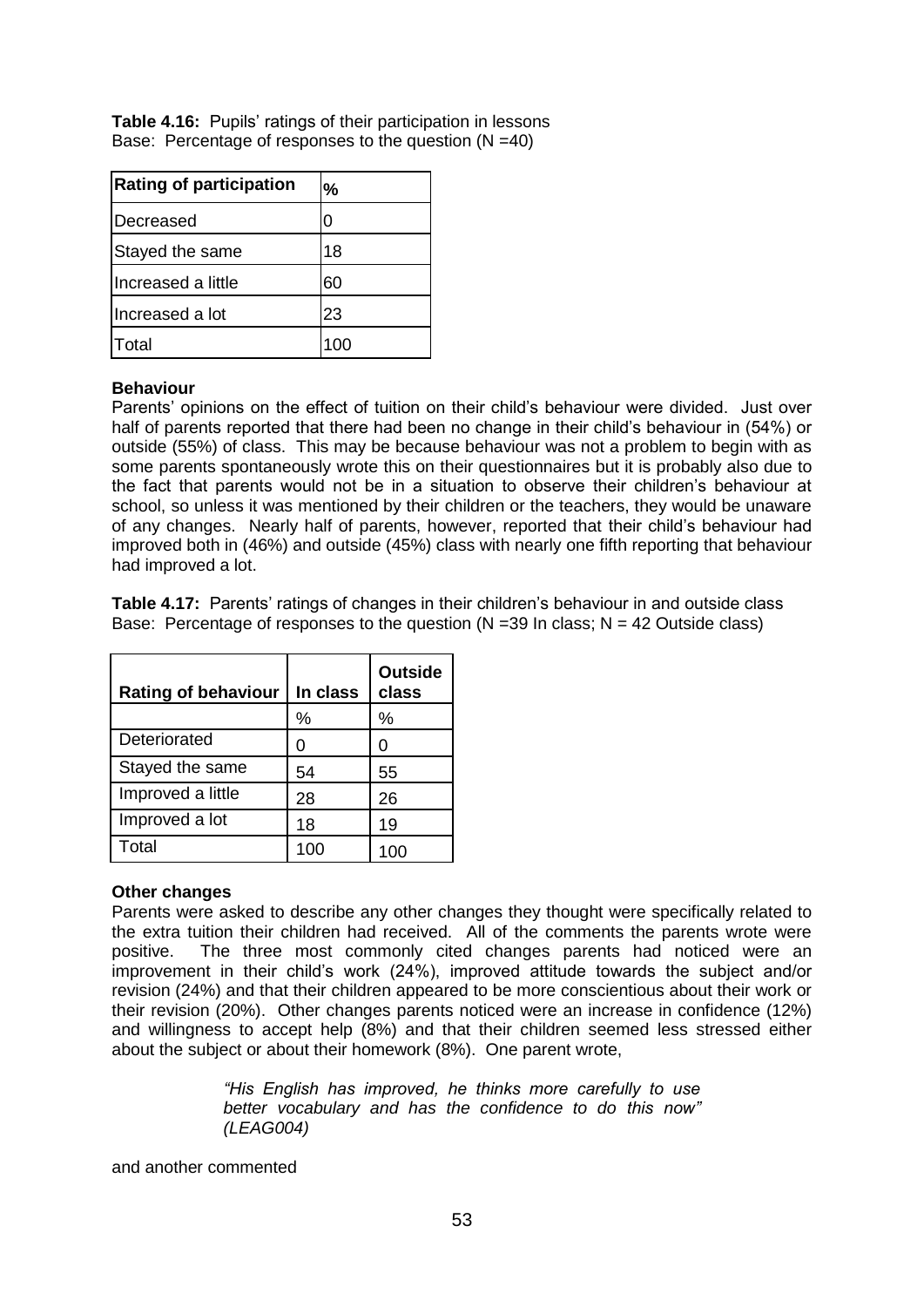**Table 4.16:** Pupils' ratings of their participation in lessons
Base: Percentage of responses to the question (N =40)

| Rating of participation | % |
|---|---|
| Decreased | 0 |
| Stayed the same | 18 |
| Increased a little | 60 |
| Increased a lot | 23 |
| Total | 100 |

**Behaviour**

Parents' opinions on the effect of tuition on their child's behaviour were divided. Just over half of parents reported that there had been no change in their child's behaviour in (54%) or outside (55%) of class. This may be because behaviour was not a problem to begin with as some parents spontaneously wrote this on their questionnaires but it is probably also due to the fact that parents would not be in a situation to observe their children's behaviour at school, so unless it was mentioned by their children or the teachers, they would be unaware of any changes. Nearly half of parents, however, reported that their child's behaviour had improved both in (46%) and outside (45%) class with nearly one fifth reporting that behaviour had improved a lot.

**Table 4.17:** Parents' ratings of changes in their children's behaviour in and outside class
Base: Percentage of responses to the question (N =39 In class; N = 42 Outside class)

| Rating of behaviour | In class | Outside class |
|---|---|---|
| | % | % |
| Deteriorated | 0 | 0 |
| Stayed the same | 54 | 55 |
| Improved a little | 28 | 26 |
| Improved a lot | 18 | 19 |
| Total | 100 | 100 |

**Other changes**

Parents were asked to describe any other changes they thought were specifically related to the extra tuition their children had received. All of the comments the parents wrote were positive. The three most commonly cited changes parents had noticed were an improvement in their child's work (24%), improved attitude towards the subject and/or revision (24%) and that their children appeared to be more conscientious about their work or their revision (20%). Other changes parents noticed were an increase in confidence (12%) and willingness to accept help (8%) and that their children seemed less stressed either about the subject or about their homework (8%). One parent wrote,

> *"His English has improved, he thinks more carefully to use better vocabulary and has the confidence to do this now" (LEAG004)*

and another commented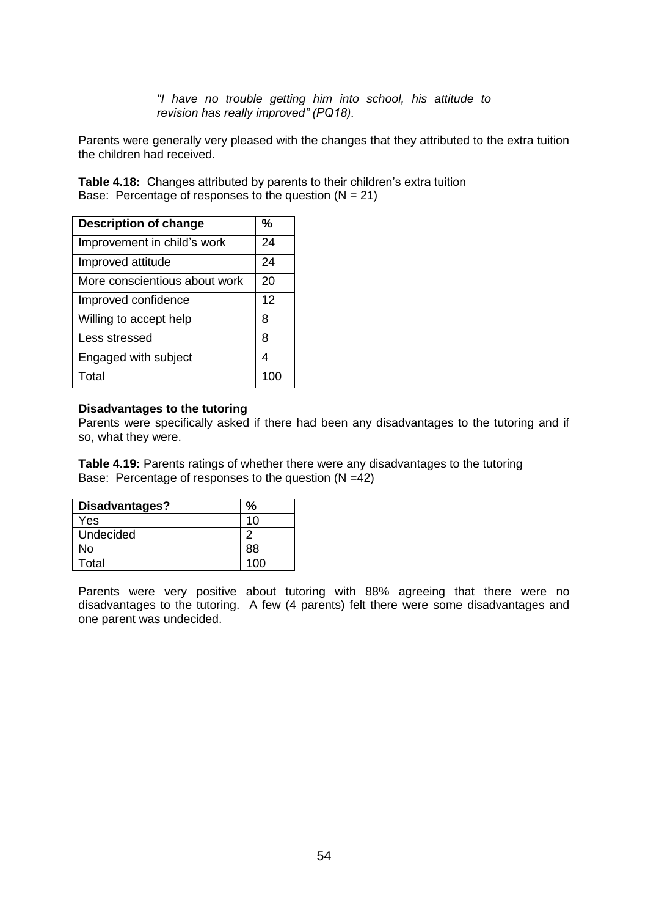> *"I have no trouble getting him into school, his attitude to revision has really improved" (PQ18).*

Parents were generally very pleased with the changes that they attributed to the extra tuition the children had received.

**Table 4.18:** Changes attributed by parents to their children's extra tuition
Base: Percentage of responses to the question (N = 21)

| Description of change | % |
|---|---|
| Improvement in child's work | 24 |
| Improved attitude | 24 |
| More conscientious about work | 20 |
| Improved confidence | 12 |
| Willing to accept help | 8 |
| Less stressed | 8 |
| Engaged with subject | 4 |
| Total | 100 |

**Disadvantages to the tutoring**

Parents were specifically asked if there had been any disadvantages to the tutoring and if so, what they were.

**Table 4.19:** Parents ratings of whether there were any disadvantages to the tutoring
Base: Percentage of responses to the question (N =42)

| Disadvantages? | % |
|---|---|
| Yes | 10 |
| Undecided | 2 |
| No | 88 |
| Total | 100 |

Parents were very positive about tutoring with 88% agreeing that there were no disadvantages to the tutoring. A few (4 parents) felt there were some disadvantages and one parent was undecided.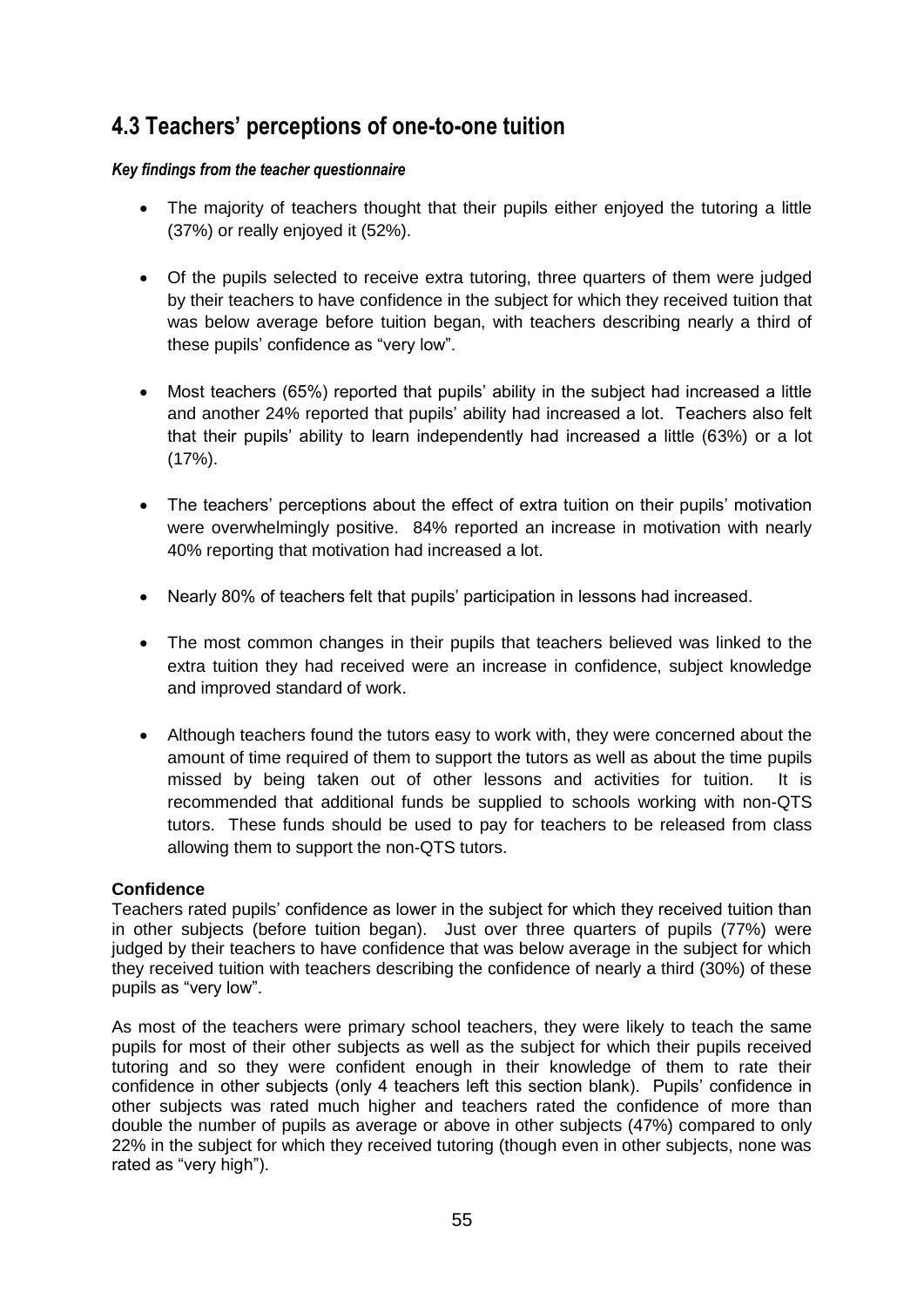## 4.3 Teachers' perceptions of one-to-one tuition

***Key findings from the teacher questionnaire***

- The majority of teachers thought that their pupils either enjoyed the tutoring a little (37%) or really enjoyed it (52%).

- Of the pupils selected to receive extra tutoring, three quarters of them were judged by their teachers to have confidence in the subject for which they received tuition that was below average before tuition began, with teachers describing nearly a third of these pupils' confidence as "very low".

- Most teachers (65%) reported that pupils' ability in the subject had increased a little and another 24% reported that pupils' ability had increased a lot. Teachers also felt that their pupils' ability to learn independently had increased a little (63%) or a lot (17%).

- The teachers' perceptions about the effect of extra tuition on their pupils' motivation were overwhelmingly positive. 84% reported an increase in motivation with nearly 40% reporting that motivation had increased a lot.

- Nearly 80% of teachers felt that pupils' participation in lessons had increased.

- The most common changes in their pupils that teachers believed was linked to the extra tuition they had received were an increase in confidence, subject knowledge and improved standard of work.

- Although teachers found the tutors easy to work with, they were concerned about the amount of time required of them to support the tutors as well as about the time pupils missed by being taken out of other lessons and activities for tuition. It is recommended that additional funds be supplied to schools working with non-QTS tutors. These funds should be used to pay for teachers to be released from class allowing them to support the non-QTS tutors.

**Confidence**

Teachers rated pupils' confidence as lower in the subject for which they received tuition than in other subjects (before tuition began). Just over three quarters of pupils (77%) were judged by their teachers to have confidence that was below average in the subject for which they received tuition with teachers describing the confidence of nearly a third (30%) of these pupils as "very low".

As most of the teachers were primary school teachers, they were likely to teach the same pupils for most of their other subjects as well as the subject for which their pupils received tutoring and so they were confident enough in their knowledge of them to rate their confidence in other subjects (only 4 teachers left this section blank). Pupils' confidence in other subjects was rated much higher and teachers rated the confidence of more than double the number of pupils as average or above in other subjects (47%) compared to only 22% in the subject for which they received tutoring (though even in other subjects, none was rated as "very high").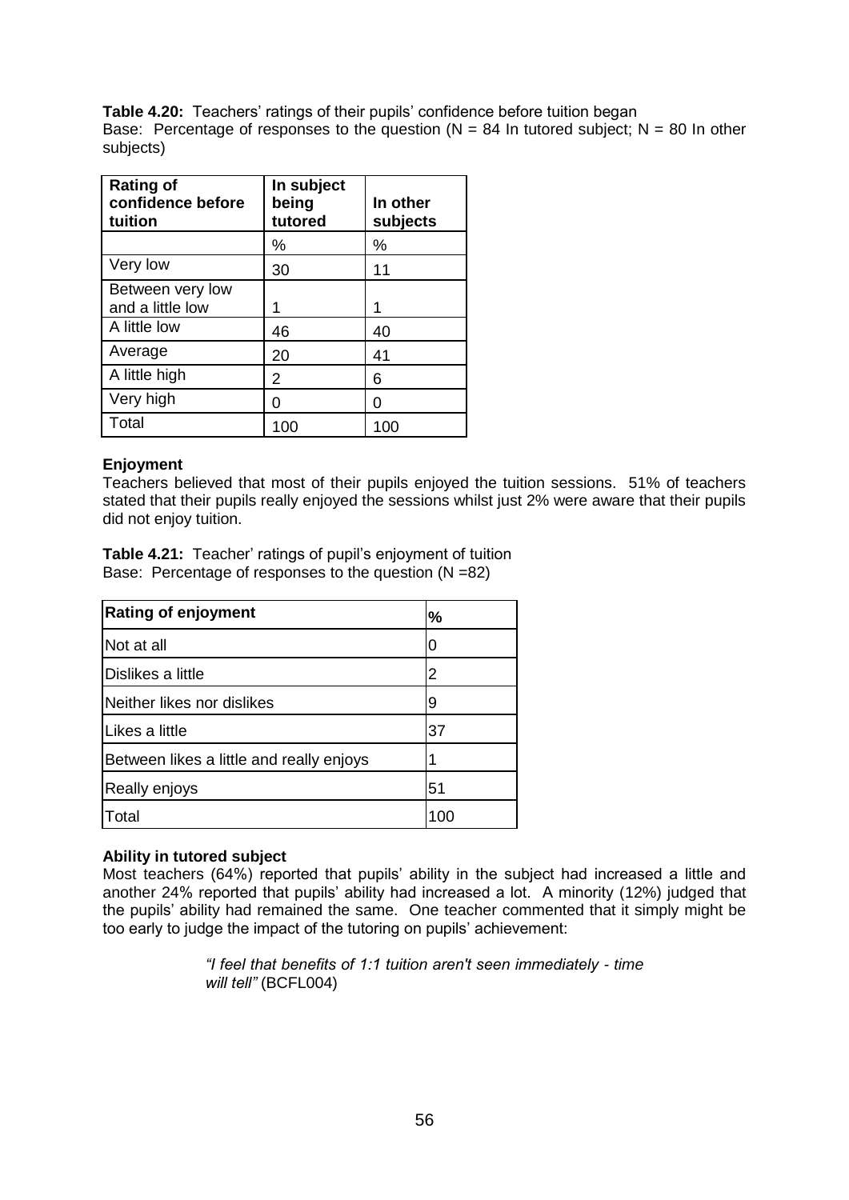**Table 4.20:** Teachers' ratings of their pupils' confidence before tuition began
Base: Percentage of responses to the question (N = 84 In tutored subject; N = 80 In other subjects)

| Rating of confidence before tuition | In subject being tutored | In other subjects |
|---|---|---|
| | % | % |
| Very low | 30 | 11 |
| Between very low and a little low | 1 | 1 |
| A little low | 46 | 40 |
| Average | 20 | 41 |
| A little high | 2 | 6 |
| Very high | 0 | 0 |
| Total | 100 | 100 |

**Enjoyment**

Teachers believed that most of their pupils enjoyed the tuition sessions. 51% of teachers stated that their pupils really enjoyed the sessions whilst just 2% were aware that their pupils did not enjoy tuition.

**Table 4.21:** Teacher' ratings of pupil's enjoyment of tuition
Base: Percentage of responses to the question (N =82)

| Rating of enjoyment | % |
|---|---|
| Not at all | 0 |
| Dislikes a little | 2 |
| Neither likes nor dislikes | 9 |
| Likes a little | 37 |
| Between likes a little and really enjoys | 1 |
| Really enjoys | 51 |
| Total | 100 |

**Ability in tutored subject**

Most teachers (64%) reported that pupils' ability in the subject had increased a little and another 24% reported that pupils' ability had increased a lot. A minority (12%) judged that the pupils' ability had remained the same. One teacher commented that it simply might be too early to judge the impact of the tutoring on pupils' achievement:

> *"I feel that benefits of 1:1 tuition aren't seen immediately - time will tell"* (BCFL004)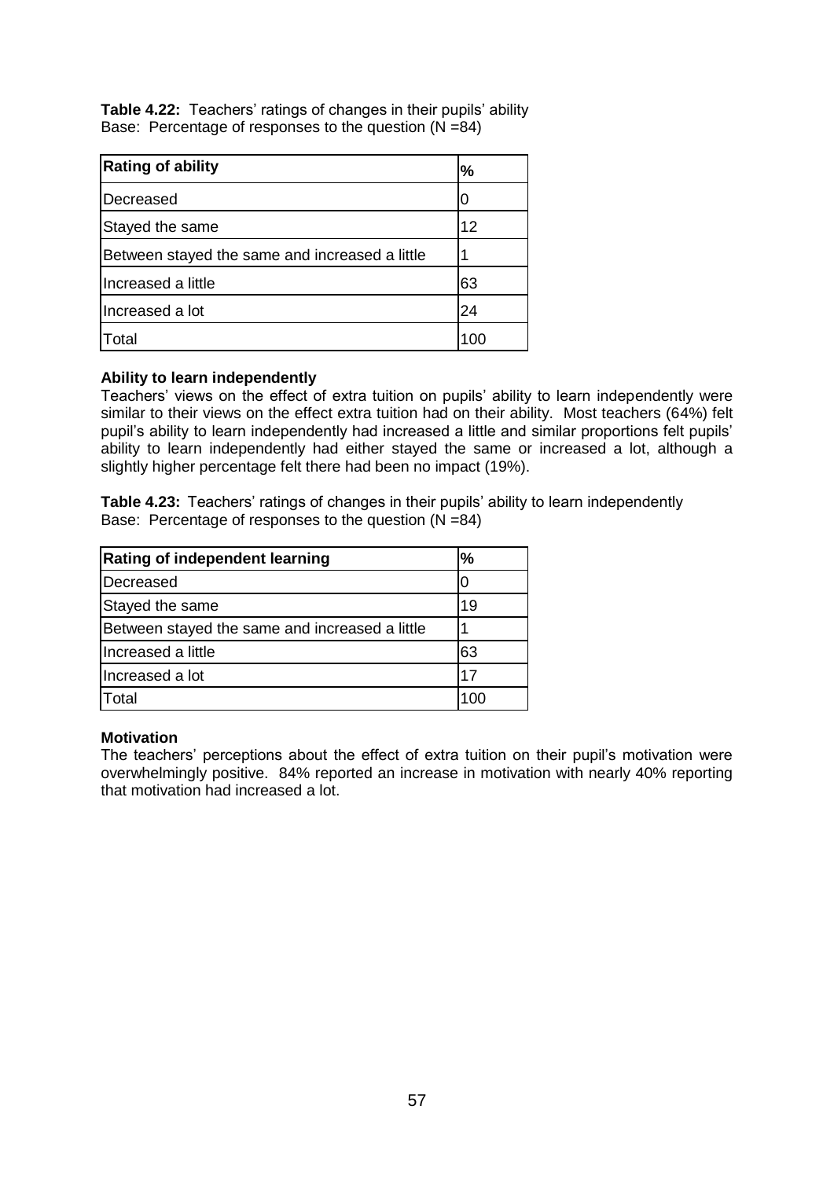**Table 4.22:** Teachers' ratings of changes in their pupils' ability
Base: Percentage of responses to the question (N =84)

| Rating of ability | % |
|---|---|
| Decreased | 0 |
| Stayed the same | 12 |
| Between stayed the same and increased a little | 1 |
| Increased a little | 63 |
| Increased a lot | 24 |
| Total | 100 |

**Ability to learn independently**

Teachers' views on the effect of extra tuition on pupils' ability to learn independently were similar to their views on the effect extra tuition had on their ability. Most teachers (64%) felt pupil's ability to learn independently had increased a little and similar proportions felt pupils' ability to learn independently had either stayed the same or increased a lot, although a slightly higher percentage felt there had been no impact (19%).

**Table 4.23:** Teachers' ratings of changes in their pupils' ability to learn independently
Base: Percentage of responses to the question (N =84)

| Rating of independent learning | % |
|---|---|
| Decreased | 0 |
| Stayed the same | 19 |
| Between stayed the same and increased a little | 1 |
| Increased a little | 63 |
| Increased a lot | 17 |
| Total | 100 |

**Motivation**

The teachers' perceptions about the effect of extra tuition on their pupil's motivation were overwhelmingly positive. 84% reported an increase in motivation with nearly 40% reporting that motivation had increased a lot.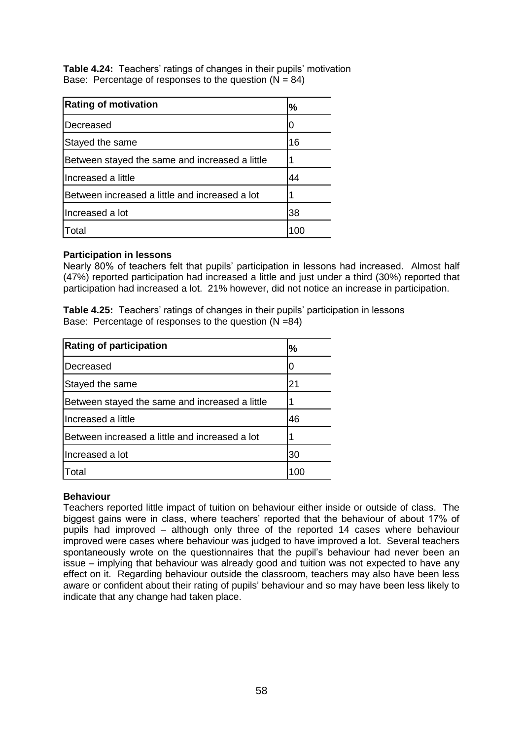**Table 4.24:** Teachers' ratings of changes in their pupils' motivation
Base: Percentage of responses to the question (N = 84)

| Rating of motivation | % |
|---|---|
| Decreased | 0 |
| Stayed the same | 16 |
| Between stayed the same and increased a little | 1 |
| Increased a little | 44 |
| Between increased a little and increased a lot | 1 |
| Increased a lot | 38 |
| Total | 100 |

**Participation in lessons**

Nearly 80% of teachers felt that pupils' participation in lessons had increased. Almost half (47%) reported participation had increased a little and just under a third (30%) reported that participation had increased a lot. 21% however, did not notice an increase in participation.

**Table 4.25:** Teachers' ratings of changes in their pupils' participation in lessons
Base: Percentage of responses to the question (N =84)

| Rating of participation | % |
|---|---|
| Decreased | 0 |
| Stayed the same | 21 |
| Between stayed the same and increased a little | 1 |
| Increased a little | 46 |
| Between increased a little and increased a lot | 1 |
| Increased a lot | 30 |
| Total | 100 |

**Behaviour**

Teachers reported little impact of tuition on behaviour either inside or outside of class. The biggest gains were in class, where teachers' reported that the behaviour of about 17% of pupils had improved – although only three of the reported 14 cases where behaviour improved were cases where behaviour was judged to have improved a lot. Several teachers spontaneously wrote on the questionnaires that the pupil's behaviour had never been an issue – implying that behaviour was already good and tuition was not expected to have any effect on it. Regarding behaviour outside the classroom, teachers may also have been less aware or confident about their rating of pupils' behaviour and so may have been less likely to indicate that any change had taken place.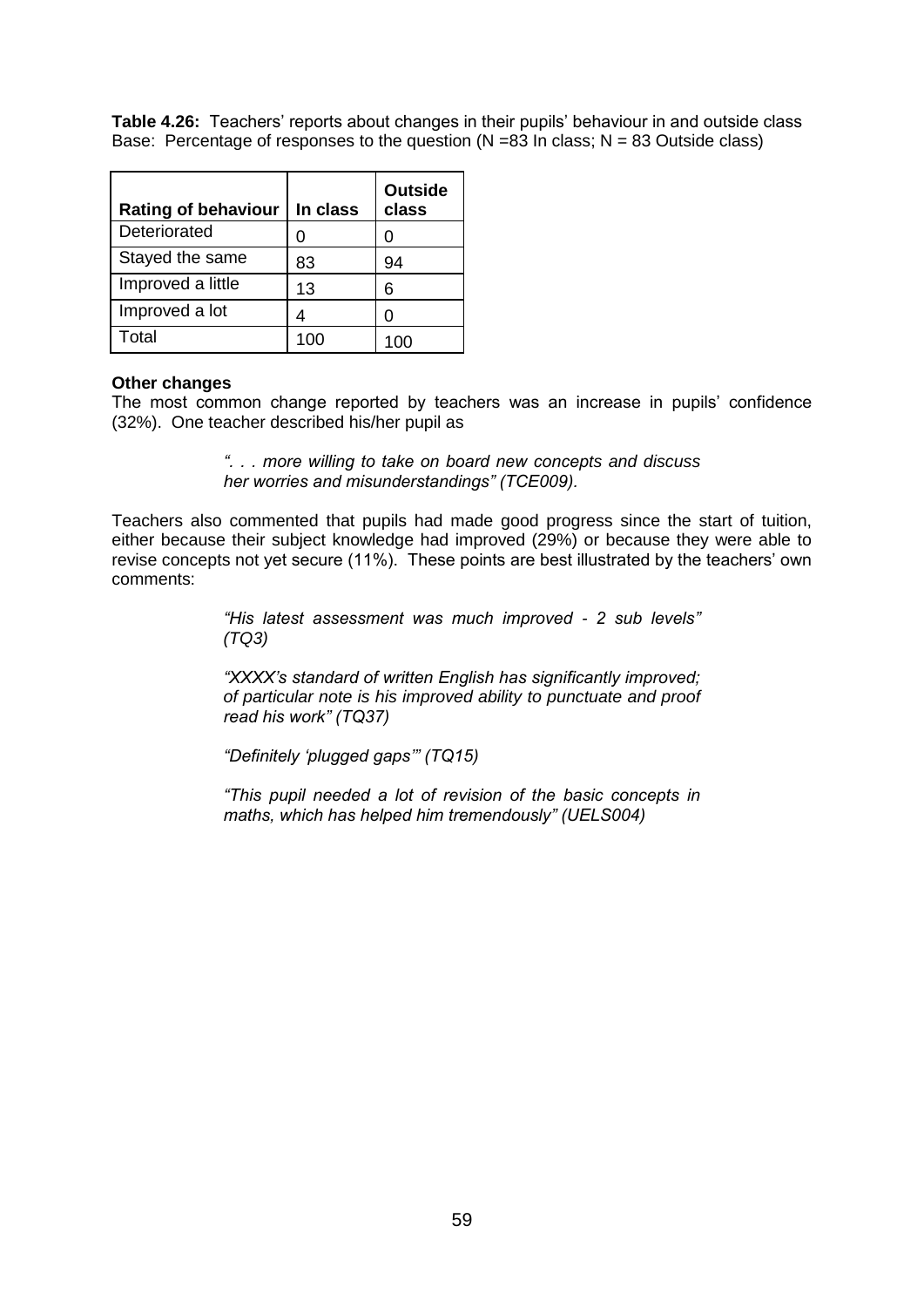**Table 4.26:** Teachers' reports about changes in their pupils' behaviour in and outside class
Base: Percentage of responses to the question (N =83 In class; N = 83 Outside class)

| Rating of behaviour | In class | Outside class |
|---|---|---|
| Deteriorated | 0 | 0 |
| Stayed the same | 83 | 94 |
| Improved a little | 13 | 6 |
| Improved a lot | 4 | 0 |
| Total | 100 | 100 |

**Other changes**

The most common change reported by teachers was an increase in pupils' confidence (32%). One teacher described his/her pupil as

> *". . . more willing to take on board new concepts and discuss her worries and misunderstandings" (TCE009).*

Teachers also commented that pupils had made good progress since the start of tuition, either because their subject knowledge had improved (29%) or because they were able to revise concepts not yet secure (11%). These points are best illustrated by the teachers' own comments:

> *"His latest assessment was much improved - 2 sub levels" (TQ3)*
>
> *"XXXX's standard of written English has significantly improved; of particular note is his improved ability to punctuate and proof read his work" (TQ37)*
>
> *"Definitely 'plugged gaps'" (TQ15)*
>
> *"This pupil needed a lot of revision of the basic concepts in maths, which has helped him tremendously" (UELS004)*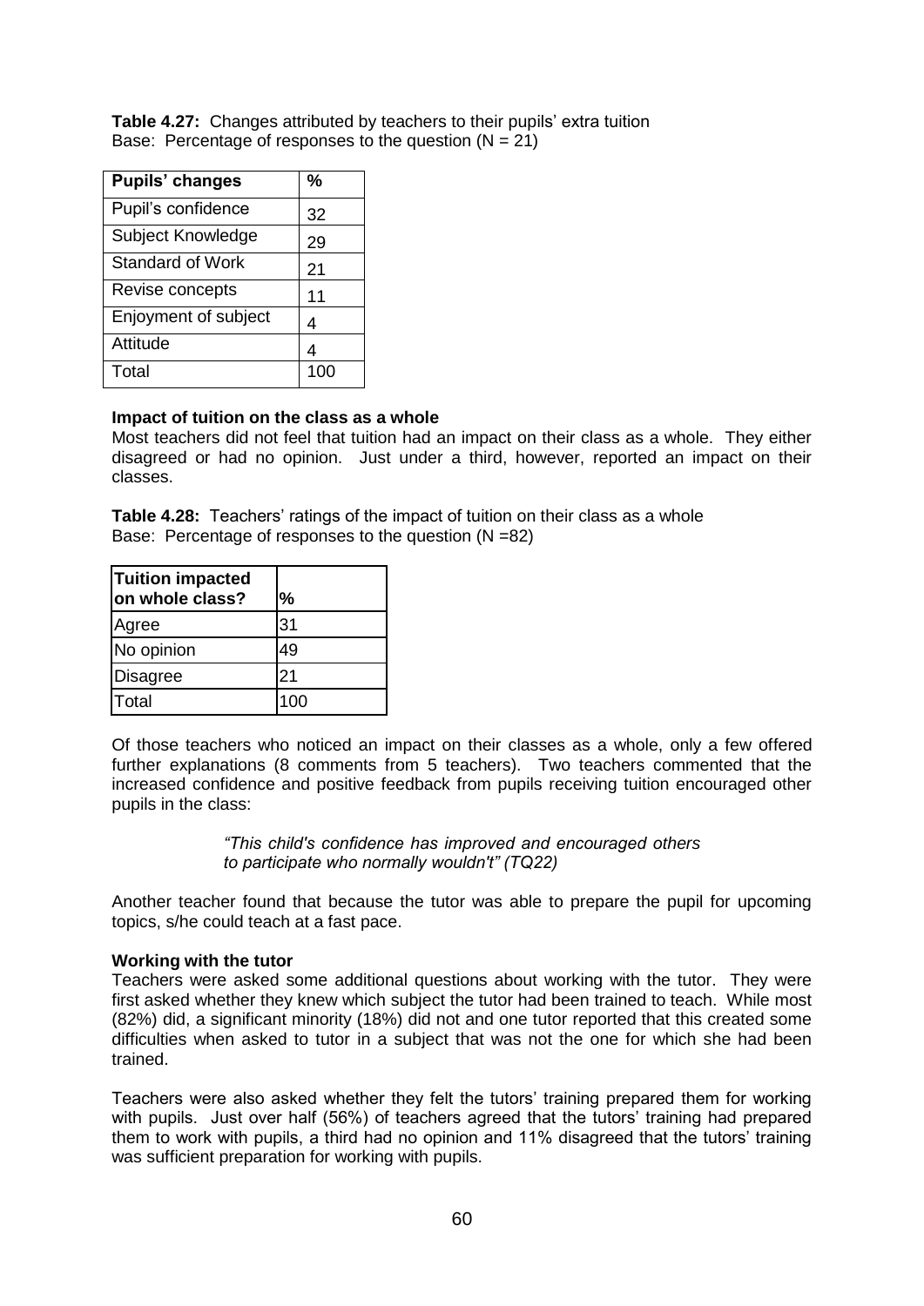**Table 4.27:** Changes attributed by teachers to their pupils' extra tuition
Base: Percentage of responses to the question (N = 21)

| Pupils' changes | % |
|---|---|
| Pupil's confidence | 32 |
| Subject Knowledge | 29 |
| Standard of Work | 21 |
| Revise concepts | 11 |
| Enjoyment of subject | 4 |
| Attitude | 4 |
| Total | 100 |

**Impact of tuition on the class as a whole**

Most teachers did not feel that tuition had an impact on their class as a whole. They either disagreed or had no opinion. Just under a third, however, reported an impact on their classes.

**Table 4.28:** Teachers' ratings of the impact of tuition on their class as a whole
Base: Percentage of responses to the question (N =82)

| Tuition impacted on whole class? | % |
|---|---|
| Agree | 31 |
| No opinion | 49 |
| Disagree | 21 |
| Total | 100 |

Of those teachers who noticed an impact on their classes as a whole, only a few offered further explanations (8 comments from 5 teachers). Two teachers commented that the increased confidence and positive feedback from pupils receiving tuition encouraged other pupils in the class:

> *"This child's confidence has improved and encouraged others to participate who normally wouldn't" (TQ22)*

Another teacher found that because the tutor was able to prepare the pupil for upcoming topics, s/he could teach at a fast pace.

**Working with the tutor**

Teachers were asked some additional questions about working with the tutor. They were first asked whether they knew which subject the tutor had been trained to teach. While most (82%) did, a significant minority (18%) did not and one tutor reported that this created some difficulties when asked to tutor in a subject that was not the one for which she had been trained.

Teachers were also asked whether they felt the tutors' training prepared them for working with pupils. Just over half (56%) of teachers agreed that the tutors' training had prepared them to work with pupils, a third had no opinion and 11% disagreed that the tutors' training was sufficient preparation for working with pupils.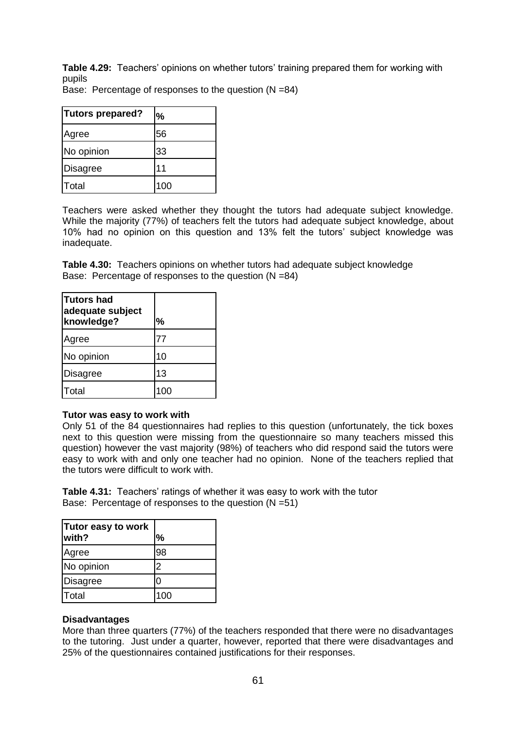**Table 4.29:** Teachers' opinions on whether tutors' training prepared them for working with pupils
Base: Percentage of responses to the question (N =84)

| Tutors prepared? | % |
|---|---|
| Agree | 56 |
| No opinion | 33 |
| Disagree | 11 |
| Total | 100 |

Teachers were asked whether they thought the tutors had adequate subject knowledge. While the majority (77%) of teachers felt the tutors had adequate subject knowledge, about 10% had no opinion on this question and 13% felt the tutors' subject knowledge was inadequate.

**Table 4.30:** Teachers opinions on whether tutors had adequate subject knowledge
Base: Percentage of responses to the question (N =84)

| Tutors had adequate subject knowledge? | % |
|---|---|
| Agree | 77 |
| No opinion | 10 |
| Disagree | 13 |
| Total | 100 |

**Tutor was easy to work with**

Only 51 of the 84 questionnaires had replies to this question (unfortunately, the tick boxes next to this question were missing from the questionnaire so many teachers missed this question) however the vast majority (98%) of teachers who did respond said the tutors were easy to work with and only one teacher had no opinion. None of the teachers replied that the tutors were difficult to work with.

**Table 4.31:** Teachers' ratings of whether it was easy to work with the tutor
Base: Percentage of responses to the question (N =51)

| Tutor easy to work with? | % |
|---|---|
| Agree | 98 |
| No opinion | 2 |
| Disagree | 0 |
| Total | 100 |

**Disadvantages**

More than three quarters (77%) of the teachers responded that there were no disadvantages to the tutoring. Just under a quarter, however, reported that there were disadvantages and 25% of the questionnaires contained justifications for their responses.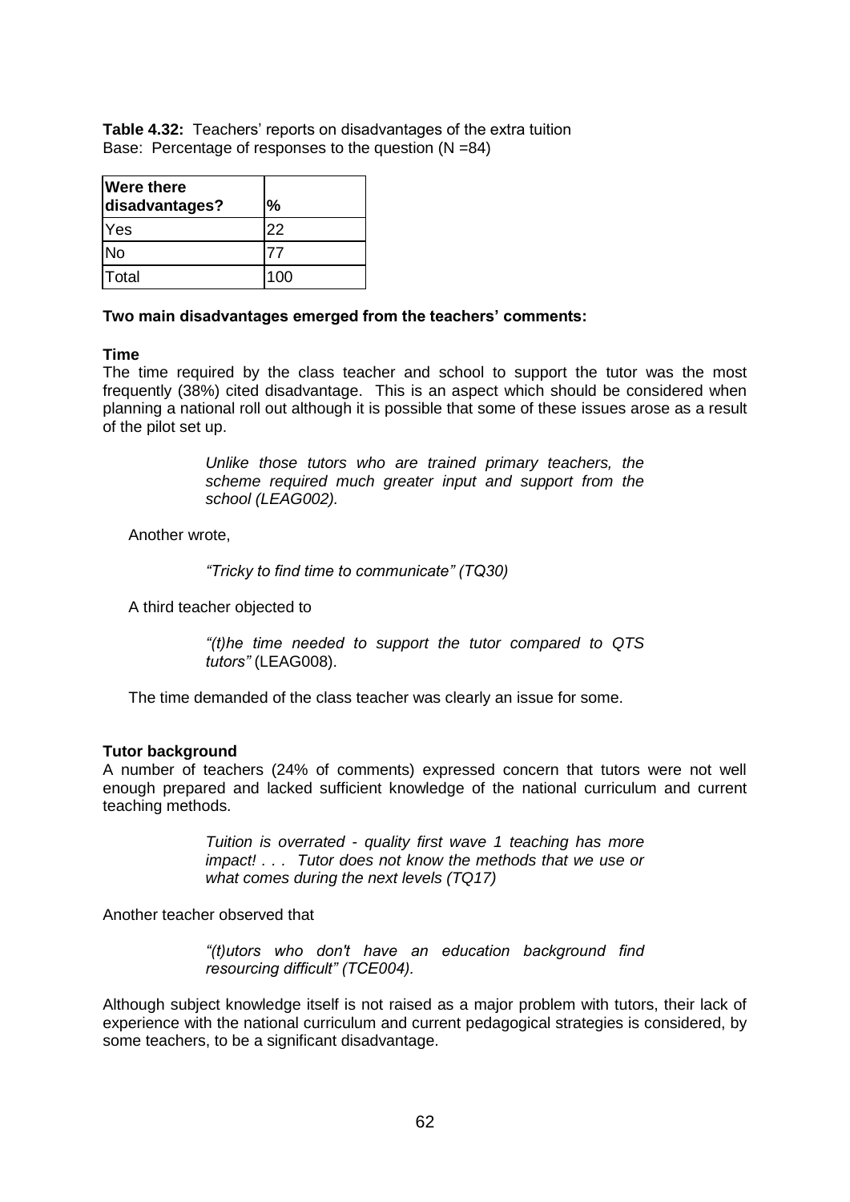**Table 4.32:** Teachers' reports on disadvantages of the extra tuition
Base: Percentage of responses to the question (N =84)

| Were there disadvantages? | % |
|---|---|
| Yes | 22 |
| No | 77 |
| Total | 100 |

**Two main disadvantages emerged from the teachers' comments:**

**Time**

The time required by the class teacher and school to support the tutor was the most frequently (38%) cited disadvantage. This is an aspect which should be considered when planning a national roll out although it is possible that some of these issues arose as a result of the pilot set up.

> *Unlike those tutors who are trained primary teachers, the scheme required much greater input and support from the school (LEAG002).*

Another wrote,

> *"Tricky to find time to communicate" (TQ30)*

A third teacher objected to

> *"(t)he time needed to support the tutor compared to QTS tutors"* (LEAG008).

The time demanded of the class teacher was clearly an issue for some.

**Tutor background**

A number of teachers (24% of comments) expressed concern that tutors were not well enough prepared and lacked sufficient knowledge of the national curriculum and current teaching methods.

> *Tuition is overrated - quality first wave 1 teaching has more impact! . . . Tutor does not know the methods that we use or what comes during the next levels (TQ17)*

Another teacher observed that

> *"(t)utors who don't have an education background find resourcing difficult" (TCE004).*

Although subject knowledge itself is not raised as a major problem with tutors, their lack of experience with the national curriculum and current pedagogical strategies is considered, by some teachers, to be a significant disadvantage.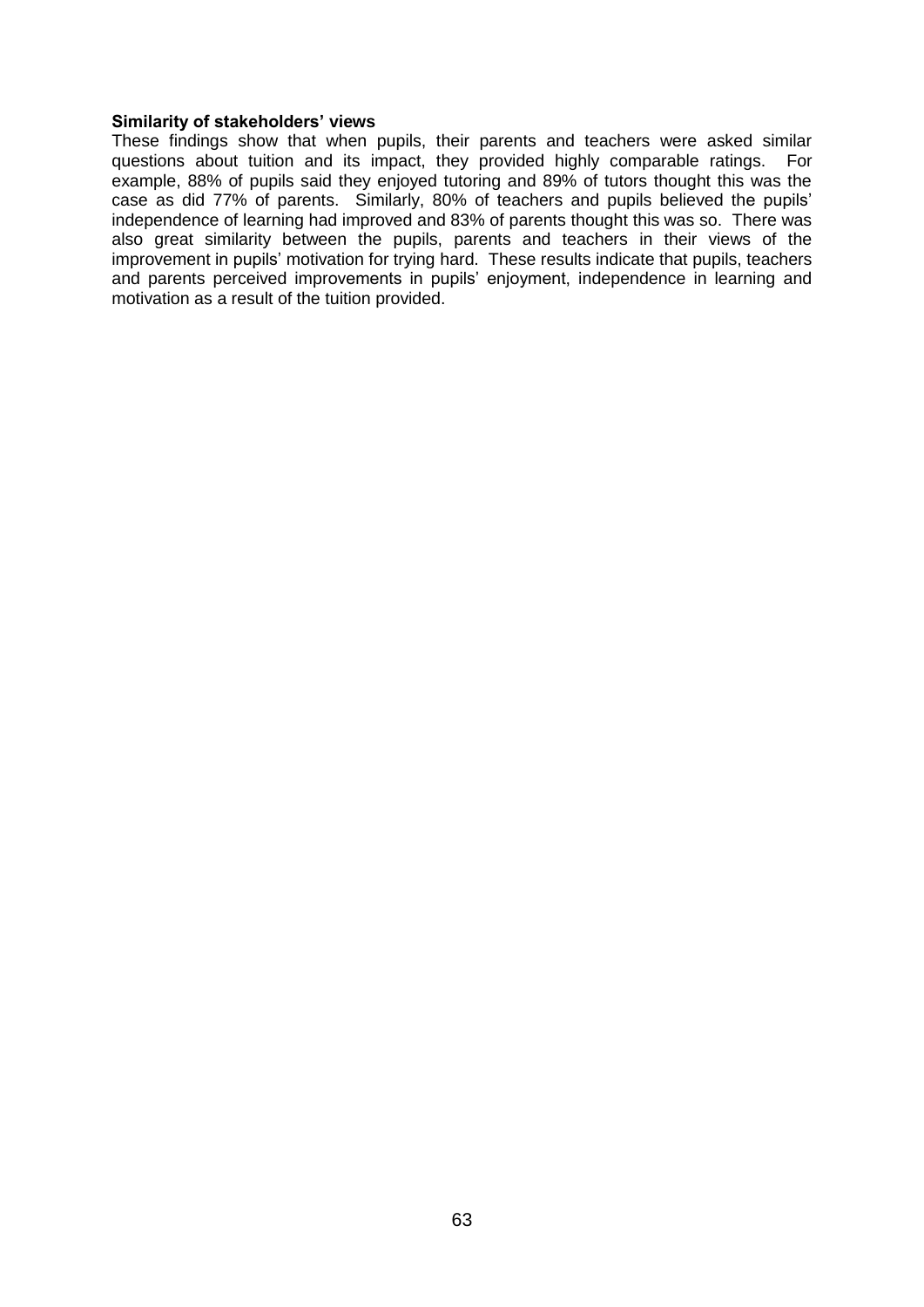**Similarity of stakeholders' views**

These findings show that when pupils, their parents and teachers were asked similar questions about tuition and its impact, they provided highly comparable ratings. For example, 88% of pupils said they enjoyed tutoring and 89% of tutors thought this was the case as did 77% of parents. Similarly, 80% of teachers and pupils believed the pupils' independence of learning had improved and 83% of parents thought this was so. There was also great similarity between the pupils, parents and teachers in their views of the improvement in pupils' motivation for trying hard. These results indicate that pupils, teachers and parents perceived improvements in pupils' enjoyment, independence in learning and motivation as a result of the tuition provided.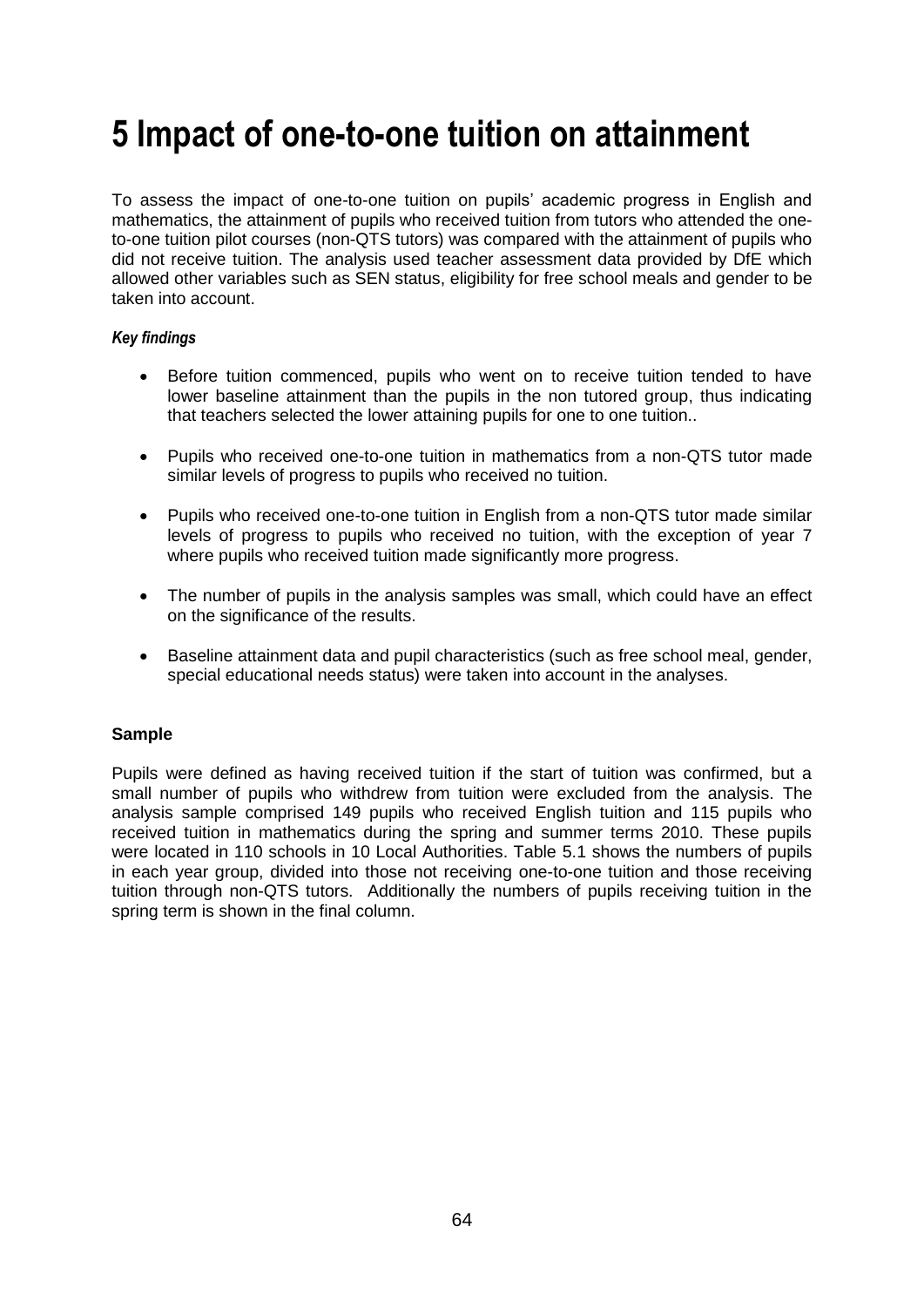# 5 Impact of one-to-one tuition on attainment

To assess the impact of one-to-one tuition on pupils' academic progress in English and mathematics, the attainment of pupils who received tuition from tutors who attended the one-to-one tuition pilot courses (non-QTS tutors) was compared with the attainment of pupils who did not receive tuition. The analysis used teacher assessment data provided by DfE which allowed other variables such as SEN status, eligibility for free school meals and gender to be taken into account.

***Key findings***

- Before tuition commenced, pupils who went on to receive tuition tended to have lower baseline attainment than the pupils in the non tutored group, thus indicating that teachers selected the lower attaining pupils for one to one tuition..
- Pupils who received one-to-one tuition in mathematics from a non-QTS tutor made similar levels of progress to pupils who received no tuition.
- Pupils who received one-to-one tuition in English from a non-QTS tutor made similar levels of progress to pupils who received no tuition, with the exception of year 7 where pupils who received tuition made significantly more progress.
- The number of pupils in the analysis samples was small, which could have an effect on the significance of the results.
- Baseline attainment data and pupil characteristics (such as free school meal, gender, special educational needs status) were taken into account in the analyses.

**Sample**

Pupils were defined as having received tuition if the start of tuition was confirmed, but a small number of pupils who withdrew from tuition were excluded from the analysis. The analysis sample comprised 149 pupils who received English tuition and 115 pupils who received tuition in mathematics during the spring and summer terms 2010. These pupils were located in 110 schools in 10 Local Authorities. Table 5.1 shows the numbers of pupils in each year group, divided into those not receiving one-to-one tuition and those receiving tuition through non-QTS tutors. Additionally the numbers of pupils receiving tuition in the spring term is shown in the final column.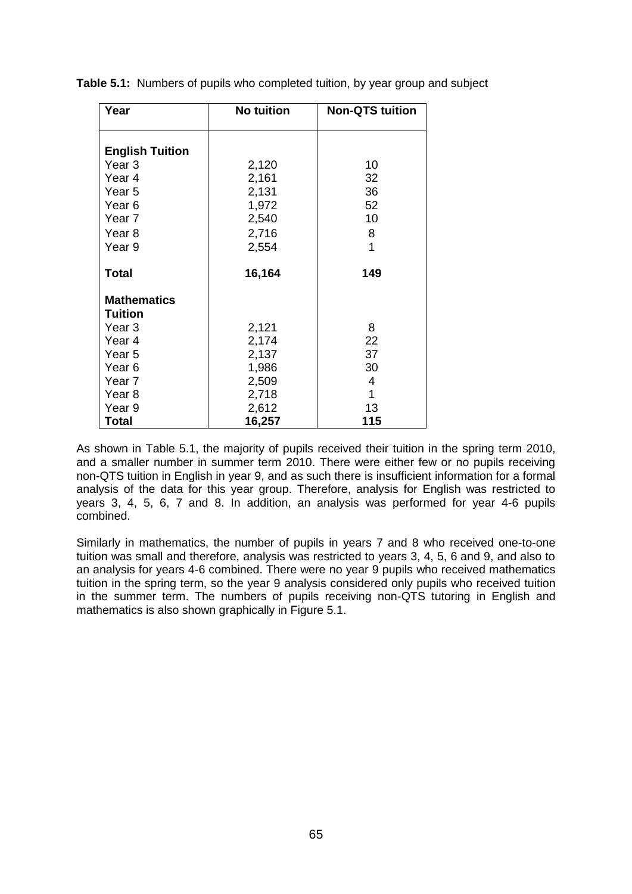**Table 5.1:** Numbers of pupils who completed tuition, by year group and subject

| Year | No tuition | Non-QTS tuition |
|---|---|---|
| **English Tuition** | | |
| Year 3 | 2,120 | 10 |
| Year 4 | 2,161 | 32 |
| Year 5 | 2,131 | 36 |
| Year 6 | 1,972 | 52 |
| Year 7 | 2,540 | 10 |
| Year 8 | 2,716 | 8 |
| Year 9 | 2,554 | 1 |
| **Total** | **16,164** | **149** |
| **Mathematics Tuition** | | |
| Year 3 | 2,121 | 8 |
| Year 4 | 2,174 | 22 |
| Year 5 | 2,137 | 37 |
| Year 6 | 1,986 | 30 |
| Year 7 | 2,509 | 4 |
| Year 8 | 2,718 | 1 |
| Year 9 | 2,612 | 13 |
| **Total** | **16,257** | **115** |

As shown in Table 5.1, the majority of pupils received their tuition in the spring term 2010, and a smaller number in summer term 2010. There were either few or no pupils receiving non-QTS tuition in English in year 9, and as such there is insufficient information for a formal analysis of the data for this year group. Therefore, analysis for English was restricted to years 3, 4, 5, 6, 7 and 8. In addition, an analysis was performed for year 4-6 pupils combined.

Similarly in mathematics, the number of pupils in years 7 and 8 who received one-to-one tuition was small and therefore, analysis was restricted to years 3, 4, 5, 6 and 9, and also to an analysis for years 4-6 combined. There were no year 9 pupils who received mathematics tuition in the spring term, so the year 9 analysis considered only pupils who received tuition in the summer term. The numbers of pupils receiving non-QTS tutoring in English and mathematics is also shown graphically in Figure 5.1.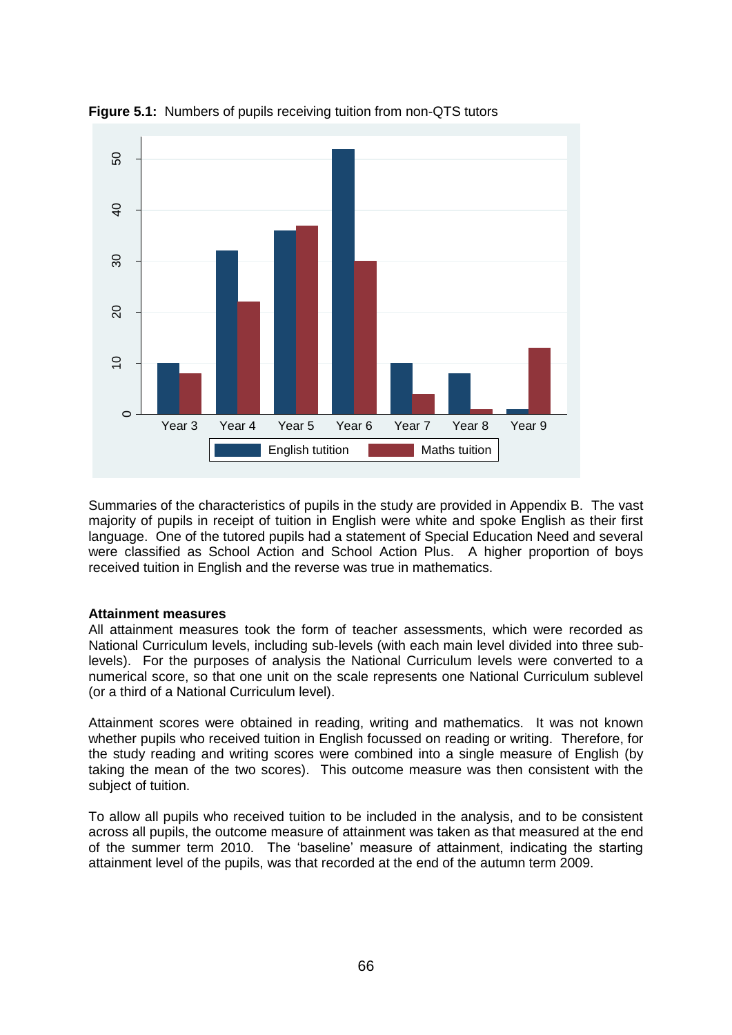**Figure 5.1:** Numbers of pupils receiving tuition from non-QTS tutors

Summaries of the characteristics of pupils in the study are provided in Appendix B. The vast majority of pupils in receipt of tuition in English were white and spoke English as their first language. One of the tutored pupils had a statement of Special Education Need and several were classified as School Action and School Action Plus. A higher proportion of boys received tuition in English and the reverse was true in mathematics.

**Attainment measures**

All attainment measures took the form of teacher assessments, which were recorded as National Curriculum levels, including sub-levels (with each main level divided into three sub-levels). For the purposes of analysis the National Curriculum levels were converted to a numerical score, so that one unit on the scale represents one National Curriculum sublevel (or a third of a National Curriculum level).

Attainment scores were obtained in reading, writing and mathematics. It was not known whether pupils who received tuition in English focussed on reading or writing. Therefore, for the study reading and writing scores were combined into a single measure of English (by taking the mean of the two scores). This outcome measure was then consistent with the subject of tuition.

To allow all pupils who received tuition to be included in the analysis, and to be consistent across all pupils, the outcome measure of attainment was taken as that measured at the end of the summer term 2010. The 'baseline' measure of attainment, indicating the starting attainment level of the pupils, was that recorded at the end of the autumn term 2009.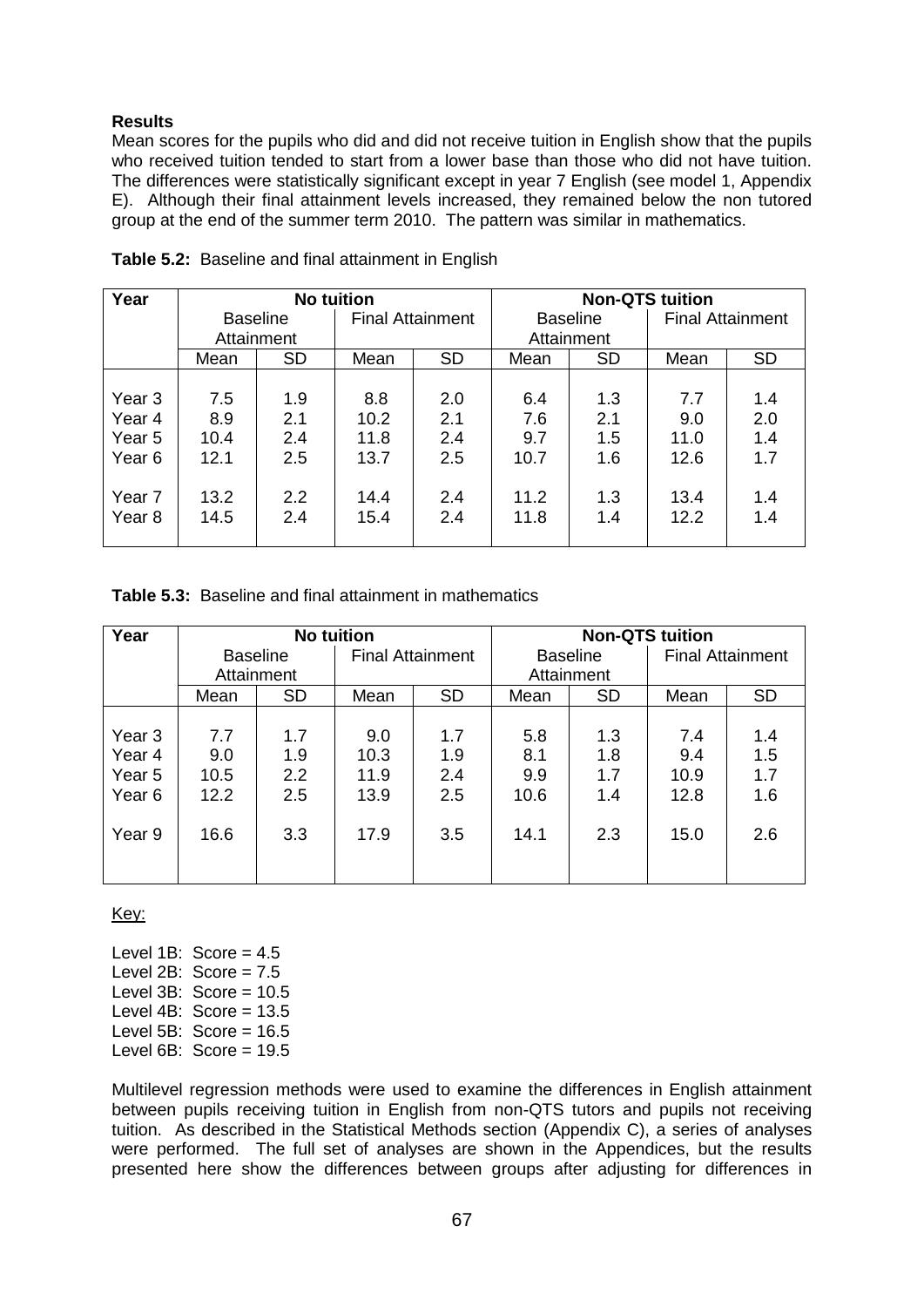**Results**

Mean scores for the pupils who did and did not receive tuition in English show that the pupils who received tuition tended to start from a lower base than those who did not have tuition. The differences were statistically significant except in year 7 English (see model 1, Appendix E). Although their final attainment levels increased, they remained below the non tutored group at the end of the summer term 2010. The pattern was similar in mathematics.

**Table 5.2:** Baseline and final attainment in English

| Year | No tuition | | | | Non-QTS tuition | | | |
|---|---|---|---|---|---|---|---|---|
| | Baseline Attainment | | Final Attainment | | Baseline Attainment | | Final Attainment | |
| | Mean | SD | Mean | SD | Mean | SD | Mean | SD |
| Year 3 | 7.5 | 1.9 | 8.8 | 2.0 | 6.4 | 1.3 | 7.7 | 1.4 |
| Year 4 | 8.9 | 2.1 | 10.2 | 2.1 | 7.6 | 2.1 | 9.0 | 2.0 |
| Year 5 | 10.4 | 2.4 | 11.8 | 2.4 | 9.7 | 1.5 | 11.0 | 1.4 |
| Year 6 | 12.1 | 2.5 | 13.7 | 2.5 | 10.7 | 1.6 | 12.6 | 1.7 |
| Year 7 | 13.2 | 2.2 | 14.4 | 2.4 | 11.2 | 1.3 | 13.4 | 1.4 |
| Year 8 | 14.5 | 2.4 | 15.4 | 2.4 | 11.8 | 1.4 | 12.2 | 1.4 |

**Table 5.3:** Baseline and final attainment in mathematics

| Year | No tuition | | | | Non-QTS tuition | | | |
|---|---|---|---|---|---|---|---|---|
| | Baseline Attainment | | Final Attainment | | Baseline Attainment | | Final Attainment | |
| | Mean | SD | Mean | SD | Mean | SD | Mean | SD |
| Year 3 | 7.7 | 1.7 | 9.0 | 1.7 | 5.8 | 1.3 | 7.4 | 1.4 |
| Year 4 | 9.0 | 1.9 | 10.3 | 1.9 | 8.1 | 1.8 | 9.4 | 1.5 |
| Year 5 | 10.5 | 2.2 | 11.9 | 2.4 | 9.9 | 1.7 | 10.9 | 1.7 |
| Year 6 | 12.2 | 2.5 | 13.9 | 2.5 | 10.6 | 1.4 | 12.8 | 1.6 |
| Year 9 | 16.6 | 3.3 | 17.9 | 3.5 | 14.1 | 2.3 | 15.0 | 2.6 |

Key:

Level 1B: Score = 4.5
Level 2B: Score = 7.5
Level 3B: Score = 10.5
Level 4B: Score = 13.5
Level 5B: Score = 16.5
Level 6B: Score = 19.5

Multilevel regression methods were used to examine the differences in English attainment between pupils receiving tuition in English from non-QTS tutors and pupils not receiving tuition. As described in the Statistical Methods section (Appendix C), a series of analyses were performed. The full set of analyses are shown in the Appendices, but the results presented here show the differences between groups after adjusting for differences in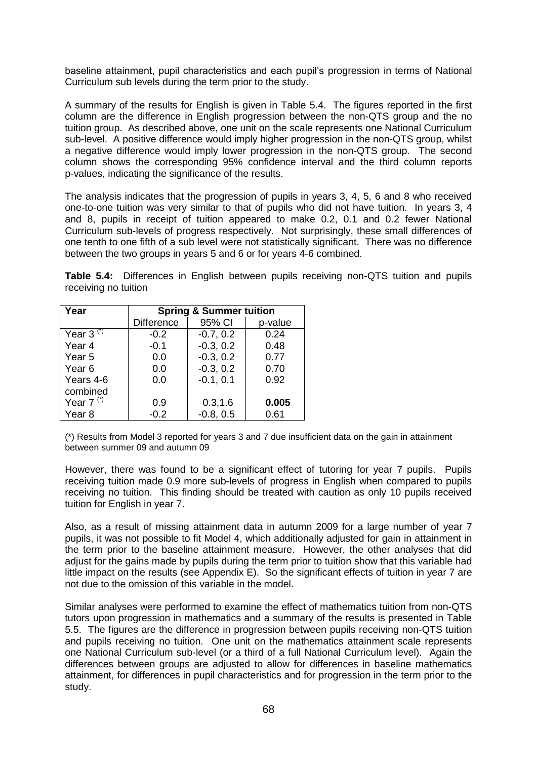baseline attainment, pupil characteristics and each pupil's progression in terms of National Curriculum sub levels during the term prior to the study.

A summary of the results for English is given in Table 5.4. The figures reported in the first column are the difference in English progression between the non-QTS group and the no tuition group. As described above, one unit on the scale represents one National Curriculum sub-level. A positive difference would imply higher progression in the non-QTS group, whilst a negative difference would imply lower progression in the non-QTS group. The second column shows the corresponding 95% confidence interval and the third column reports p-values, indicating the significance of the results.

The analysis indicates that the progression of pupils in years 3, 4, 5, 6 and 8 who received one-to-one tuition was very similar to that of pupils who did not have tuition. In years 3, 4 and 8, pupils in receipt of tuition appeared to make 0.2, 0.1 and 0.2 fewer National Curriculum sub-levels of progress respectively. Not surprisingly, these small differences of one tenth to one fifth of a sub level were not statistically significant. There was no difference between the two groups in years 5 and 6 or for years 4-6 combined.

**Table 5.4:** Differences in English between pupils receiving non-QTS tuition and pupils receiving no tuition

| Year | Spring & Summer tuition | | |
|---|---|---|---|
| | Difference | 95% CI | p-value |
| Year 3 (*) | -0.2 | -0.7, 0.2 | 0.24 |
| Year 4 | -0.1 | -0.3, 0.2 | 0.48 |
| Year 5 | 0.0 | -0.3, 0.2 | 0.77 |
| Year 6 | 0.0 | -0.3, 0.2 | 0.70 |
| Years 4-6 combined | 0.0 | -0.1, 0.1 | 0.92 |
| Year 7 (*) | 0.9 | 0.3,1.6 | **0.005** |
| Year 8 | -0.2 | -0.8, 0.5 | 0.61 |

(*) Results from Model 3 reported for years 3 and 7 due insufficient data on the gain in attainment between summer 09 and autumn 09

However, there was found to be a significant effect of tutoring for year 7 pupils. Pupils receiving tuition made 0.9 more sub-levels of progress in English when compared to pupils receiving no tuition. This finding should be treated with caution as only 10 pupils received tuition for English in year 7.

Also, as a result of missing attainment data in autumn 2009 for a large number of year 7 pupils, it was not possible to fit Model 4, which additionally adjusted for gain in attainment in the term prior to the baseline attainment measure. However, the other analyses that did adjust for the gains made by pupils during the term prior to tuition show that this variable had little impact on the results (see Appendix E). So the significant effects of tuition in year 7 are not due to the omission of this variable in the model.

Similar analyses were performed to examine the effect of mathematics tuition from non-QTS tutors upon progression in mathematics and a summary of the results is presented in Table 5.5. The figures are the difference in progression between pupils receiving non-QTS tuition and pupils receiving no tuition. One unit on the mathematics attainment scale represents one National Curriculum sub-level (or a third of a full National Curriculum level). Again the differences between groups are adjusted to allow for differences in baseline mathematics attainment, for differences in pupil characteristics and for progression in the term prior to the study.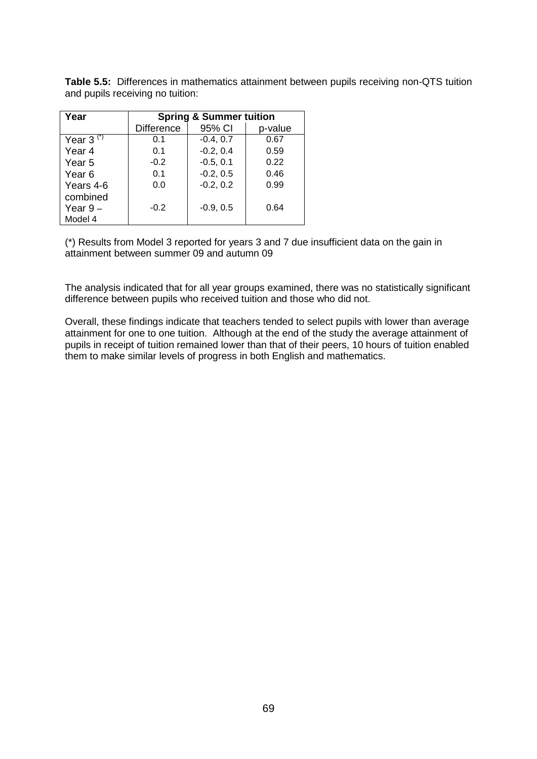**Table 5.5:** Differences in mathematics attainment between pupils receiving non-QTS tuition and pupils receiving no tuition:

| Year | Spring & Summer tuition | | |
|---|---|---|---|
| | Difference | 95% CI | p-value |
| Year 3 (*) | 0.1 | -0.4, 0.7 | 0.67 |
| Year 4 | 0.1 | -0.2, 0.4 | 0.59 |
| Year 5 | -0.2 | -0.5, 0.1 | 0.22 |
| Year 6 | 0.1 | -0.2, 0.5 | 0.46 |
| Years 4-6 combined | 0.0 | -0.2, 0.2 | 0.99 |
| Year 9 – Model 4 | -0.2 | -0.9, 0.5 | 0.64 |

(*) Results from Model 3 reported for years 3 and 7 due insufficient data on the gain in attainment between summer 09 and autumn 09

The analysis indicated that for all year groups examined, there was no statistically significant difference between pupils who received tuition and those who did not.

Overall, these findings indicate that teachers tended to select pupils with lower than average attainment for one to one tuition. Although at the end of the study the average attainment of pupils in receipt of tuition remained lower than that of their peers, 10 hours of tuition enabled them to make similar levels of progress in both English and mathematics.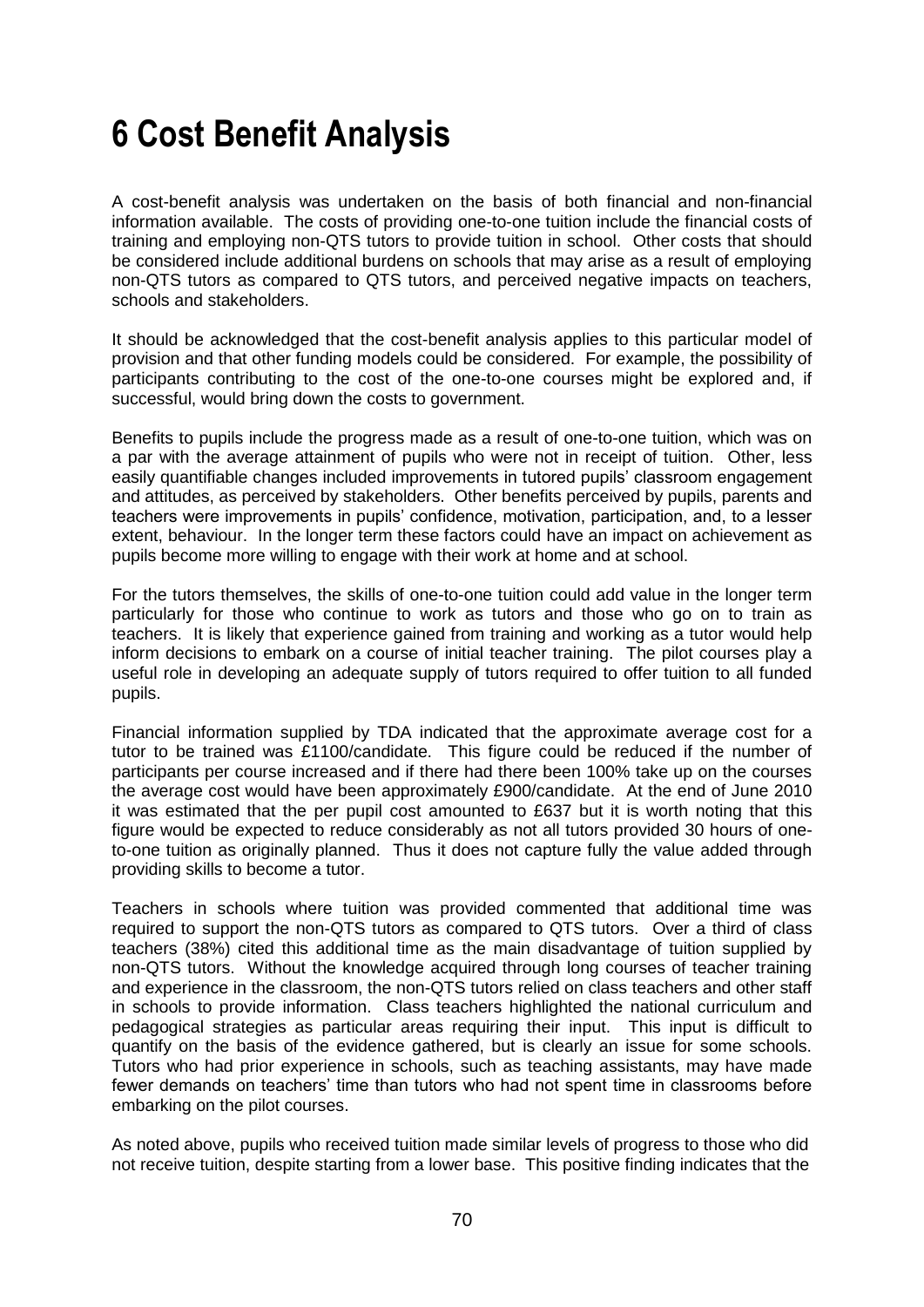# 6 Cost Benefit Analysis

A cost-benefit analysis was undertaken on the basis of both financial and non-financial information available. The costs of providing one-to-one tuition include the financial costs of training and employing non-QTS tutors to provide tuition in school. Other costs that should be considered include additional burdens on schools that may arise as a result of employing non-QTS tutors as compared to QTS tutors, and perceived negative impacts on teachers, schools and stakeholders.

It should be acknowledged that the cost-benefit analysis applies to this particular model of provision and that other funding models could be considered. For example, the possibility of participants contributing to the cost of the one-to-one courses might be explored and, if successful, would bring down the costs to government.

Benefits to pupils include the progress made as a result of one-to-one tuition, which was on a par with the average attainment of pupils who were not in receipt of tuition. Other, less easily quantifiable changes included improvements in tutored pupils' classroom engagement and attitudes, as perceived by stakeholders. Other benefits perceived by pupils, parents and teachers were improvements in pupils' confidence, motivation, participation, and, to a lesser extent, behaviour. In the longer term these factors could have an impact on achievement as pupils become more willing to engage with their work at home and at school.

For the tutors themselves, the skills of one-to-one tuition could add value in the longer term particularly for those who continue to work as tutors and those who go on to train as teachers. It is likely that experience gained from training and working as a tutor would help inform decisions to embark on a course of initial teacher training. The pilot courses play a useful role in developing an adequate supply of tutors required to offer tuition to all funded pupils.

Financial information supplied by TDA indicated that the approximate average cost for a tutor to be trained was £1100/candidate. This figure could be reduced if the number of participants per course increased and if there had there been 100% take up on the courses the average cost would have been approximately £900/candidate. At the end of June 2010 it was estimated that the per pupil cost amounted to £637 but it is worth noting that this figure would be expected to reduce considerably as not all tutors provided 30 hours of one-to-one tuition as originally planned. Thus it does not capture fully the value added through providing skills to become a tutor.

Teachers in schools where tuition was provided commented that additional time was required to support the non-QTS tutors as compared to QTS tutors. Over a third of class teachers (38%) cited this additional time as the main disadvantage of tuition supplied by non-QTS tutors. Without the knowledge acquired through long courses of teacher training and experience in the classroom, the non-QTS tutors relied on class teachers and other staff in schools to provide information. Class teachers highlighted the national curriculum and pedagogical strategies as particular areas requiring their input. This input is difficult to quantify on the basis of the evidence gathered, but is clearly an issue for some schools. Tutors who had prior experience in schools, such as teaching assistants, may have made fewer demands on teachers' time than tutors who had not spent time in classrooms before embarking on the pilot courses.

As noted above, pupils who received tuition made similar levels of progress to those who did not receive tuition, despite starting from a lower base. This positive finding indicates that the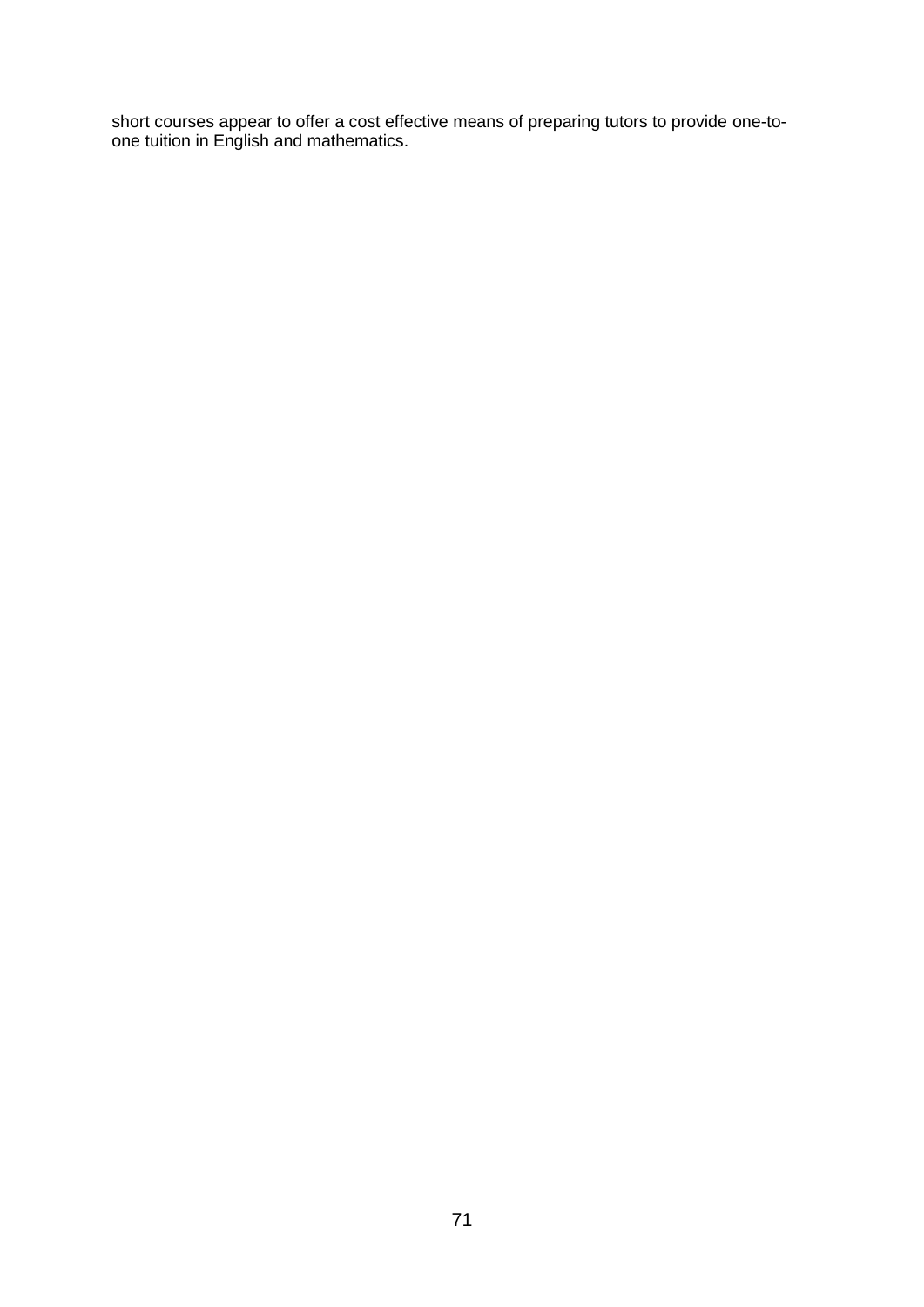short courses appear to offer a cost effective means of preparing tutors to provide one-to-one tuition in English and mathematics.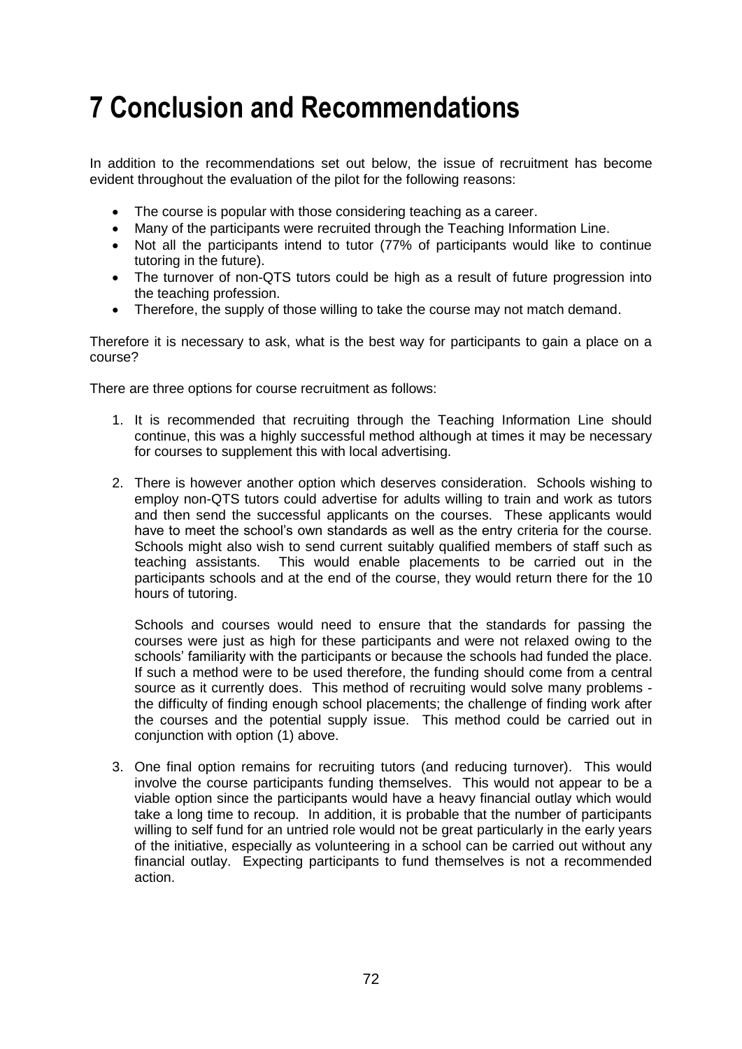# 7 Conclusion and Recommendations

In addition to the recommendations set out below, the issue of recruitment has become evident throughout the evaluation of the pilot for the following reasons:

- The course is popular with those considering teaching as a career.
- Many of the participants were recruited through the Teaching Information Line.
- Not all the participants intend to tutor (77% of participants would like to continue tutoring in the future).
- The turnover of non-QTS tutors could be high as a result of future progression into the teaching profession.
- Therefore, the supply of those willing to take the course may not match demand.

Therefore it is necessary to ask, what is the best way for participants to gain a place on a course?

There are three options for course recruitment as follows:

1. It is recommended that recruiting through the Teaching Information Line should continue, this was a highly successful method although at times it may be necessary for courses to supplement this with local advertising.

2. There is however another option which deserves consideration. Schools wishing to employ non-QTS tutors could advertise for adults willing to train and work as tutors and then send the successful applicants on the courses. These applicants would have to meet the school's own standards as well as the entry criteria for the course. Schools might also wish to send current suitably qualified members of staff such as teaching assistants. This would enable placements to be carried out in the participants schools and at the end of the course, they would return there for the 10 hours of tutoring.

   Schools and courses would need to ensure that the standards for passing the courses were just as high for these participants and were not relaxed owing to the schools' familiarity with the participants or because the schools had funded the place. If such a method were to be used therefore, the funding should come from a central source as it currently does. This method of recruiting would solve many problems - the difficulty of finding enough school placements; the challenge of finding work after the courses and the potential supply issue. This method could be carried out in conjunction with option (1) above.

3. One final option remains for recruiting tutors (and reducing turnover). This would involve the course participants funding themselves. This would not appear to be a viable option since the participants would have a heavy financial outlay which would take a long time to recoup. In addition, it is probable that the number of participants willing to self fund for an untried role would not be great particularly in the early years of the initiative, especially as volunteering in a school can be carried out without any financial outlay. Expecting participants to fund themselves is not a recommended action.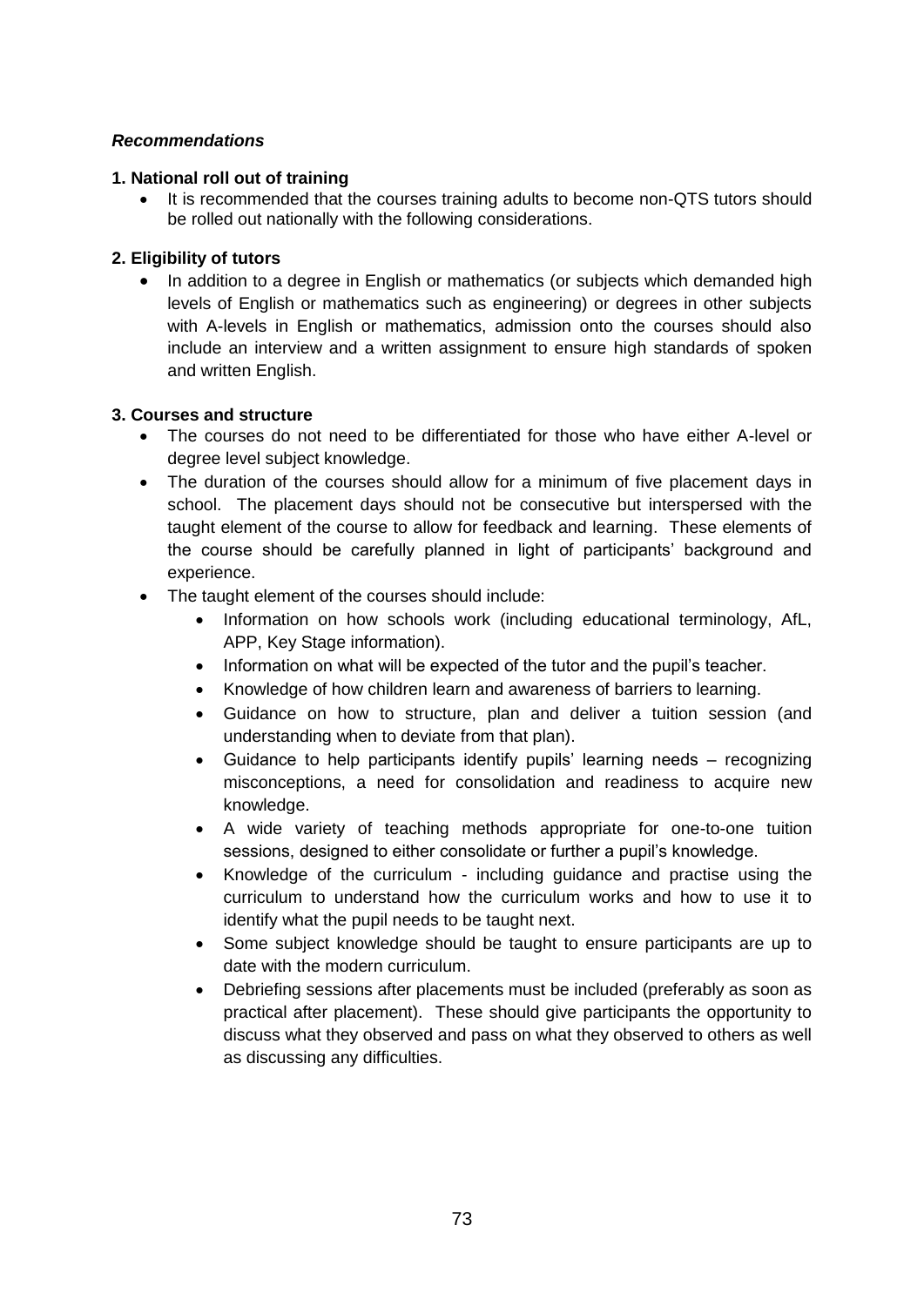***Recommendations***

**1. National roll out of training**

- It is recommended that the courses training adults to become non-QTS tutors should be rolled out nationally with the following considerations.

**2. Eligibility of tutors**

- In addition to a degree in English or mathematics (or subjects which demanded high levels of English or mathematics such as engineering) or degrees in other subjects with A-levels in English or mathematics, admission onto the courses should also include an interview and a written assignment to ensure high standards of spoken and written English.

**3. Courses and structure**

- The courses do not need to be differentiated for those who have either A-level or degree level subject knowledge.
- The duration of the courses should allow for a minimum of five placement days in school. The placement days should not be consecutive but interspersed with the taught element of the course to allow for feedback and learning. These elements of the course should be carefully planned in light of participants' background and experience.
- The taught element of the courses should include:
    - Information on how schools work (including educational terminology, AfL, APP, Key Stage information).
    - Information on what will be expected of the tutor and the pupil's teacher.
    - Knowledge of how children learn and awareness of barriers to learning.
    - Guidance on how to structure, plan and deliver a tuition session (and understanding when to deviate from that plan).
    - Guidance to help participants identify pupils' learning needs – recognizing misconceptions, a need for consolidation and readiness to acquire new knowledge.
    - A wide variety of teaching methods appropriate for one-to-one tuition sessions, designed to either consolidate or further a pupil's knowledge.
    - Knowledge of the curriculum - including guidance and practise using the curriculum to understand how the curriculum works and how to use it to identify what the pupil needs to be taught next.
    - Some subject knowledge should be taught to ensure participants are up to date with the modern curriculum.
    - Debriefing sessions after placements must be included (preferably as soon as practical after placement). These should give participants the opportunity to discuss what they observed and pass on what they observed to others as well as discussing any difficulties.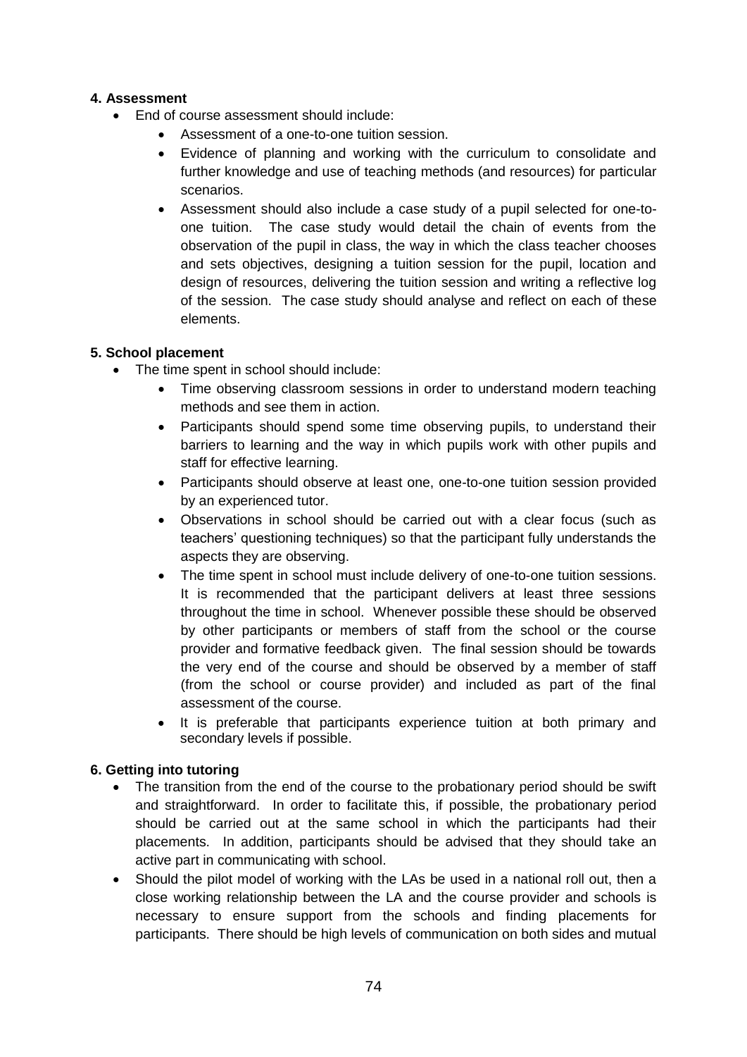**4. Assessment**

- End of course assessment should include:
  - Assessment of a one-to-one tuition session.
  - Evidence of planning and working with the curriculum to consolidate and further knowledge and use of teaching methods (and resources) for particular scenarios.
  - Assessment should also include a case study of a pupil selected for one-to-one tuition. The case study would detail the chain of events from the observation of the pupil in class, the way in which the class teacher chooses and sets objectives, designing a tuition session for the pupil, location and design of resources, delivering the tuition session and writing a reflective log of the session. The case study should analyse and reflect on each of these elements.

**5. School placement**

- The time spent in school should include:
  - Time observing classroom sessions in order to understand modern teaching methods and see them in action.
  - Participants should spend some time observing pupils, to understand their barriers to learning and the way in which pupils work with other pupils and staff for effective learning.
  - Participants should observe at least one, one-to-one tuition session provided by an experienced tutor.
  - Observations in school should be carried out with a clear focus (such as teachers' questioning techniques) so that the participant fully understands the aspects they are observing.
  - The time spent in school must include delivery of one-to-one tuition sessions. It is recommended that the participant delivers at least three sessions throughout the time in school. Whenever possible these should be observed by other participants or members of staff from the school or the course provider and formative feedback given. The final session should be towards the very end of the course and should be observed by a member of staff (from the school or course provider) and included as part of the final assessment of the course.
  - It is preferable that participants experience tuition at both primary and secondary levels if possible.

**6. Getting into tutoring**

- The transition from the end of the course to the probationary period should be swift and straightforward. In order to facilitate this, if possible, the probationary period should be carried out at the same school in which the participants had their placements. In addition, participants should be advised that they should take an active part in communicating with school.
- Should the pilot model of working with the LAs be used in a national roll out, then a close working relationship between the LA and the course provider and schools is necessary to ensure support from the schools and finding placements for participants. There should be high levels of communication on both sides and mutual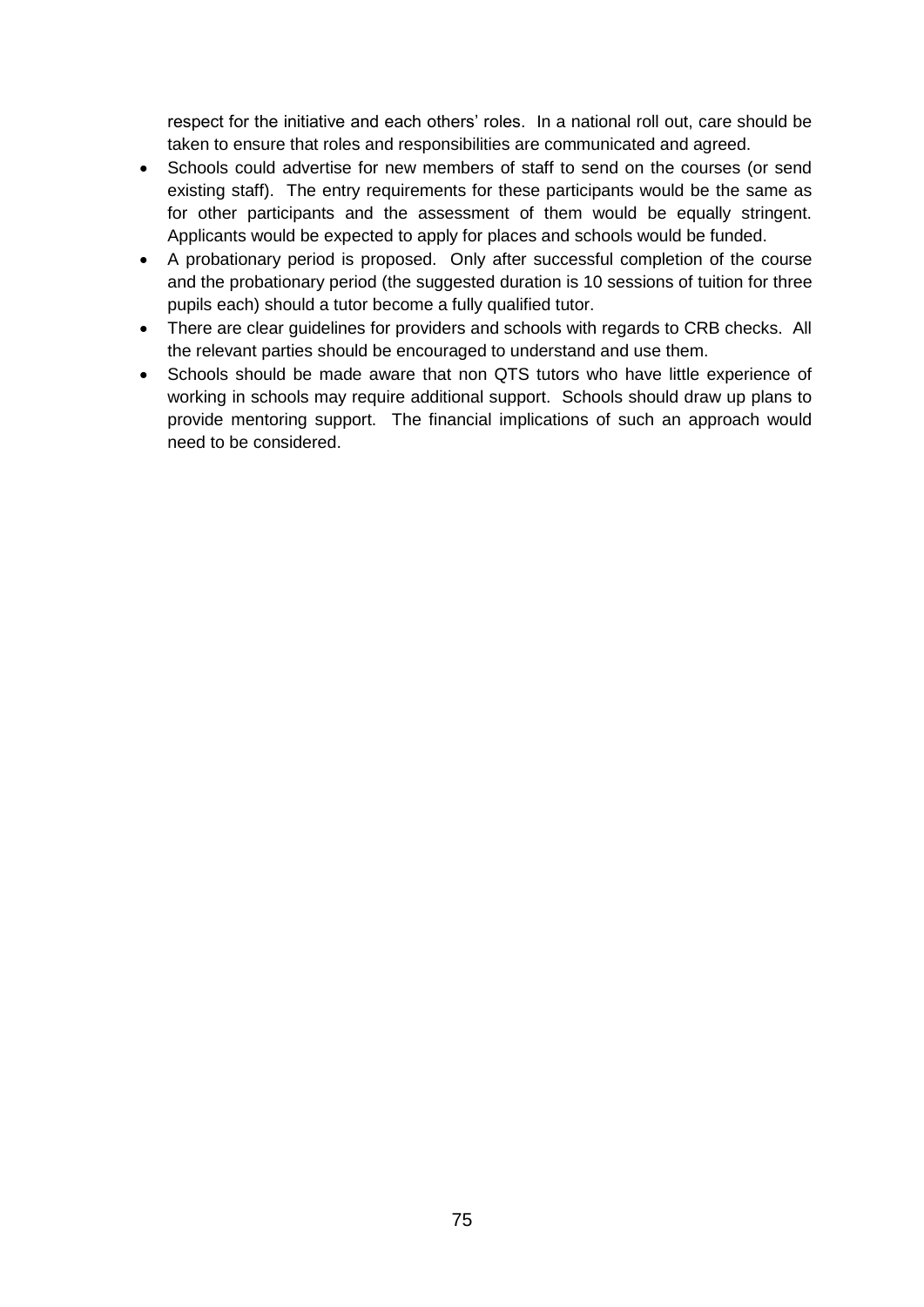respect for the initiative and each others' roles. In a national roll out, care should be taken to ensure that roles and responsibilities are communicated and agreed.

- Schools could advertise for new members of staff to send on the courses (or send existing staff). The entry requirements for these participants would be the same as for other participants and the assessment of them would be equally stringent. Applicants would be expected to apply for places and schools would be funded.
- A probationary period is proposed. Only after successful completion of the course and the probationary period (the suggested duration is 10 sessions of tuition for three pupils each) should a tutor become a fully qualified tutor.
- There are clear guidelines for providers and schools with regards to CRB checks. All the relevant parties should be encouraged to understand and use them.
- Schools should be made aware that non QTS tutors who have little experience of working in schools may require additional support. Schools should draw up plans to provide mentoring support. The financial implications of such an approach would need to be considered.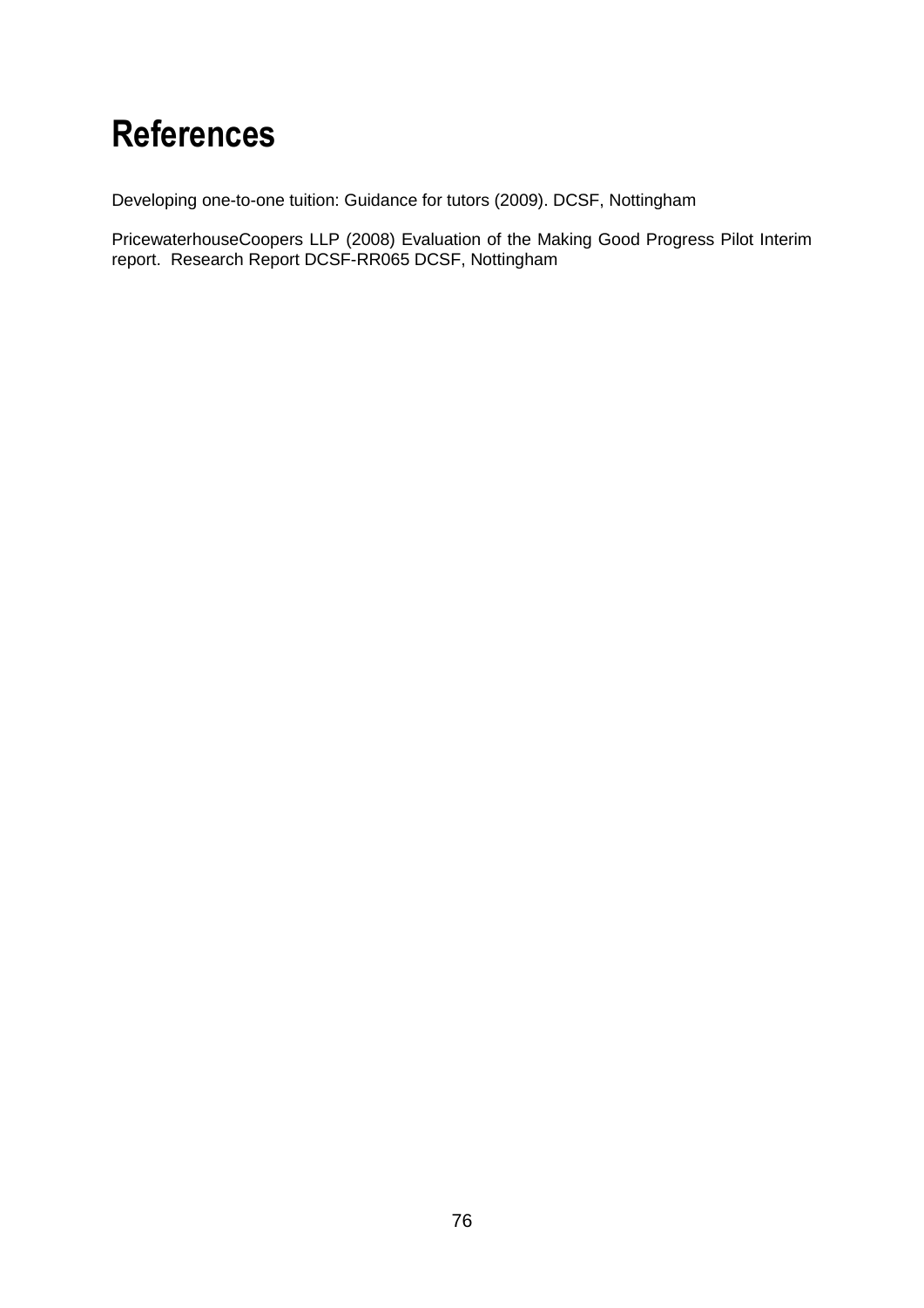# References

Developing one-to-one tuition: Guidance for tutors (2009). DCSF, Nottingham

PricewaterhouseCoopers LLP (2008) Evaluation of the Making Good Progress Pilot Interim report. Research Report DCSF-RR065 DCSF, Nottingham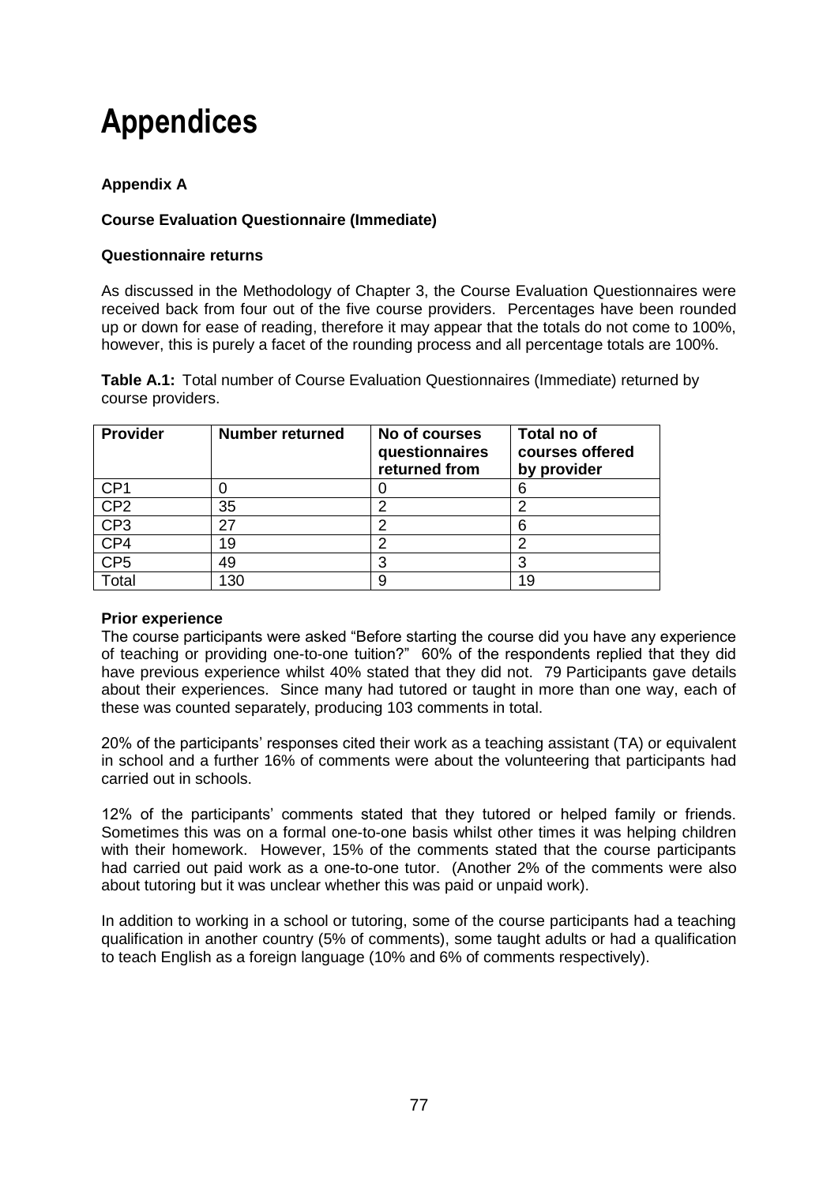# Appendices

**Appendix A**

**Course Evaluation Questionnaire (Immediate)**

**Questionnaire returns**

As discussed in the Methodology of Chapter 3, the Course Evaluation Questionnaires were received back from four out of the five course providers. Percentages have been rounded up or down for ease of reading, therefore it may appear that the totals do not come to 100%, however, this is purely a facet of the rounding process and all percentage totals are 100%.

**Table A.1:** Total number of Course Evaluation Questionnaires (Immediate) returned by course providers.

| Provider | Number returned | No of courses questionnaires returned from | Total no of courses offered by provider |
|---|---|---|---|
| CP1 | 0 | 0 | 6 |
| CP2 | 35 | 2 | 2 |
| CP3 | 27 | 2 | 6 |
| CP4 | 19 | 2 | 2 |
| CP5 | 49 | 3 | 3 |
| Total | 130 | 9 | 19 |

**Prior experience**

The course participants were asked "Before starting the course did you have any experience of teaching or providing one-to-one tuition?" 60% of the respondents replied that they did have previous experience whilst 40% stated that they did not. 79 Participants gave details about their experiences. Since many had tutored or taught in more than one way, each of these was counted separately, producing 103 comments in total.

20% of the participants' responses cited their work as a teaching assistant (TA) or equivalent in school and a further 16% of comments were about the volunteering that participants had carried out in schools.

12% of the participants' comments stated that they tutored or helped family or friends. Sometimes this was on a formal one-to-one basis whilst other times it was helping children with their homework. However, 15% of the comments stated that the course participants had carried out paid work as a one-to-one tutor. (Another 2% of the comments were also about tutoring but it was unclear whether this was paid or unpaid work).

In addition to working in a school or tutoring, some of the course participants had a teaching qualification in another country (5% of comments), some taught adults or had a qualification to teach English as a foreign language (10% and 6% of comments respectively).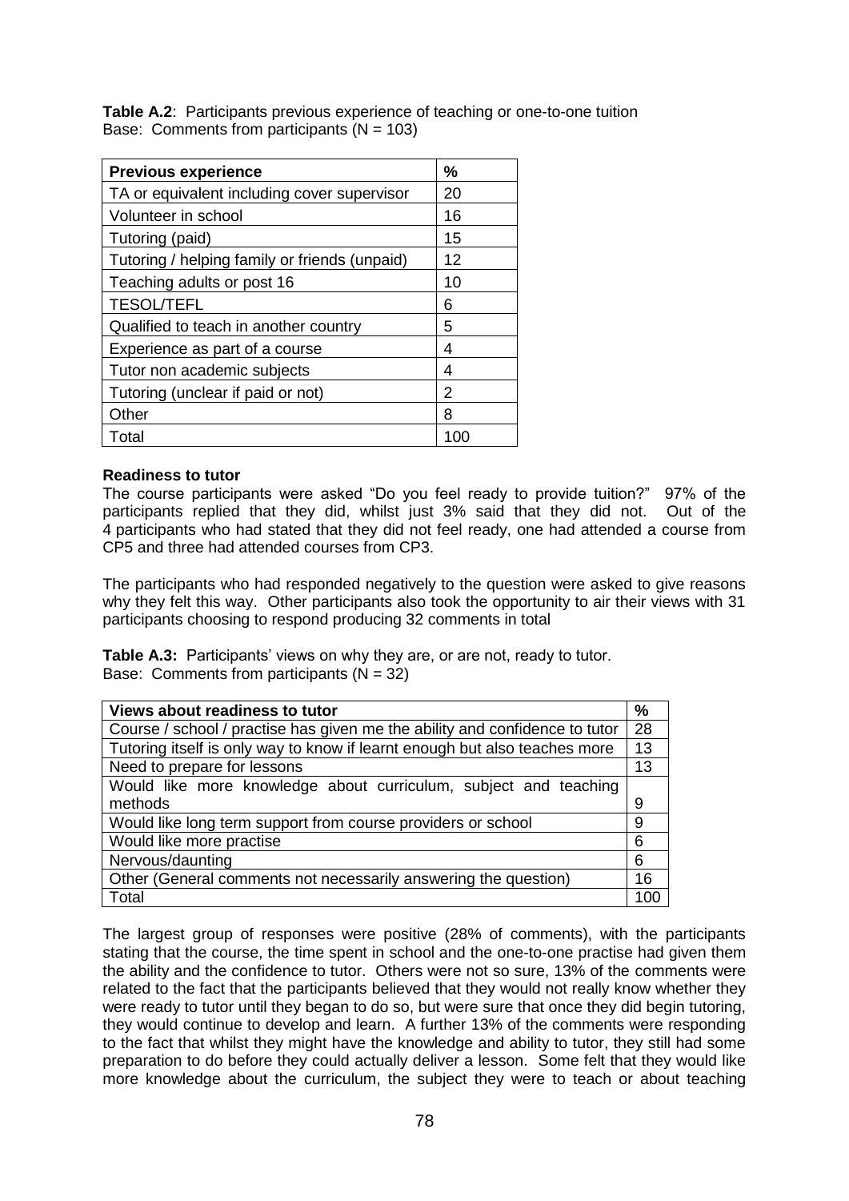**Table A.2**: Participants previous experience of teaching or one-to-one tuition
Base: Comments from participants (N = 103)

| Previous experience | % |
|---|---|
| TA or equivalent including cover supervisor | 20 |
| Volunteer in school | 16 |
| Tutoring (paid) | 15 |
| Tutoring / helping family or friends (unpaid) | 12 |
| Teaching adults or post 16 | 10 |
| TESOL/TEFL | 6 |
| Qualified to teach in another country | 5 |
| Experience as part of a course | 4 |
| Tutor non academic subjects | 4 |
| Tutoring (unclear if paid or not) | 2 |
| Other | 8 |
| Total | 100 |

**Readiness to tutor**

The course participants were asked "Do you feel ready to provide tuition?" 97% of the participants replied that they did, whilst just 3% said that they did not. Out of the 4 participants who had stated that they did not feel ready, one had attended a course from CP5 and three had attended courses from CP3.

The participants who had responded negatively to the question were asked to give reasons why they felt this way. Other participants also took the opportunity to air their views with 31 participants choosing to respond producing 32 comments in total

**Table A.3:** Participants' views on why they are, or are not, ready to tutor.
Base: Comments from participants (N = 32)

| Views about readiness to tutor | % |
|---|---|
| Course / school / practise has given me the ability and confidence to tutor | 28 |
| Tutoring itself is only way to know if learnt enough but also teaches more | 13 |
| Need to prepare for lessons | 13 |
| Would like more knowledge about curriculum, subject and teaching methods | 9 |
| Would like long term support from course providers or school | 9 |
| Would like more practise | 6 |
| Nervous/daunting | 6 |
| Other (General comments not necessarily answering the question) | 16 |
| Total | 100 |

The largest group of responses were positive (28% of comments), with the participants stating that the course, the time spent in school and the one-to-one practise had given them the ability and the confidence to tutor. Others were not so sure, 13% of the comments were related to the fact that the participants believed that they would not really know whether they were ready to tutor until they began to do so, but were sure that once they did begin tutoring, they would continue to develop and learn. A further 13% of the comments were responding to the fact that whilst they might have the knowledge and ability to tutor, they still had some preparation to do before they could actually deliver a lesson. Some felt that they would like more knowledge about the curriculum, the subject they were to teach or about teaching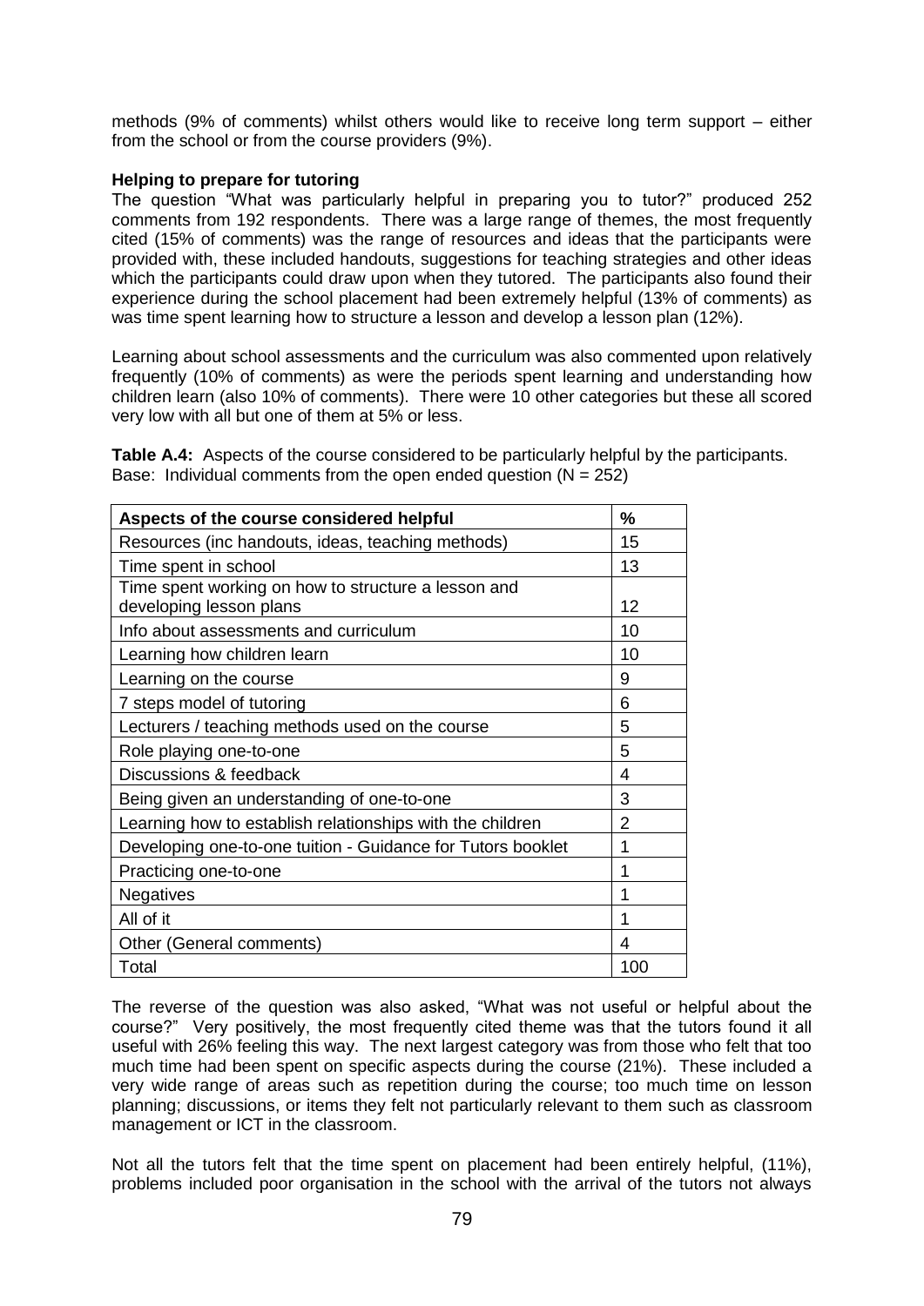methods (9% of comments) whilst others would like to receive long term support – either from the school or from the course providers (9%).

**Helping to prepare for tutoring**

The question "What was particularly helpful in preparing you to tutor?" produced 252 comments from 192 respondents. There was a large range of themes, the most frequently cited (15% of comments) was the range of resources and ideas that the participants were provided with, these included handouts, suggestions for teaching strategies and other ideas which the participants could draw upon when they tutored. The participants also found their experience during the school placement had been extremely helpful (13% of comments) as was time spent learning how to structure a lesson and develop a lesson plan (12%).

Learning about school assessments and the curriculum was also commented upon relatively frequently (10% of comments) as were the periods spent learning and understanding how children learn (also 10% of comments). There were 10 other categories but these all scored very low with all but one of them at 5% or less.

**Table A.4:** Aspects of the course considered to be particularly helpful by the participants. Base: Individual comments from the open ended question (N = 252)

| Aspects of the course considered helpful | % |
|---|---|
| Resources (inc handouts, ideas, teaching methods) | 15 |
| Time spent in school | 13 |
| Time spent working on how to structure a lesson and developing lesson plans | 12 |
| Info about assessments and curriculum | 10 |
| Learning how children learn | 10 |
| Learning on the course | 9 |
| 7 steps model of tutoring | 6 |
| Lecturers / teaching methods used on the course | 5 |
| Role playing one-to-one | 5 |
| Discussions & feedback | 4 |
| Being given an understanding of one-to-one | 3 |
| Learning how to establish relationships with the children | 2 |
| Developing one-to-one tuition - Guidance for Tutors booklet | 1 |
| Practicing one-to-one | 1 |
| Negatives | 1 |
| All of it | 1 |
| Other (General comments) | 4 |
| Total | 100 |

The reverse of the question was also asked, "What was not useful or helpful about the course?" Very positively, the most frequently cited theme was that the tutors found it all useful with 26% feeling this way. The next largest category was from those who felt that too much time had been spent on specific aspects during the course (21%). These included a very wide range of areas such as repetition during the course; too much time on lesson planning; discussions, or items they felt not particularly relevant to them such as classroom management or ICT in the classroom.

Not all the tutors felt that the time spent on placement had been entirely helpful, (11%), problems included poor organisation in the school with the arrival of the tutors not always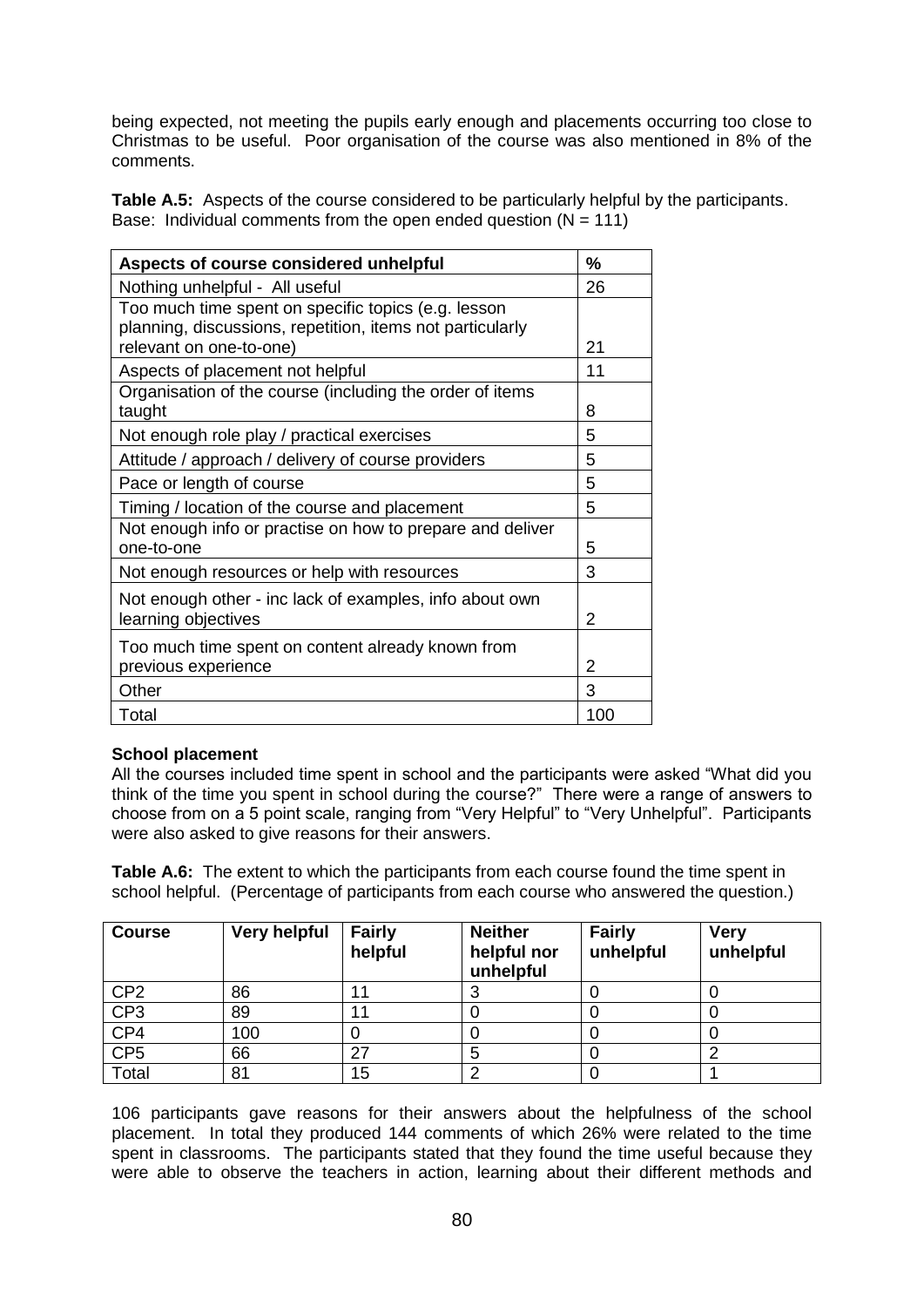being expected, not meeting the pupils early enough and placements occurring too close to Christmas to be useful. Poor organisation of the course was also mentioned in 8% of the comments.

**Table A.5:** Aspects of the course considered to be particularly helpful by the participants. Base: Individual comments from the open ended question (N = 111)

| Aspects of course considered unhelpful | % |
|---|---|
| Nothing unhelpful - All useful | 26 |
| Too much time spent on specific topics (e.g. lesson planning, discussions, repetition, items not particularly relevant on one-to-one) | 21 |
| Aspects of placement not helpful | 11 |
| Organisation of the course (including the order of items taught | 8 |
| Not enough role play / practical exercises | 5 |
| Attitude / approach / delivery of course providers | 5 |
| Pace or length of course | 5 |
| Timing / location of the course and placement | 5 |
| Not enough info or practise on how to prepare and deliver one-to-one | 5 |
| Not enough resources or help with resources | 3 |
| Not enough other - inc lack of examples, info about own learning objectives | 2 |
| Too much time spent on content already known from previous experience | 2 |
| Other | 3 |
| Total | 100 |

**School placement**

All the courses included time spent in school and the participants were asked "What did you think of the time you spent in school during the course?" There were a range of answers to choose from on a 5 point scale, ranging from "Very Helpful" to "Very Unhelpful". Participants were also asked to give reasons for their answers.

**Table A.6:** The extent to which the participants from each course found the time spent in school helpful. (Percentage of participants from each course who answered the question.)

| Course | Very helpful | Fairly helpful | Neither helpful nor unhelpful | Fairly unhelpful | Very unhelpful |
|---|---|---|---|---|---|
| CP2 | 86 | 11 | 3 | 0 | 0 |
| CP3 | 89 | 11 | 0 | 0 | 0 |
| CP4 | 100 | 0 | 0 | 0 | 0 |
| CP5 | 66 | 27 | 5 | 0 | 2 |
| Total | 81 | 15 | 2 | 0 | 1 |

106 participants gave reasons for their answers about the helpfulness of the school placement. In total they produced 144 comments of which 26% were related to the time spent in classrooms. The participants stated that they found the time useful because they were able to observe the teachers in action, learning about their different methods and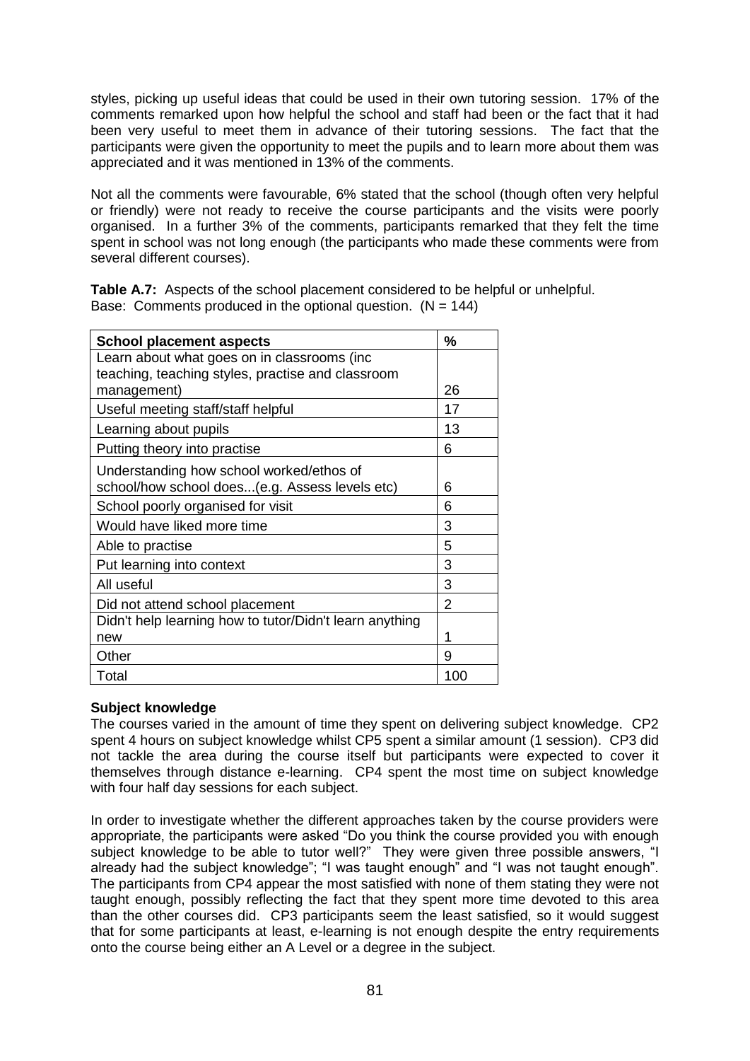styles, picking up useful ideas that could be used in their own tutoring session. 17% of the comments remarked upon how helpful the school and staff had been or the fact that it had been very useful to meet them in advance of their tutoring sessions. The fact that the participants were given the opportunity to meet the pupils and to learn more about them was appreciated and it was mentioned in 13% of the comments.

Not all the comments were favourable, 6% stated that the school (though often very helpful or friendly) were not ready to receive the course participants and the visits were poorly organised. In a further 3% of the comments, participants remarked that they felt the time spent in school was not long enough (the participants who made these comments were from several different courses).

**Table A.7:** Aspects of the school placement considered to be helpful or unhelpful.
Base: Comments produced in the optional question. (N = 144)

| School placement aspects | % |
|---|---|
| Learn about what goes on in classrooms (inc teaching, teaching styles, practise and classroom management) | 26 |
| Useful meeting staff/staff helpful | 17 |
| Learning about pupils | 13 |
| Putting theory into practise | 6 |
| Understanding how school worked/ethos of school/how school does...(e.g. Assess levels etc) | 6 |
| School poorly organised for visit | 6 |
| Would have liked more time | 3 |
| Able to practise | 5 |
| Put learning into context | 3 |
| All useful | 3 |
| Did not attend school placement | 2 |
| Didn't help learning how to tutor/Didn't learn anything new | 1 |
| Other | 9 |
| Total | 100 |

**Subject knowledge**

The courses varied in the amount of time they spent on delivering subject knowledge. CP2 spent 4 hours on subject knowledge whilst CP5 spent a similar amount (1 session). CP3 did not tackle the area during the course itself but participants were expected to cover it themselves through distance e-learning. CP4 spent the most time on subject knowledge with four half day sessions for each subject.

In order to investigate whether the different approaches taken by the course providers were appropriate, the participants were asked "Do you think the course provided you with enough subject knowledge to be able to tutor well?" They were given three possible answers, "I already had the subject knowledge"; "I was taught enough" and "I was not taught enough". The participants from CP4 appear the most satisfied with none of them stating they were not taught enough, possibly reflecting the fact that they spent more time devoted to this area than the other courses did. CP3 participants seem the least satisfied, so it would suggest that for some participants at least, e-learning is not enough despite the entry requirements onto the course being either an A Level or a degree in the subject.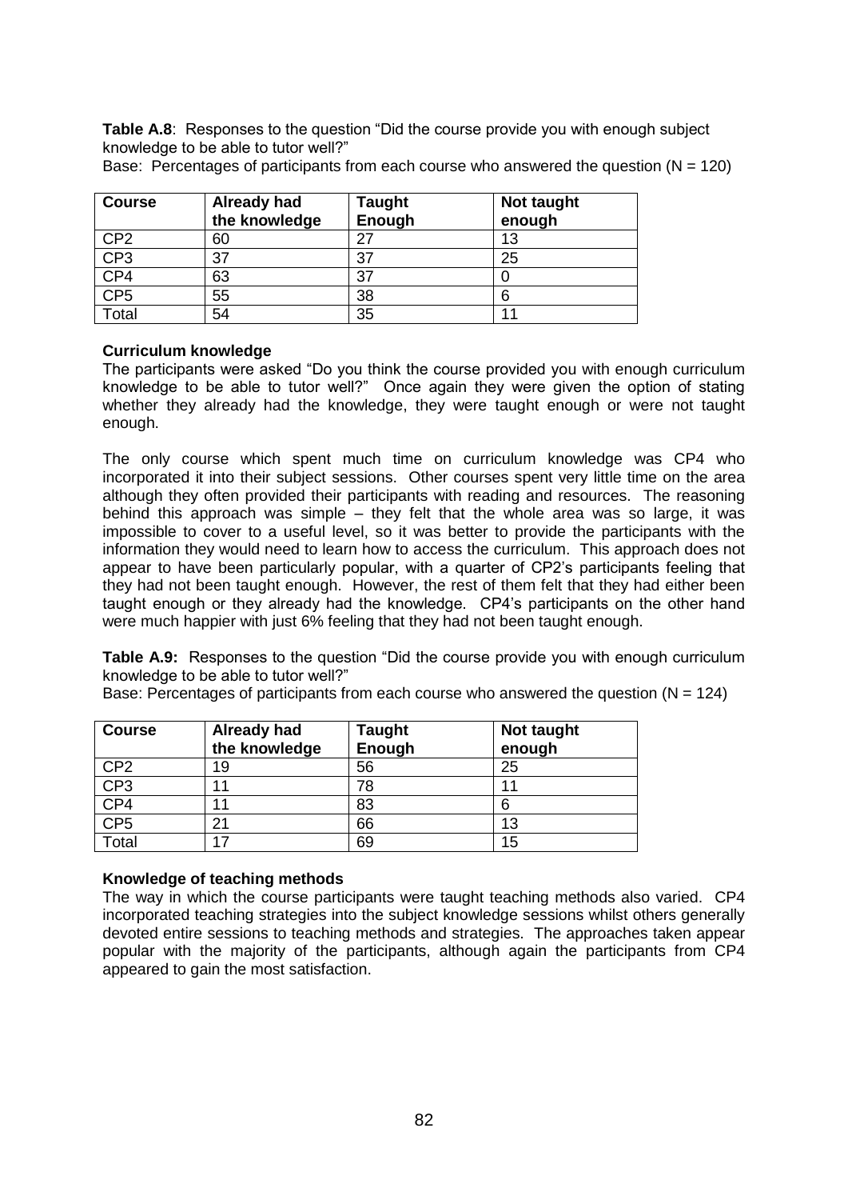**Table A.8**: Responses to the question "Did the course provide you with enough subject knowledge to be able to tutor well?"

Base: Percentages of participants from each course who answered the question (N = 120)

| Course | Already had the knowledge | Taught Enough | Not taught enough |
|---|---|---|---|
| CP2 | 60 | 27 | 13 |
| CP3 | 37 | 37 | 25 |
| CP4 | 63 | 37 | 0 |
| CP5 | 55 | 38 | 6 |
| Total | 54 | 35 | 11 |

**Curriculum knowledge**

The participants were asked "Do you think the course provided you with enough curriculum knowledge to be able to tutor well?" Once again they were given the option of stating whether they already had the knowledge, they were taught enough or were not taught enough.

The only course which spent much time on curriculum knowledge was CP4 who incorporated it into their subject sessions. Other courses spent very little time on the area although they often provided their participants with reading and resources. The reasoning behind this approach was simple – they felt that the whole area was so large, it was impossible to cover to a useful level, so it was better to provide the participants with the information they would need to learn how to access the curriculum. This approach does not appear to have been particularly popular, with a quarter of CP2's participants feeling that they had not been taught enough. However, the rest of them felt that they had either been taught enough or they already had the knowledge. CP4's participants on the other hand were much happier with just 6% feeling that they had not been taught enough.

**Table A.9:** Responses to the question "Did the course provide you with enough curriculum knowledge to be able to tutor well?"

Base: Percentages of participants from each course who answered the question (N = 124)

| Course | Already had the knowledge | Taught Enough | Not taught enough |
|---|---|---|---|
| CP2 | 19 | 56 | 25 |
| CP3 | 11 | 78 | 11 |
| CP4 | 11 | 83 | 6 |
| CP5 | 21 | 66 | 13 |
| Total | 17 | 69 | 15 |

**Knowledge of teaching methods**

The way in which the course participants were taught teaching methods also varied. CP4 incorporated teaching strategies into the subject knowledge sessions whilst others generally devoted entire sessions to teaching methods and strategies. The approaches taken appear popular with the majority of the participants, although again the participants from CP4 appeared to gain the most satisfaction.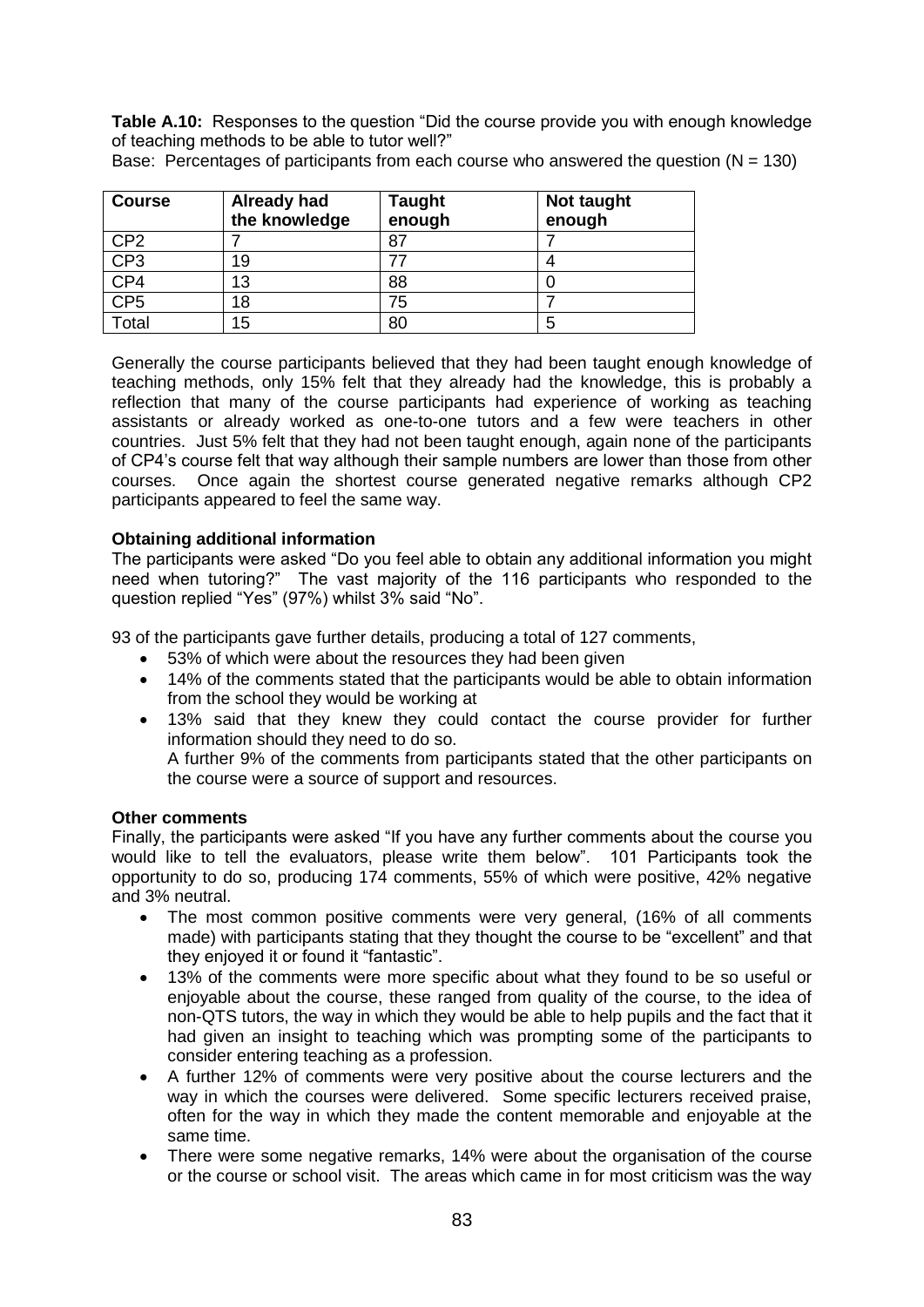**Table A.10:** Responses to the question "Did the course provide you with enough knowledge of teaching methods to be able to tutor well?"

Base: Percentages of participants from each course who answered the question (N = 130)

| Course | Already had the knowledge | Taught enough | Not taught enough |
|---|---|---|---|
| CP2 | 7 | 87 | 7 |
| CP3 | 19 | 77 | 4 |
| CP4 | 13 | 88 | 0 |
| CP5 | 18 | 75 | 7 |
| Total | 15 | 80 | 5 |

Generally the course participants believed that they had been taught enough knowledge of teaching methods, only 15% felt that they already had the knowledge, this is probably a reflection that many of the course participants had experience of working as teaching assistants or already worked as one-to-one tutors and a few were teachers in other countries. Just 5% felt that they had not been taught enough, again none of the participants of CP4's course felt that way although their sample numbers are lower than those from other courses. Once again the shortest course generated negative remarks although CP2 participants appeared to feel the same way.

**Obtaining additional information**

The participants were asked "Do you feel able to obtain any additional information you might need when tutoring?" The vast majority of the 116 participants who responded to the question replied "Yes" (97%) whilst 3% said "No".

93 of the participants gave further details, producing a total of 127 comments,

- 53% of which were about the resources they had been given
- 14% of the comments stated that the participants would be able to obtain information from the school they would be working at
- 13% said that they knew they could contact the course provider for further information should they need to do so.

  A further 9% of the comments from participants stated that the other participants on the course were a source of support and resources.

**Other comments**

Finally, the participants were asked "If you have any further comments about the course you would like to tell the evaluators, please write them below". 101 Participants took the opportunity to do so, producing 174 comments, 55% of which were positive, 42% negative and 3% neutral.

- The most common positive comments were very general, (16% of all comments made) with participants stating that they thought the course to be "excellent" and that they enjoyed it or found it "fantastic".
- 13% of the comments were more specific about what they found to be so useful or enjoyable about the course, these ranged from quality of the course, to the idea of non-QTS tutors, the way in which they would be able to help pupils and the fact that it had given an insight to teaching which was prompting some of the participants to consider entering teaching as a profession.
- A further 12% of comments were very positive about the course lecturers and the way in which the courses were delivered. Some specific lecturers received praise, often for the way in which they made the content memorable and enjoyable at the same time.
- There were some negative remarks, 14% were about the organisation of the course or the course or school visit. The areas which came in for most criticism was the way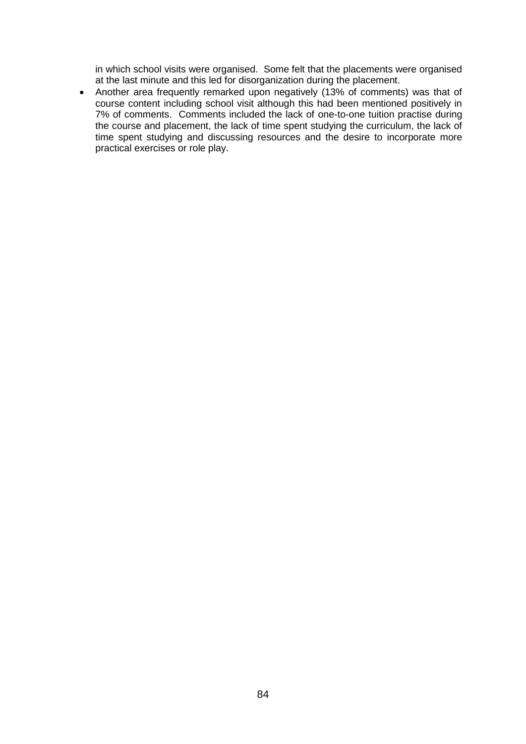in which school visits were organised. Some felt that the placements were organised at the last minute and this led for disorganization during the placement.

- Another area frequently remarked upon negatively (13% of comments) was that of course content including school visit although this had been mentioned positively in 7% of comments. Comments included the lack of one-to-one tuition practise during the course and placement, the lack of time spent studying the curriculum, the lack of time spent studying and discussing resources and the desire to incorporate more practical exercises or role play.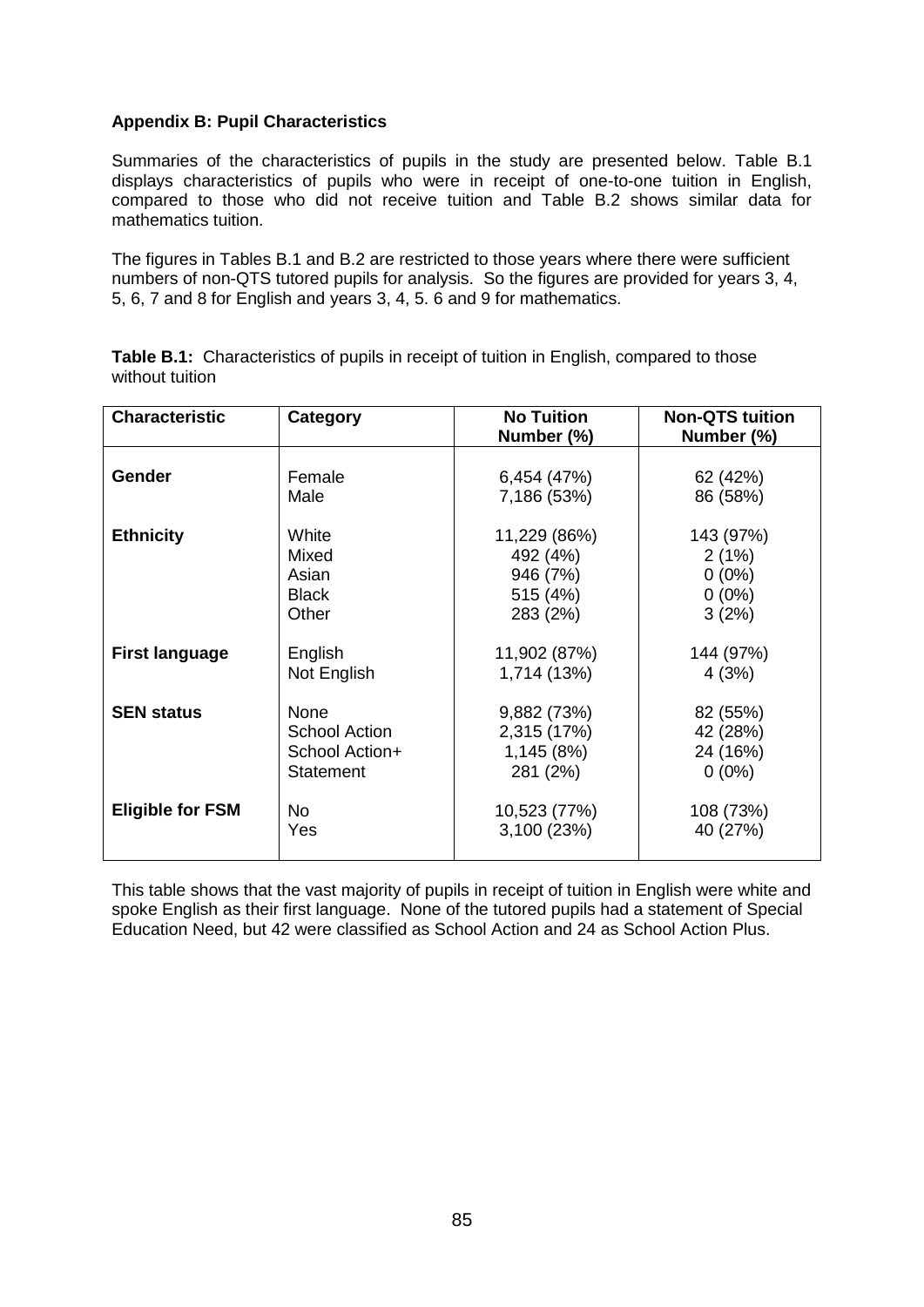**Appendix B: Pupil Characteristics**

Summaries of the characteristics of pupils in the study are presented below. Table B.1 displays characteristics of pupils who were in receipt of one-to-one tuition in English, compared to those who did not receive tuition and Table B.2 shows similar data for mathematics tuition.

The figures in Tables B.1 and B.2 are restricted to those years where there were sufficient numbers of non-QTS tutored pupils for analysis. So the figures are provided for years 3, 4, 5, 6, 7 and 8 for English and years 3, 4, 5. 6 and 9 for mathematics.

**Table B.1:** Characteristics of pupils in receipt of tuition in English, compared to those without tuition

| Characteristic | Category | No Tuition Number (%) | Non-QTS tuition Number (%) |
|---|---|---|---|
| **Gender** | Female | 6,454 (47%) | 62 (42%) |
| | Male | 7,186 (53%) | 86 (58%) |
| **Ethnicity** | White | 11,229 (86%) | 143 (97%) |
| | Mixed | 492 (4%) | 2 (1%) |
| | Asian | 946 (7%) | 0 (0%) |
| | Black | 515 (4%) | 0 (0%) |
| | Other | 283 (2%) | 3 (2%) |
| **First language** | English | 11,902 (87%) | 144 (97%) |
| | Not English | 1,714 (13%) | 4 (3%) |
| **SEN status** | None | 9,882 (73%) | 82 (55%) |
| | School Action | 2,315 (17%) | 42 (28%) |
| | School Action+ | 1,145 (8%) | 24 (16%) |
| | Statement | 281 (2%) | 0 (0%) |
| **Eligible for FSM** | No | 10,523 (77%) | 108 (73%) |
| | Yes | 3,100 (23%) | 40 (27%) |

This table shows that the vast majority of pupils in receipt of tuition in English were white and spoke English as their first language. None of the tutored pupils had a statement of Special Education Need, but 42 were classified as School Action and 24 as School Action Plus.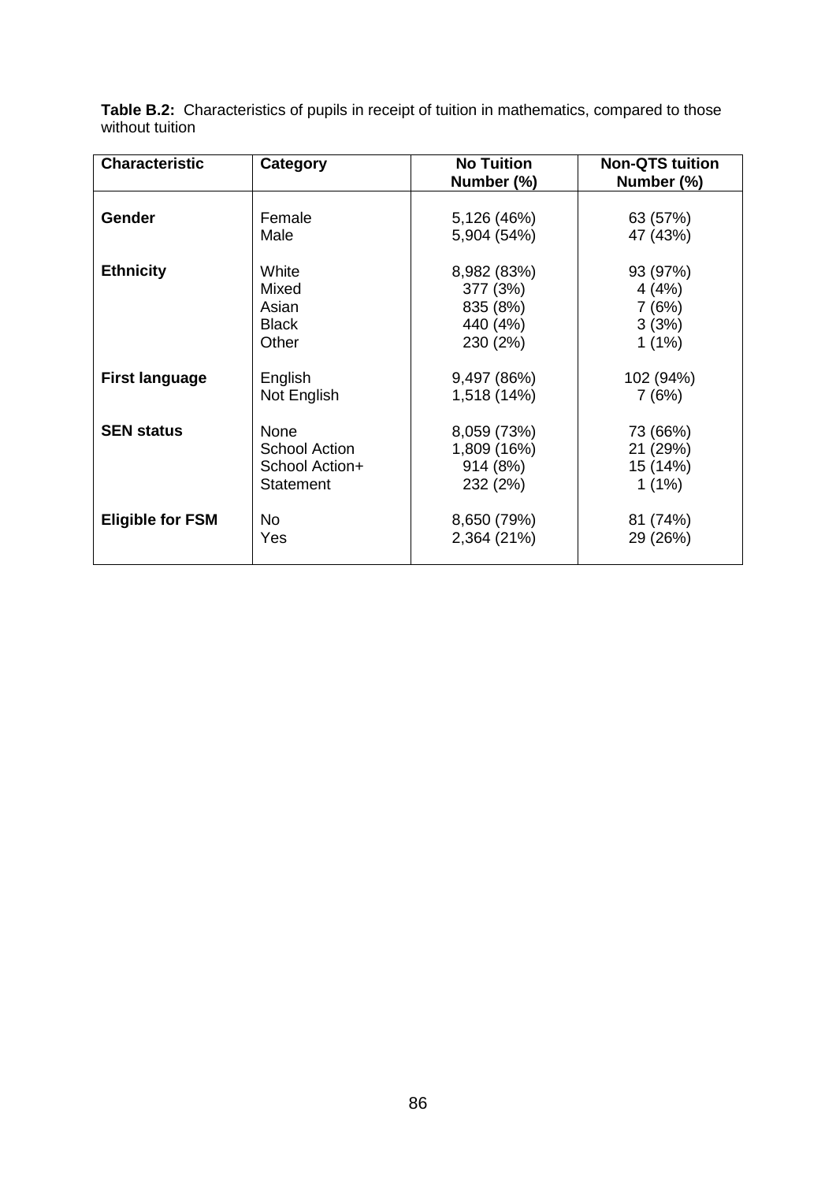**Table B.2:** Characteristics of pupils in receipt of tuition in mathematics, compared to those without tuition

| Characteristic | Category | No Tuition Number (%) | Non-QTS tuition Number (%) |
|---|---|---|---|
| **Gender** | Female | 5,126 (46%) | 63 (57%) |
| | Male | 5,904 (54%) | 47 (43%) |
| **Ethnicity** | White | 8,982 (83%) | 93 (97%) |
| | Mixed | 377 (3%) | 4 (4%) |
| | Asian | 835 (8%) | 7 (6%) |
| | Black | 440 (4%) | 3 (3%) |
| | Other | 230 (2%) | 1 (1%) |
| **First language** | English | 9,497 (86%) | 102 (94%) |
| | Not English | 1,518 (14%) | 7 (6%) |
| **SEN status** | None | 8,059 (73%) | 73 (66%) |
| | School Action | 1,809 (16%) | 21 (29%) |
| | School Action+ | 914 (8%) | 15 (14%) |
| | Statement | 232 (2%) | 1 (1%) |
| **Eligible for FSM** | No | 8,650 (79%) | 81 (74%) |
| | Yes | 2,364 (21%) | 29 (26%) |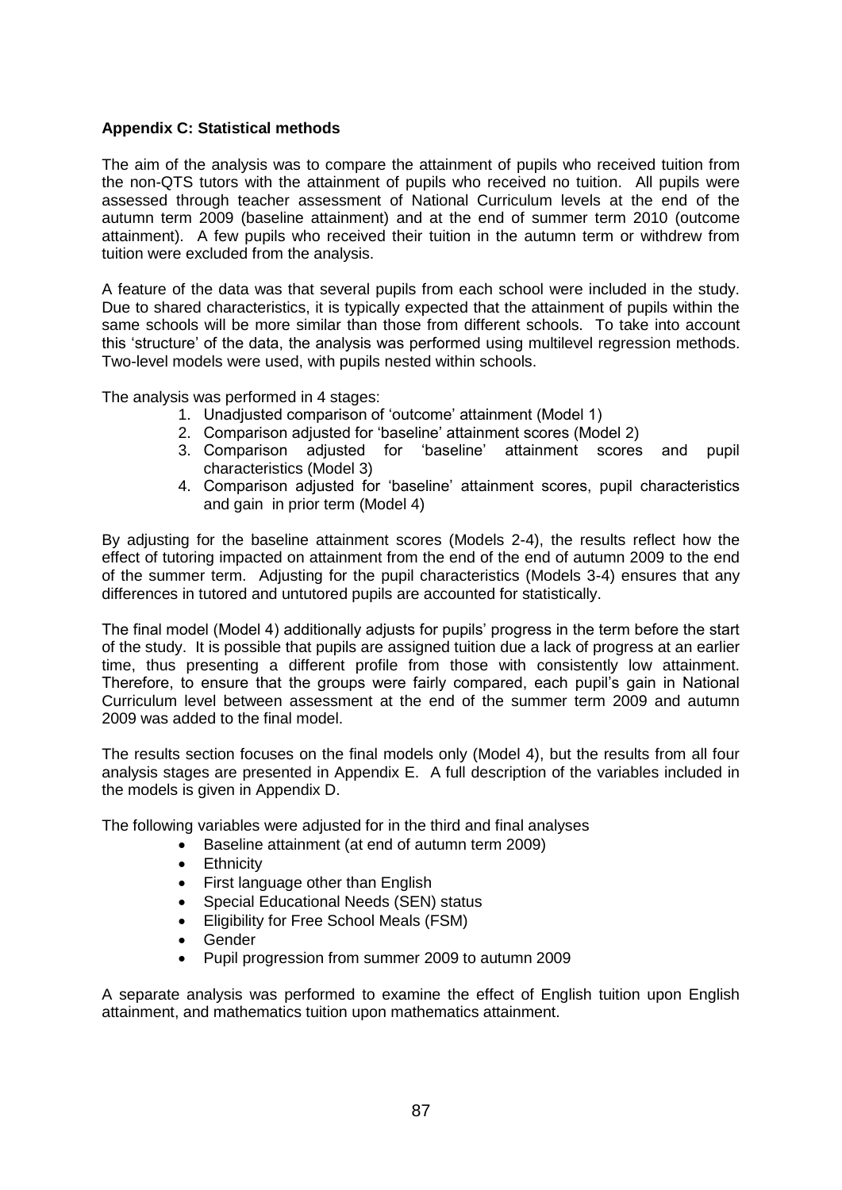**Appendix C: Statistical methods**

The aim of the analysis was to compare the attainment of pupils who received tuition from the non-QTS tutors with the attainment of pupils who received no tuition. All pupils were assessed through teacher assessment of National Curriculum levels at the end of the autumn term 2009 (baseline attainment) and at the end of summer term 2010 (outcome attainment). A few pupils who received their tuition in the autumn term or withdrew from tuition were excluded from the analysis.

A feature of the data was that several pupils from each school were included in the study. Due to shared characteristics, it is typically expected that the attainment of pupils within the same schools will be more similar than those from different schools. To take into account this 'structure' of the data, the analysis was performed using multilevel regression methods. Two-level models were used, with pupils nested within schools.

The analysis was performed in 4 stages:

1. Unadjusted comparison of 'outcome' attainment (Model 1)
2. Comparison adjusted for 'baseline' attainment scores (Model 2)
3. Comparison adjusted for 'baseline' attainment scores and pupil characteristics (Model 3)
4. Comparison adjusted for 'baseline' attainment scores, pupil characteristics and gain in prior term (Model 4)

By adjusting for the baseline attainment scores (Models 2-4), the results reflect how the effect of tutoring impacted on attainment from the end of the end of autumn 2009 to the end of the summer term. Adjusting for the pupil characteristics (Models 3-4) ensures that any differences in tutored and untutored pupils are accounted for statistically.

The final model (Model 4) additionally adjusts for pupils' progress in the term before the start of the study. It is possible that pupils are assigned tuition due a lack of progress at an earlier time, thus presenting a different profile from those with consistently low attainment. Therefore, to ensure that the groups were fairly compared, each pupil's gain in National Curriculum level between assessment at the end of the summer term 2009 and autumn 2009 was added to the final model.

The results section focuses on the final models only (Model 4), but the results from all four analysis stages are presented in Appendix E. A full description of the variables included in the models is given in Appendix D.

The following variables were adjusted for in the third and final analyses

- Baseline attainment (at end of autumn term 2009)
- Ethnicity
- First language other than English
- Special Educational Needs (SEN) status
- Eligibility for Free School Meals (FSM)
- Gender
- Pupil progression from summer 2009 to autumn 2009

A separate analysis was performed to examine the effect of English tuition upon English attainment, and mathematics tuition upon mathematics attainment.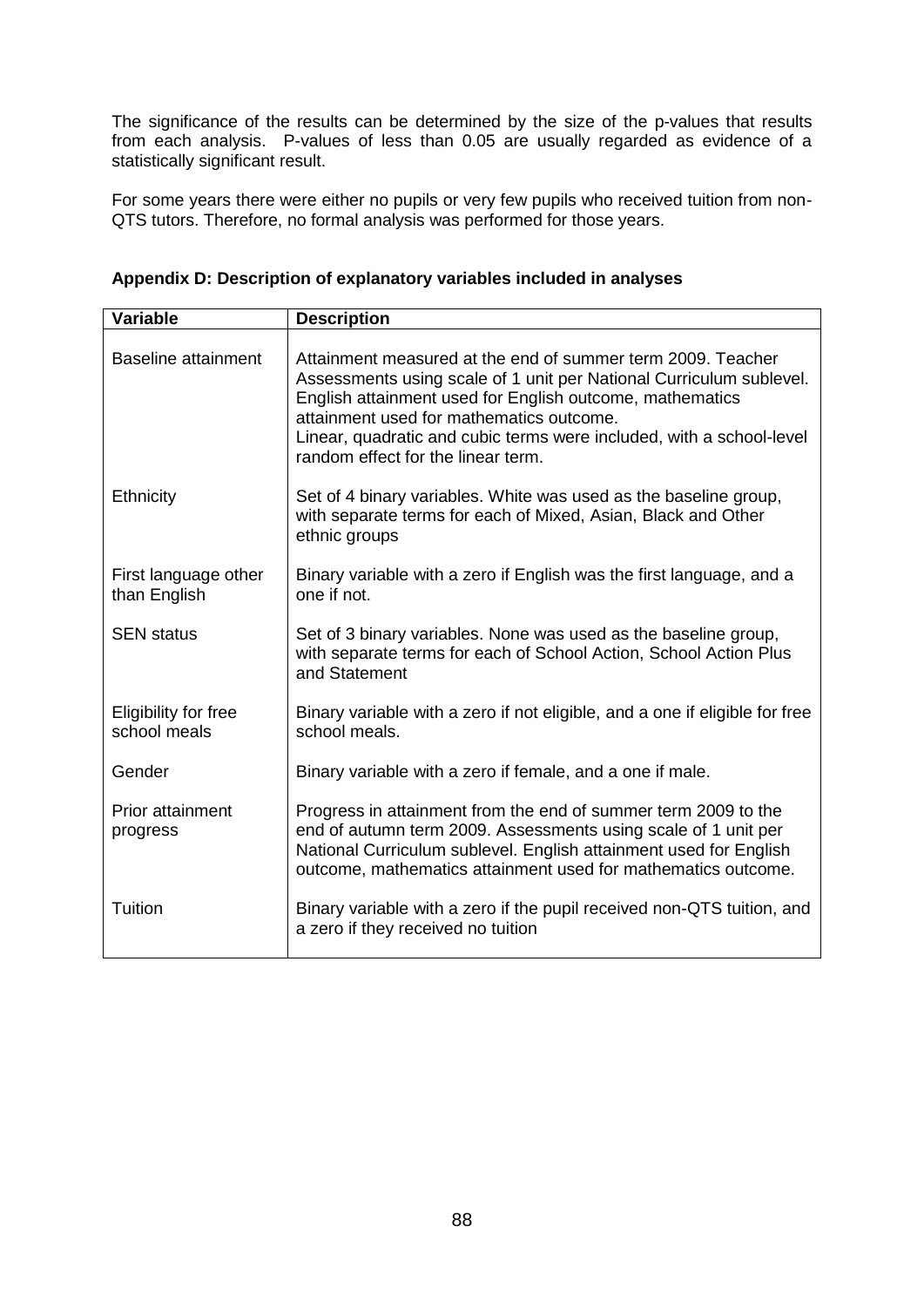The significance of the results can be determined by the size of the p-values that results from each analysis. P-values of less than 0.05 are usually regarded as evidence of a statistically significant result.

For some years there were either no pupils or very few pupils who received tuition from non-QTS tutors. Therefore, no formal analysis was performed for those years.

**Appendix D: Description of explanatory variables included in analyses**

| Variable | Description |
|---|---|
| Baseline attainment | Attainment measured at the end of summer term 2009. Teacher Assessments using scale of 1 unit per National Curriculum sublevel. English attainment used for English outcome, mathematics attainment used for mathematics outcome. Linear, quadratic and cubic terms were included, with a school-level random effect for the linear term. |
| Ethnicity | Set of 4 binary variables. White was used as the baseline group, with separate terms for each of Mixed, Asian, Black and Other ethnic groups |
| First language other than English | Binary variable with a zero if English was the first language, and a one if not. |
| SEN status | Set of 3 binary variables. None was used as the baseline group, with separate terms for each of School Action, School Action Plus and Statement |
| Eligibility for free school meals | Binary variable with a zero if not eligible, and a one if eligible for free school meals. |
| Gender | Binary variable with a zero if female, and a one if male. |
| Prior attainment progress | Progress in attainment from the end of summer term 2009 to the end of autumn term 2009. Assessments using scale of 1 unit per National Curriculum sublevel. English attainment used for English outcome, mathematics attainment used for mathematics outcome. |
| Tuition | Binary variable with a zero if the pupil received non-QTS tuition, and a zero if they received no tuition |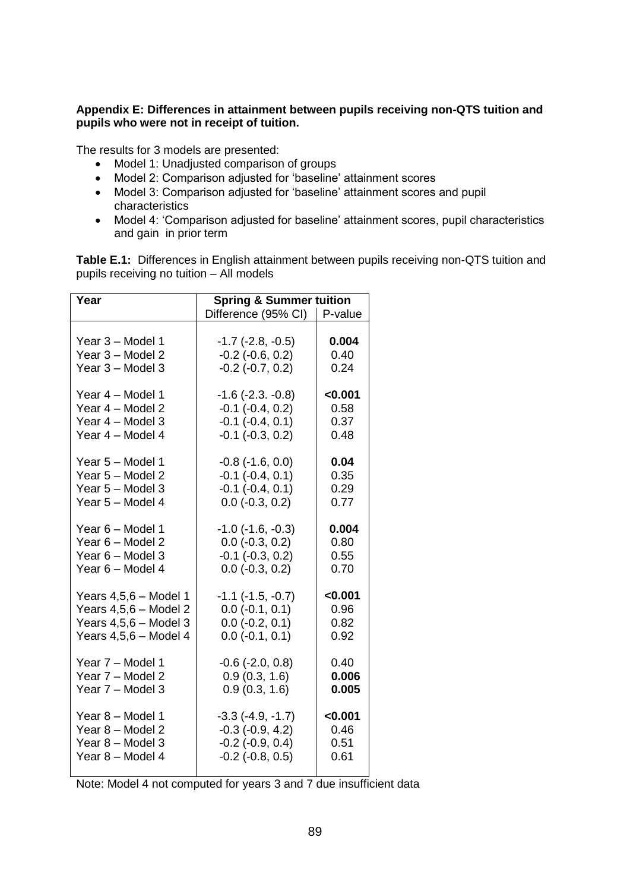**Appendix E: Differences in attainment between pupils receiving non-QTS tuition and pupils who were not in receipt of tuition.**

The results for 3 models are presented:

- Model 1: Unadjusted comparison of groups
- Model 2: Comparison adjusted for 'baseline' attainment scores
- Model 3: Comparison adjusted for 'baseline' attainment scores and pupil characteristics
- Model 4: 'Comparison adjusted for baseline' attainment scores, pupil characteristics and gain in prior term

**Table E.1:** Differences in English attainment between pupils receiving non-QTS tuition and pupils receiving no tuition – All models

| Year | Spring & Summer tuition | |
|---|---|---|
| | Difference (95% CI) | P-value |
| Year 3 – Model 1 | -1.7 (-2.8, -0.5) | **0.004** |
| Year 3 – Model 2 | -0.2 (-0.6, 0.2) | 0.40 |
| Year 3 – Model 3 | -0.2 (-0.7, 0.2) | 0.24 |
| Year 4 – Model 1 | -1.6 (-2.3. -0.8) | **<0.001** |
| Year 4 – Model 2 | -0.1 (-0.4, 0.2) | 0.58 |
| Year 4 – Model 3 | -0.1 (-0.4, 0.1) | 0.37 |
| Year 4 – Model 4 | -0.1 (-0.3, 0.2) | 0.48 |
| Year 5 – Model 1 | -0.8 (-1.6, 0.0) | **0.04** |
| Year 5 – Model 2 | -0.1 (-0.4, 0.1) | 0.35 |
| Year 5 – Model 3 | -0.1 (-0.4, 0.1) | 0.29 |
| Year 5 – Model 4 | 0.0 (-0.3, 0.2) | 0.77 |
| Year 6 – Model 1 | -1.0 (-1.6, -0.3) | **0.004** |
| Year 6 – Model 2 | 0.0 (-0.3, 0.2) | 0.80 |
| Year 6 – Model 3 | -0.1 (-0.3, 0.2) | 0.55 |
| Year 6 – Model 4 | 0.0 (-0.3, 0.2) | 0.70 |
| Years 4,5,6 – Model 1 | -1.1 (-1.5, -0.7) | **<0.001** |
| Years 4,5,6 – Model 2 | 0.0 (-0.1, 0.1) | 0.96 |
| Years 4,5,6 – Model 3 | 0.0 (-0.2, 0.1) | 0.82 |
| Years 4,5,6 – Model 4 | 0.0 (-0.1, 0.1) | 0.92 |
| Year 7 – Model 1 | -0.6 (-2.0, 0.8) | 0.40 |
| Year 7 – Model 2 | 0.9 (0.3, 1.6) | **0.006** |
| Year 7 – Model 3 | 0.9 (0.3, 1.6) | **0.005** |
| Year 8 – Model 1 | -3.3 (-4.9, -1.7) | **<0.001** |
| Year 8 – Model 2 | -0.3 (-0.9, 4.2) | 0.46 |
| Year 8 – Model 3 | -0.2 (-0.9, 0.4) | 0.51 |
| Year 8 – Model 4 | -0.2 (-0.8, 0.5) | 0.61 |

Note: Model 4 not computed for years 3 and 7 due insufficient data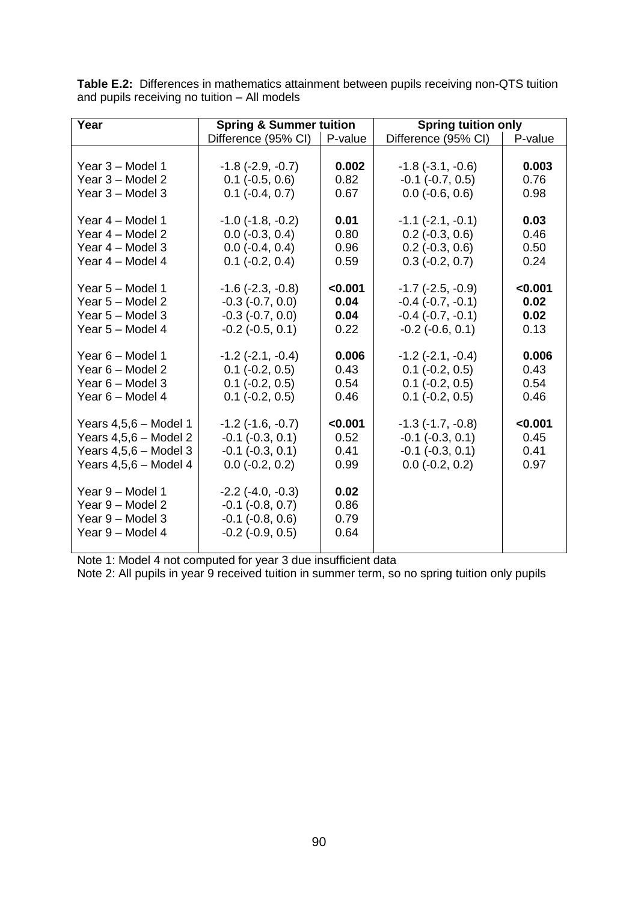**Table E.2:** Differences in mathematics attainment between pupils receiving non-QTS tuition and pupils receiving no tuition – All models

| Year | Spring & Summer tuition | | Spring tuition only | |
|---|---|---|---|---|
| | Difference (95% CI) | P-value | Difference (95% CI) | P-value |
| Year 3 – Model 1 | -1.8 (-2.9, -0.7) | **0.002** | -1.8 (-3.1, -0.6) | **0.003** |
| Year 3 – Model 2 | 0.1 (-0.5, 0.6) | 0.82 | -0.1 (-0.7, 0.5) | 0.76 |
| Year 3 – Model 3 | 0.1 (-0.4, 0.7) | 0.67 | 0.0 (-0.6, 0.6) | 0.98 |
| Year 4 – Model 1 | -1.0 (-1.8, -0.2) | **0.01** | -1.1 (-2.1, -0.1) | **0.03** |
| Year 4 – Model 2 | 0.0 (-0.3, 0.4) | 0.80 | 0.2 (-0.3, 0.6) | 0.46 |
| Year 4 – Model 3 | 0.0 (-0.4, 0.4) | 0.96 | 0.2 (-0.3, 0.6) | 0.50 |
| Year 4 – Model 4 | 0.1 (-0.2, 0.4) | 0.59 | 0.3 (-0.2, 0.7) | 0.24 |
| Year 5 – Model 1 | -1.6 (-2.3, -0.8) | **<0.001** | -1.7 (-2.5, -0.9) | **<0.001** |
| Year 5 – Model 2 | -0.3 (-0.7, 0.0) | **0.04** | -0.4 (-0.7, -0.1) | **0.02** |
| Year 5 – Model 3 | -0.3 (-0.7, 0.0) | **0.04** | -0.4 (-0.7, -0.1) | **0.02** |
| Year 5 – Model 4 | -0.2 (-0.5, 0.1) | 0.22 | -0.2 (-0.6, 0.1) | 0.13 |
| Year 6 – Model 1 | -1.2 (-2.1, -0.4) | **0.006** | -1.2 (-2.1, -0.4) | **0.006** |
| Year 6 – Model 2 | 0.1 (-0.2, 0.5) | 0.43 | 0.1 (-0.2, 0.5) | 0.43 |
| Year 6 – Model 3 | 0.1 (-0.2, 0.5) | 0.54 | 0.1 (-0.2, 0.5) | 0.54 |
| Year 6 – Model 4 | 0.1 (-0.2, 0.5) | 0.46 | 0.1 (-0.2, 0.5) | 0.46 |
| Years 4,5,6 – Model 1 | -1.2 (-1.6, -0.7) | **<0.001** | -1.3 (-1.7, -0.8) | **<0.001** |
| Years 4,5,6 – Model 2 | -0.1 (-0.3, 0.1) | 0.52 | -0.1 (-0.3, 0.1) | 0.45 |
| Years 4,5,6 – Model 3 | -0.1 (-0.3, 0.1) | 0.41 | -0.1 (-0.3, 0.1) | 0.41 |
| Years 4,5,6 – Model 4 | 0.0 (-0.2, 0.2) | 0.99 | 0.0 (-0.2, 0.2) | 0.97 |
| Year 9 – Model 1 | -2.2 (-4.0, -0.3) | **0.02** | | |
| Year 9 – Model 2 | -0.1 (-0.8, 0.7) | 0.86 | | |
| Year 9 – Model 3 | -0.1 (-0.8, 0.6) | 0.79 | | |
| Year 9 – Model 4 | -0.2 (-0.9, 0.5) | 0.64 | | |

Note 1: Model 4 not computed for year 3 due insufficient data

Note 2: All pupils in year 9 received tuition in summer term, so no spring tuition only pupils